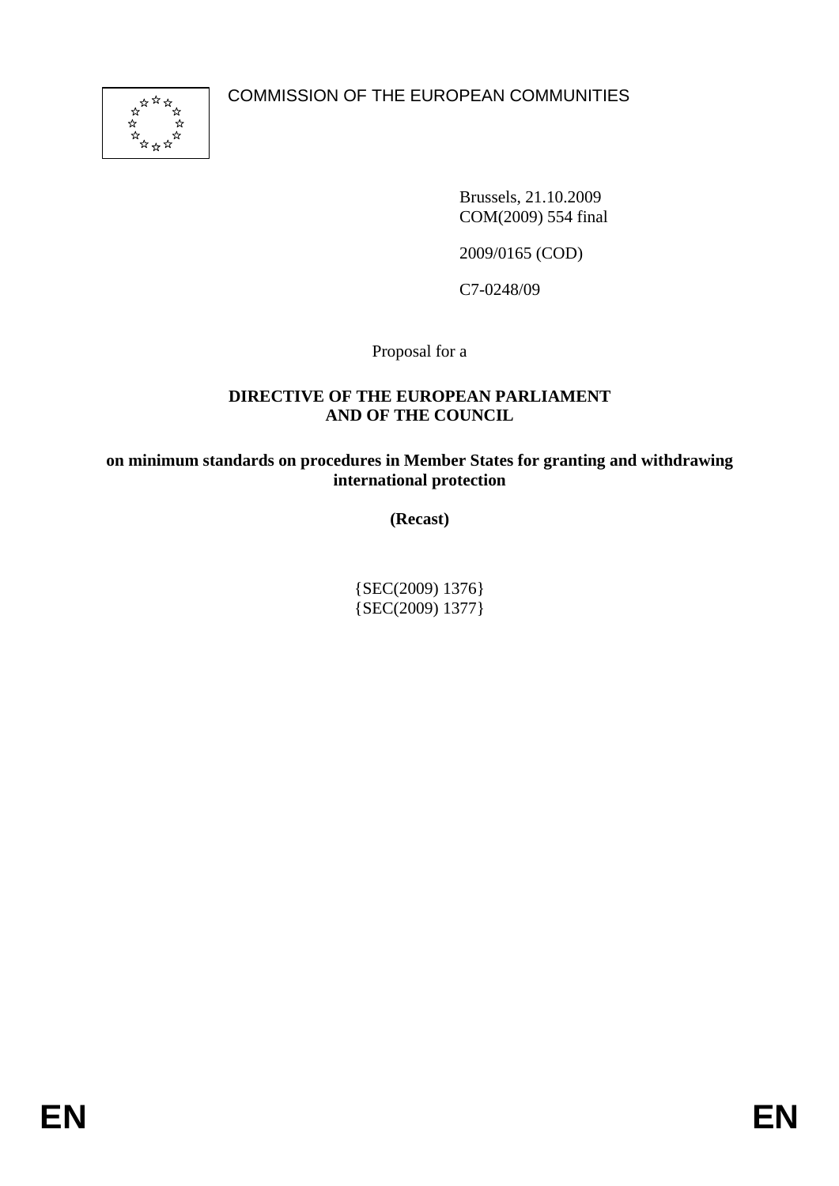COMMISSION OF THE EUROPEAN COMMUNITIES

Brussels, 21.10.2009
COM(2009) 554 final

2009/0165 (COD)

C7-0248/09

Proposal for a

**DIRECTIVE OF THE EUROPEAN PARLIAMENT AND OF THE COUNCIL**

**on minimum standards on procedures in Member States for granting and withdrawing international protection**

**(Recast)**

{SEC(2009) 1376}
{SEC(2009) 1377}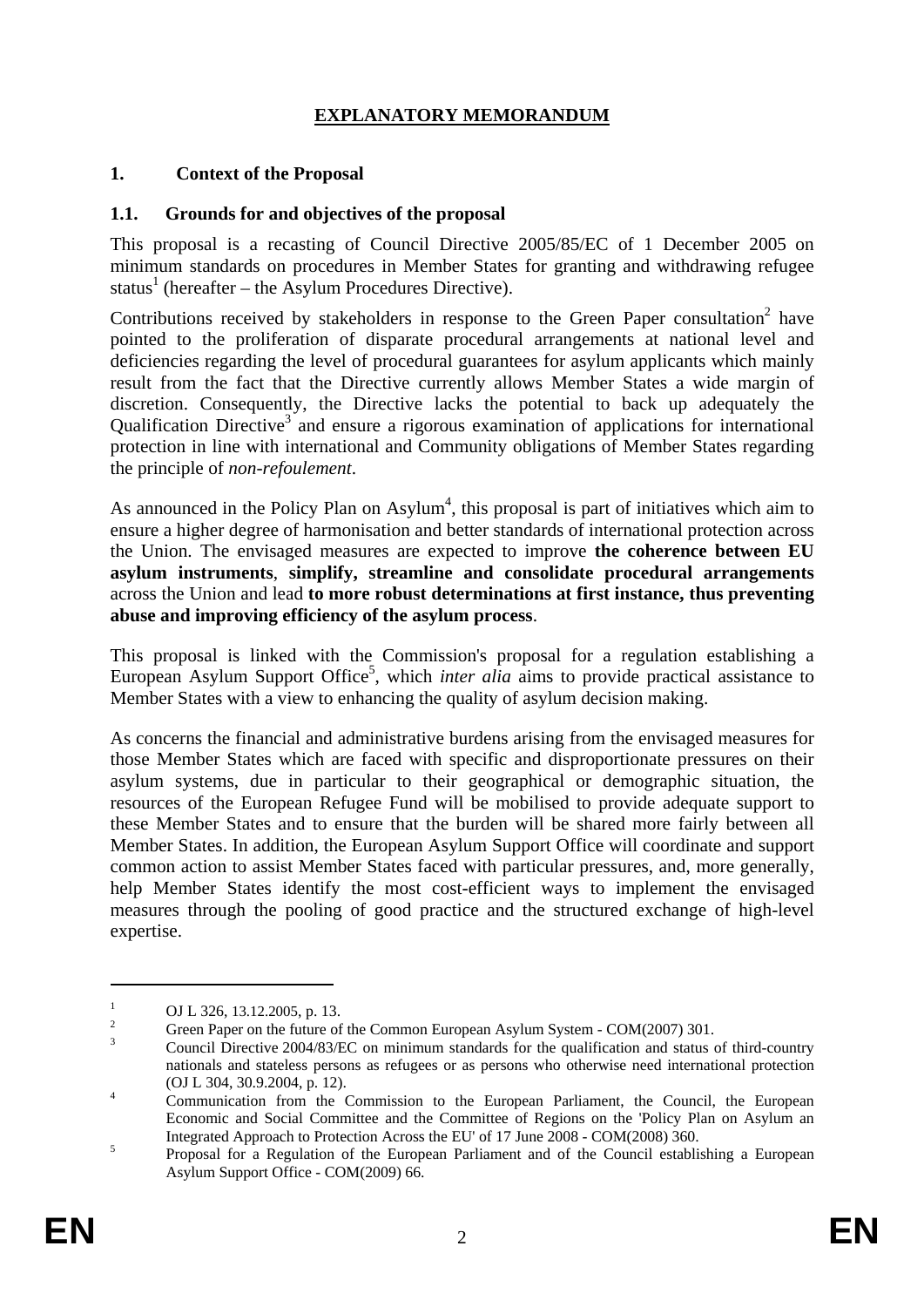# EXPLANATORY MEMORANDUM

## 1. Context of the Proposal

### 1.1. Grounds for and objectives of the proposal

This proposal is a recasting of Council Directive 2005/85/EC of 1 December 2005 on minimum standards on procedures in Member States for granting and withdrawing refugee status[1] (hereafter – the Asylum Procedures Directive).

Contributions received by stakeholders in response to the Green Paper consultation[2] have pointed to the proliferation of disparate procedural arrangements at national level and deficiencies regarding the level of procedural guarantees for asylum applicants which mainly result from the fact that the Directive currently allows Member States a wide margin of discretion. Consequently, the Directive lacks the potential to back up adequately the Qualification Directive[3] and ensure a rigorous examination of applications for international protection in line with international and Community obligations of Member States regarding the principle of *non-refoulement*.

As announced in the Policy Plan on Asylum[4], this proposal is part of initiatives which aim to ensure a higher degree of harmonisation and better standards of international protection across the Union. The envisaged measures are expected to improve **the coherence between EU asylum instruments**, **simplify, streamline and consolidate procedural arrangements** across the Union and lead **to more robust determinations at first instance, thus preventing abuse and improving efficiency of the asylum process**.

This proposal is linked with the Commission's proposal for a regulation establishing a European Asylum Support Office[5], which *inter alia* aims to provide practical assistance to Member States with a view to enhancing the quality of asylum decision making.

As concerns the financial and administrative burdens arising from the envisaged measures for those Member States which are faced with specific and disproportionate pressures on their asylum systems, due in particular to their geographical or demographic situation, the resources of the European Refugee Fund will be mobilised to provide adequate support to these Member States and to ensure that the burden will be shared more fairly between all Member States. In addition, the European Asylum Support Office will coordinate and support common action to assist Member States faced with particular pressures, and, more generally, help Member States identify the most cost-efficient ways to implement the envisaged measures through the pooling of good practice and the structured exchange of high-level expertise.

---

1. OJ L 326, 13.12.2005, p. 13.
2. Green Paper on the future of the Common European Asylum System - COM(2007) 301.
3. Council Directive 2004/83/EC on minimum standards for the qualification and status of third-country nationals and stateless persons as refugees or as persons who otherwise need international protection (OJ L 304, 30.9.2004, p. 12).
4. Communication from the Commission to the European Parliament, the Council, the European Economic and Social Committee and the Committee of Regions on the 'Policy Plan on Asylum an Integrated Approach to Protection Across the EU' of 17 June 2008 - COM(2008) 360.
5. Proposal for a Regulation of the European Parliament and of the Council establishing a European Asylum Support Office - COM(2009) 66.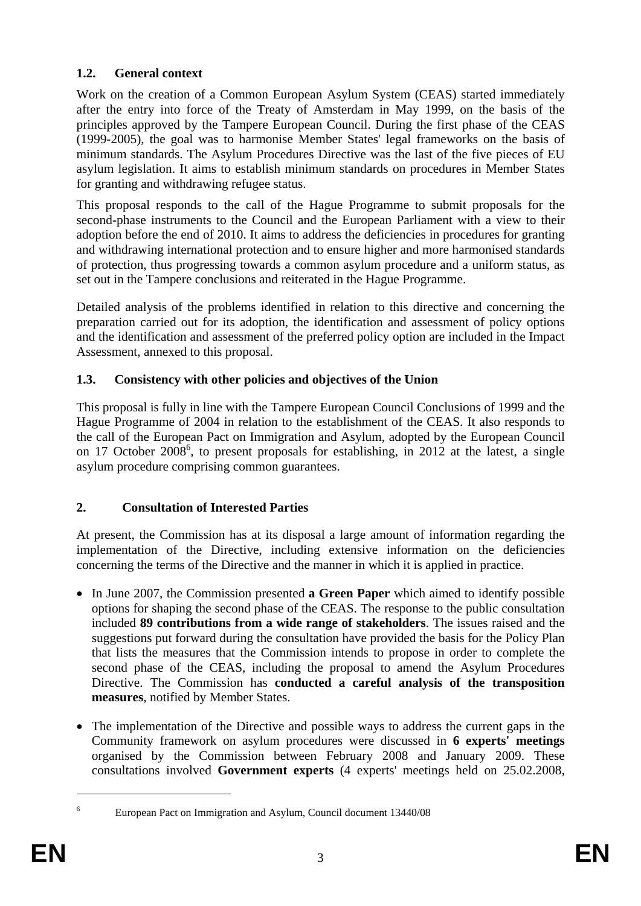### 1.2. General context

Work on the creation of a Common European Asylum System (CEAS) started immediately after the entry into force of the Treaty of Amsterdam in May 1999, on the basis of the principles approved by the Tampere European Council. During the first phase of the CEAS (1999-2005), the goal was to harmonise Member States' legal frameworks on the basis of minimum standards. The Asylum Procedures Directive was the last of the five pieces of EU asylum legislation. It aims to establish minimum standards on procedures in Member States for granting and withdrawing refugee status.

This proposal responds to the call of the Hague Programme to submit proposals for the second-phase instruments to the Council and the European Parliament with a view to their adoption before the end of 2010. It aims to address the deficiencies in procedures for granting and withdrawing international protection and to ensure higher and more harmonised standards of protection, thus progressing towards a common asylum procedure and a uniform status, as set out in the Tampere conclusions and reiterated in the Hague Programme.

Detailed analysis of the problems identified in relation to this directive and concerning the preparation carried out for its adoption, the identification and assessment of policy options and the identification and assessment of the preferred policy option are included in the Impact Assessment, annexed to this proposal.

### 1.3. Consistency with other policies and objectives of the Union

This proposal is fully in line with the Tampere European Council Conclusions of 1999 and the Hague Programme of 2004 in relation to the establishment of the CEAS. It also responds to the call of the European Pact on Immigration and Asylum, adopted by the European Council on 17 October 2008[6], to present proposals for establishing, in 2012 at the latest, a single asylum procedure comprising common guarantees.

## 2. Consultation of Interested Parties

At present, the Commission has at its disposal a large amount of information regarding the implementation of the Directive, including extensive information on the deficiencies concerning the terms of the Directive and the manner in which it is applied in practice.

- In June 2007, the Commission presented **a Green Paper** which aimed to identify possible options for shaping the second phase of the CEAS. The response to the public consultation included **89 contributions from a wide range of stakeholders**. The issues raised and the suggestions put forward during the consultation have provided the basis for the Policy Plan that lists the measures that the Commission intends to propose in order to complete the second phase of the CEAS, including the proposal to amend the Asylum Procedures Directive. The Commission has **conducted a careful analysis of the transposition measures**, notified by Member States.
- The implementation of the Directive and possible ways to address the current gaps in the Community framework on asylum procedures were discussed in **6 experts' meetings** organised by the Commission between February 2008 and January 2009. These consultations involved **Government experts** (4 experts' meetings held on 25.02.2008,

[6] European Pact on Immigration and Asylum, Council document 13440/08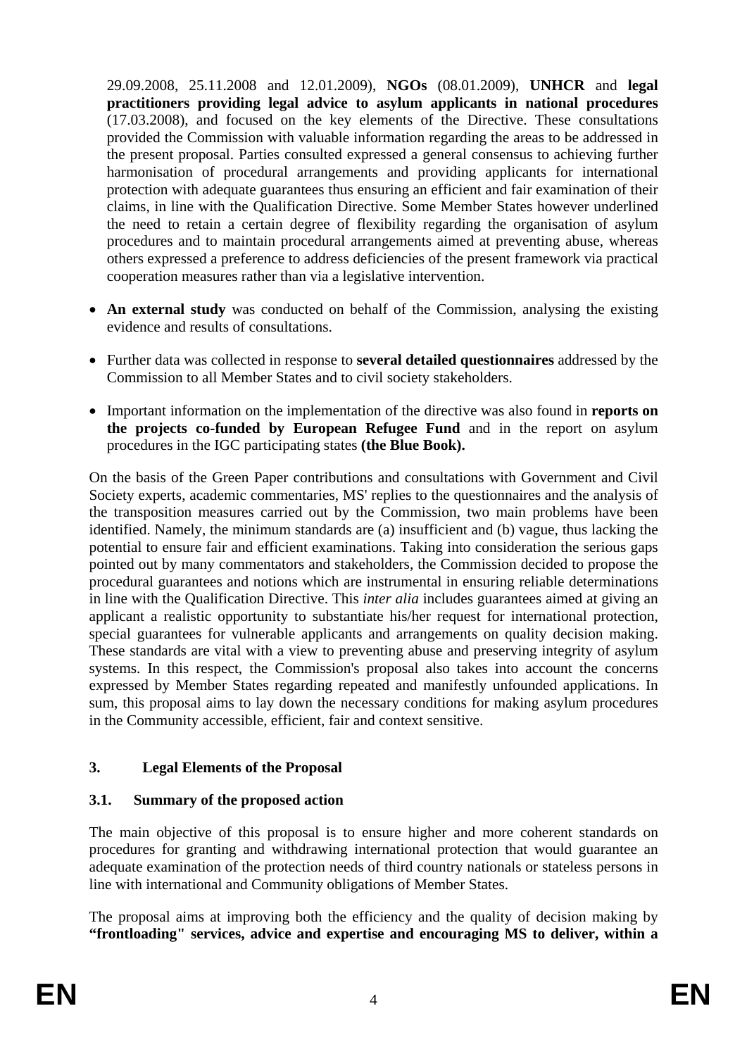29.09.2008, 25.11.2008 and 12.01.2009), **NGOs** (08.01.2009), **UNHCR** and **legal practitioners providing legal advice to asylum applicants in national procedures** (17.03.2008), and focused on the key elements of the Directive. These consultations provided the Commission with valuable information regarding the areas to be addressed in the present proposal. Parties consulted expressed a general consensus to achieving further harmonisation of procedural arrangements and providing applicants for international protection with adequate guarantees thus ensuring an efficient and fair examination of their claims, in line with the Qualification Directive. Some Member States however underlined the need to retain a certain degree of flexibility regarding the organisation of asylum procedures and to maintain procedural arrangements aimed at preventing abuse, whereas others expressed a preference to address deficiencies of the present framework via practical cooperation measures rather than via a legislative intervention.

- **An external study** was conducted on behalf of the Commission, analysing the existing evidence and results of consultations.
- Further data was collected in response to **several detailed questionnaires** addressed by the Commission to all Member States and to civil society stakeholders.
- Important information on the implementation of the directive was also found in **reports on the projects co-funded by European Refugee Fund** and in the report on asylum procedures in the IGC participating states **(the Blue Book).**

On the basis of the Green Paper contributions and consultations with Government and Civil Society experts, academic commentaries, MS' replies to the questionnaires and the analysis of the transposition measures carried out by the Commission, two main problems have been identified. Namely, the minimum standards are (a) insufficient and (b) vague, thus lacking the potential to ensure fair and efficient examinations. Taking into consideration the serious gaps pointed out by many commentators and stakeholders, the Commission decided to propose the procedural guarantees and notions which are instrumental in ensuring reliable determinations in line with the Qualification Directive. This *inter alia* includes guarantees aimed at giving an applicant a realistic opportunity to substantiate his/her request for international protection, special guarantees for vulnerable applicants and arrangements on quality decision making. These standards are vital with a view to preventing abuse and preserving integrity of asylum systems. In this respect, the Commission's proposal also takes into account the concerns expressed by Member States regarding repeated and manifestly unfounded applications. In sum, this proposal aims to lay down the necessary conditions for making asylum procedures in the Community accessible, efficient, fair and context sensitive.

## 3. Legal Elements of the Proposal

### 3.1. Summary of the proposed action

The main objective of this proposal is to ensure higher and more coherent standards on procedures for granting and withdrawing international protection that would guarantee an adequate examination of the protection needs of third country nationals or stateless persons in line with international and Community obligations of Member States.

The proposal aims at improving both the efficiency and the quality of decision making by **"frontloading" services, advice and expertise and encouraging MS to deliver, within a**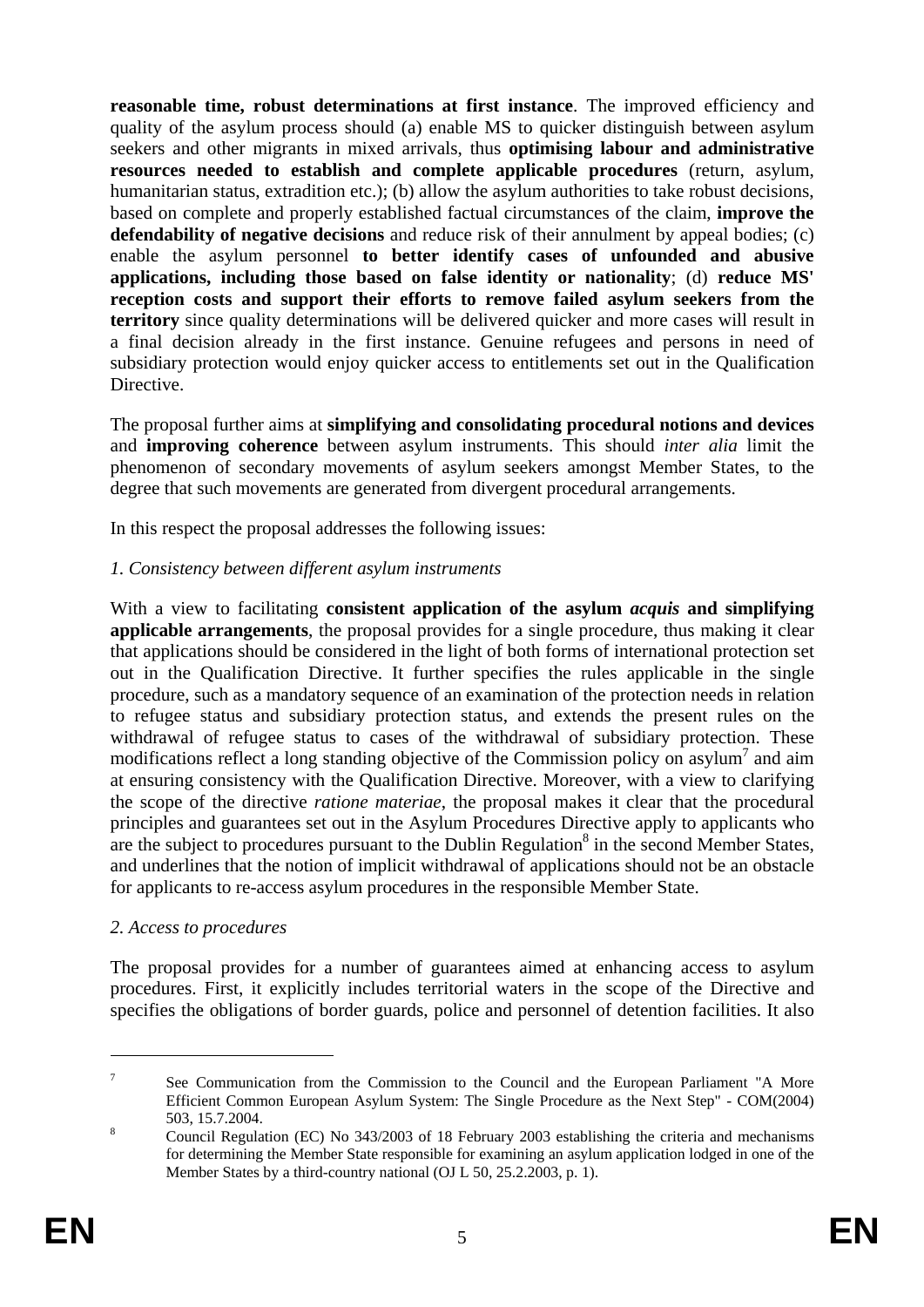**reasonable time, robust determinations at first instance**. The improved efficiency and quality of the asylum process should (a) enable MS to quicker distinguish between asylum seekers and other migrants in mixed arrivals, thus **optimising labour and administrative resources needed to establish and complete applicable procedures** (return, asylum, humanitarian status, extradition etc.); (b) allow the asylum authorities to take robust decisions, based on complete and properly established factual circumstances of the claim, **improve the defendability of negative decisions** and reduce risk of their annulment by appeal bodies; (c) enable the asylum personnel **to better identify cases of unfounded and abusive applications, including those based on false identity or nationality**; (d) **reduce MS' reception costs and support their efforts to remove failed asylum seekers from the territory** since quality determinations will be delivered quicker and more cases will result in a final decision already in the first instance. Genuine refugees and persons in need of subsidiary protection would enjoy quicker access to entitlements set out in the Qualification Directive.

The proposal further aims at **simplifying and consolidating procedural notions and devices** and **improving coherence** between asylum instruments. This should *inter alia* limit the phenomenon of secondary movements of asylum seekers amongst Member States, to the degree that such movements are generated from divergent procedural arrangements.

In this respect the proposal addresses the following issues:

*1. Consistency between different asylum instruments*

With a view to facilitating **consistent application of the asylum *acquis* and simplifying applicable arrangements**, the proposal provides for a single procedure, thus making it clear that applications should be considered in the light of both forms of international protection set out in the Qualification Directive. It further specifies the rules applicable in the single procedure, such as a mandatory sequence of an examination of the protection needs in relation to refugee status and subsidiary protection status, and extends the present rules on the withdrawal of refugee status to cases of the withdrawal of subsidiary protection. These modifications reflect a long standing objective of the Commission policy on asylum[7] and aim at ensuring consistency with the Qualification Directive. Moreover, with a view to clarifying the scope of the directive *ratione materiae*, the proposal makes it clear that the procedural principles and guarantees set out in the Asylum Procedures Directive apply to applicants who are the subject to procedures pursuant to the Dublin Regulation[8] in the second Member States, and underlines that the notion of implicit withdrawal of applications should not be an obstacle for applicants to re-access asylum procedures in the responsible Member State.

*2. Access to procedures*

The proposal provides for a number of guarantees aimed at enhancing access to asylum procedures. First, it explicitly includes territorial waters in the scope of the Directive and specifies the obligations of border guards, police and personnel of detention facilities. It also

---

[7] See Communication from the Commission to the Council and the European Parliament "A More Efficient Common European Asylum System: The Single Procedure as the Next Step" - COM(2004) 503, 15.7.2004.

[8] Council Regulation (EC) No 343/2003 of 18 February 2003 establishing the criteria and mechanisms for determining the Member State responsible for examining an asylum application lodged in one of the Member States by a third-country national (OJ L 50, 25.2.2003, p. 1).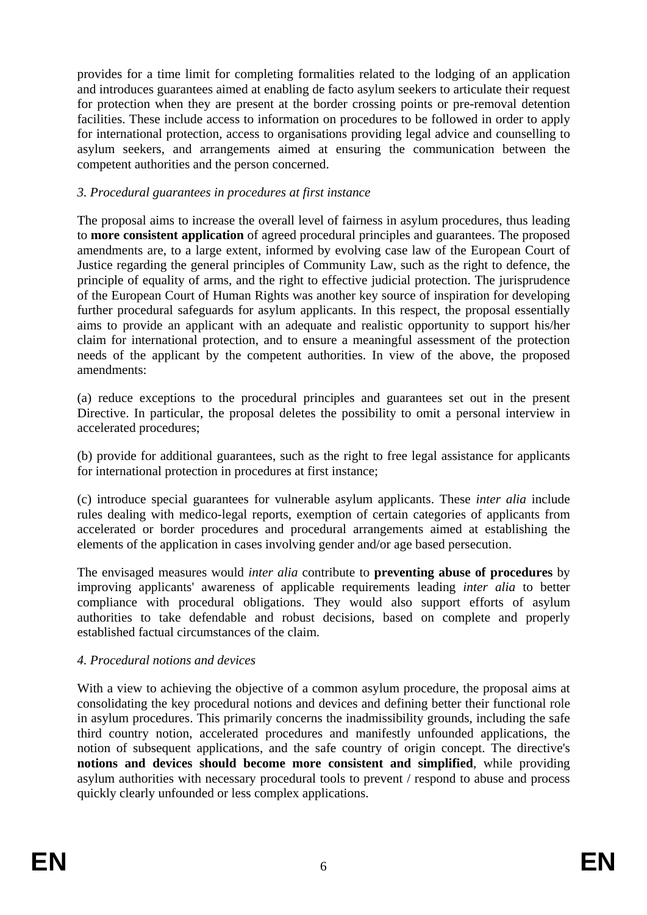provides for a time limit for completing formalities related to the lodging of an application and introduces guarantees aimed at enabling de facto asylum seekers to articulate their request for protection when they are present at the border crossing points or pre-removal detention facilities. These include access to information on procedures to be followed in order to apply for international protection, access to organisations providing legal advice and counselling to asylum seekers, and arrangements aimed at ensuring the communication between the competent authorities and the person concerned.

*3. Procedural guarantees in procedures at first instance*

The proposal aims to increase the overall level of fairness in asylum procedures, thus leading to **more consistent application** of agreed procedural principles and guarantees. The proposed amendments are, to a large extent, informed by evolving case law of the European Court of Justice regarding the general principles of Community Law, such as the right to defence, the principle of equality of arms, and the right to effective judicial protection. The jurisprudence of the European Court of Human Rights was another key source of inspiration for developing further procedural safeguards for asylum applicants. In this respect, the proposal essentially aims to provide an applicant with an adequate and realistic opportunity to support his/her claim for international protection, and to ensure a meaningful assessment of the protection needs of the applicant by the competent authorities. In view of the above, the proposed amendments:

(a) reduce exceptions to the procedural principles and guarantees set out in the present Directive. In particular, the proposal deletes the possibility to omit a personal interview in accelerated procedures;

(b) provide for additional guarantees, such as the right to free legal assistance for applicants for international protection in procedures at first instance;

(c) introduce special guarantees for vulnerable asylum applicants. These *inter alia* include rules dealing with medico-legal reports, exemption of certain categories of applicants from accelerated or border procedures and procedural arrangements aimed at establishing the elements of the application in cases involving gender and/or age based persecution.

The envisaged measures would *inter alia* contribute to **preventing abuse of procedures** by improving applicants' awareness of applicable requirements leading *inter alia* to better compliance with procedural obligations. They would also support efforts of asylum authorities to take defendable and robust decisions, based on complete and properly established factual circumstances of the claim.

*4. Procedural notions and devices*

With a view to achieving the objective of a common asylum procedure, the proposal aims at consolidating the key procedural notions and devices and defining better their functional role in asylum procedures. This primarily concerns the inadmissibility grounds, including the safe third country notion, accelerated procedures and manifestly unfounded applications, the notion of subsequent applications, and the safe country of origin concept. The directive's **notions and devices should become more consistent and simplified**, while providing asylum authorities with necessary procedural tools to prevent / respond to abuse and process quickly clearly unfounded or less complex applications.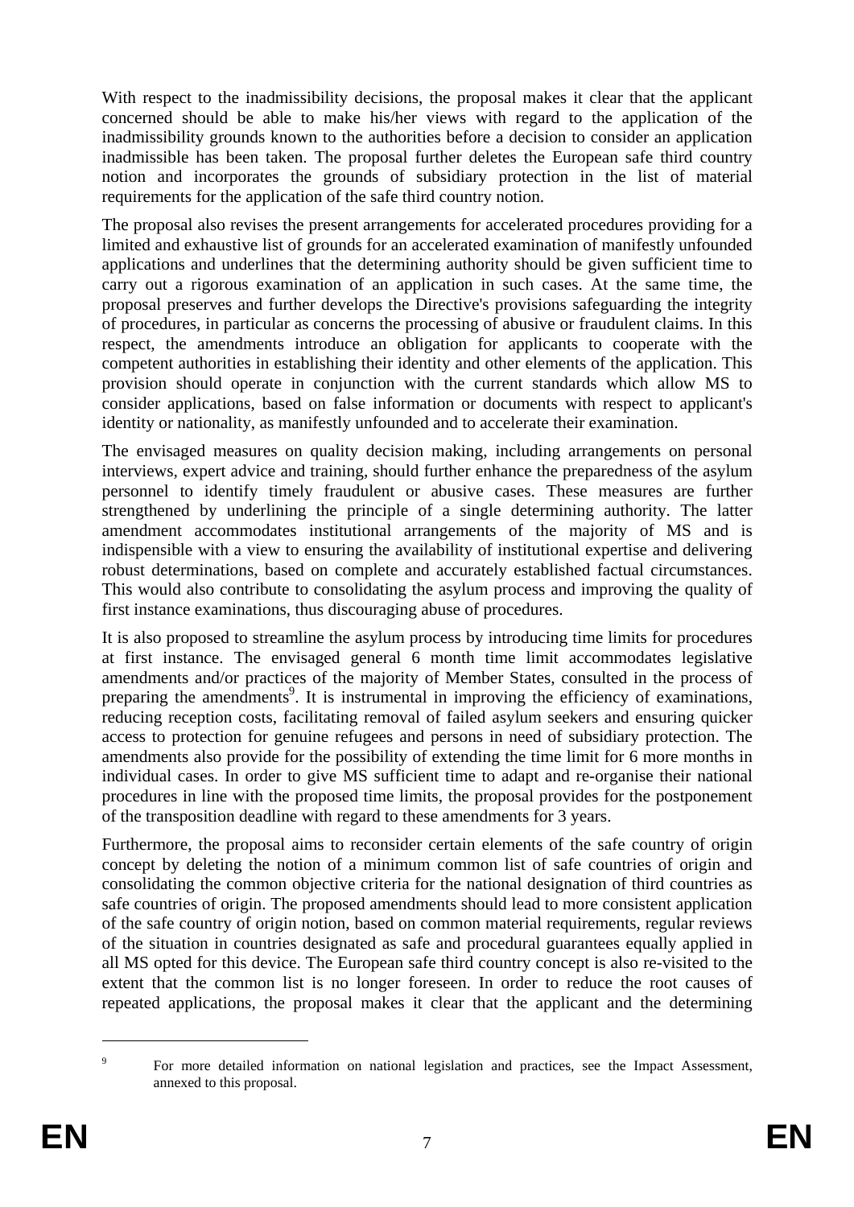With respect to the inadmissibility decisions, the proposal makes it clear that the applicant concerned should be able to make his/her views with regard to the application of the inadmissibility grounds known to the authorities before a decision to consider an application inadmissible has been taken. The proposal further deletes the European safe third country notion and incorporates the grounds of subsidiary protection in the list of material requirements for the application of the safe third country notion.

The proposal also revises the present arrangements for accelerated procedures providing for a limited and exhaustive list of grounds for an accelerated examination of manifestly unfounded applications and underlines that the determining authority should be given sufficient time to carry out a rigorous examination of an application in such cases. At the same time, the proposal preserves and further develops the Directive's provisions safeguarding the integrity of procedures, in particular as concerns the processing of abusive or fraudulent claims. In this respect, the amendments introduce an obligation for applicants to cooperate with the competent authorities in establishing their identity and other elements of the application. This provision should operate in conjunction with the current standards which allow MS to consider applications, based on false information or documents with respect to applicant's identity or nationality, as manifestly unfounded and to accelerate their examination.

The envisaged measures on quality decision making, including arrangements on personal interviews, expert advice and training, should further enhance the preparedness of the asylum personnel to identify timely fraudulent or abusive cases. These measures are further strengthened by underlining the principle of a single determining authority. The latter amendment accommodates institutional arrangements of the majority of MS and is indispensible with a view to ensuring the availability of institutional expertise and delivering robust determinations, based on complete and accurately established factual circumstances. This would also contribute to consolidating the asylum process and improving the quality of first instance examinations, thus discouraging abuse of procedures.

It is also proposed to streamline the asylum process by introducing time limits for procedures at first instance. The envisaged general 6 month time limit accommodates legislative amendments and/or practices of the majority of Member States, consulted in the process of preparing the amendments[9]. It is instrumental in improving the efficiency of examinations, reducing reception costs, facilitating removal of failed asylum seekers and ensuring quicker access to protection for genuine refugees and persons in need of subsidiary protection. The amendments also provide for the possibility of extending the time limit for 6 more months in individual cases. In order to give MS sufficient time to adapt and re-organise their national procedures in line with the proposed time limits, the proposal provides for the postponement of the transposition deadline with regard to these amendments for 3 years.

Furthermore, the proposal aims to reconsider certain elements of the safe country of origin concept by deleting the notion of a minimum common list of safe countries of origin and consolidating the common objective criteria for the national designation of third countries as safe countries of origin. The proposed amendments should lead to more consistent application of the safe country of origin notion, based on common material requirements, regular reviews of the situation in countries designated as safe and procedural guarantees equally applied in all MS opted for this device. The European safe third country concept is also re-visited to the extent that the common list is no longer foreseen. In order to reduce the root causes of repeated applications, the proposal makes it clear that the applicant and the determining

[9] For more detailed information on national legislation and practices, see the Impact Assessment, annexed to this proposal.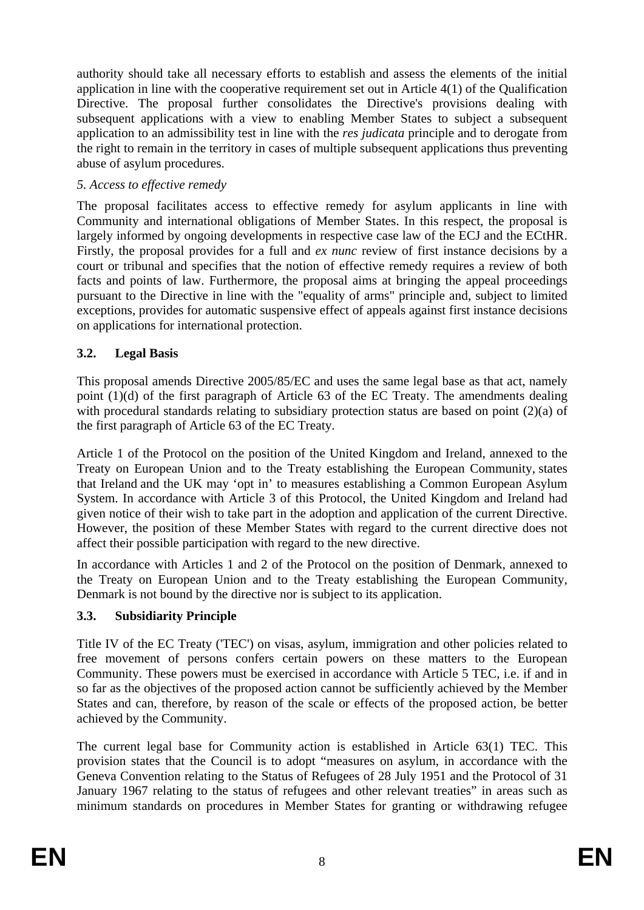authority should take all necessary efforts to establish and assess the elements of the initial application in line with the cooperative requirement set out in Article 4(1) of the Qualification Directive. The proposal further consolidates the Directive's provisions dealing with subsequent applications with a view to enabling Member States to subject a subsequent application to an admissibility test in line with the *res judicata* principle and to derogate from the right to remain in the territory in cases of multiple subsequent applications thus preventing abuse of asylum procedures.

*5. Access to effective remedy*

The proposal facilitates access to effective remedy for asylum applicants in line with Community and international obligations of Member States. In this respect, the proposal is largely informed by ongoing developments in respective case law of the ECJ and the ECtHR. Firstly, the proposal provides for a full and *ex nunc* review of first instance decisions by a court or tribunal and specifies that the notion of effective remedy requires a review of both facts and points of law. Furthermore, the proposal aims at bringing the appeal proceedings pursuant to the Directive in line with the "equality of arms" principle and, subject to limited exceptions, provides for automatic suspensive effect of appeals against first instance decisions on applications for international protection.

### 3.2. Legal Basis

This proposal amends Directive 2005/85/EC and uses the same legal base as that act, namely point (1)(d) of the first paragraph of Article 63 of the EC Treaty. The amendments dealing with procedural standards relating to subsidiary protection status are based on point (2)(a) of the first paragraph of Article 63 of the EC Treaty.

Article 1 of the Protocol on the position of the United Kingdom and Ireland, annexed to the Treaty on European Union and to the Treaty establishing the European Community, states that Ireland and the UK may 'opt in' to measures establishing a Common European Asylum System. In accordance with Article 3 of this Protocol, the United Kingdom and Ireland had given notice of their wish to take part in the adoption and application of the current Directive. However, the position of these Member States with regard to the current directive does not affect their possible participation with regard to the new directive.

In accordance with Articles 1 and 2 of the Protocol on the position of Denmark, annexed to the Treaty on European Union and to the Treaty establishing the European Community, Denmark is not bound by the directive nor is subject to its application.

### 3.3. Subsidiarity Principle

Title IV of the EC Treaty ('TEC') on visas, asylum, immigration and other policies related to free movement of persons confers certain powers on these matters to the European Community. These powers must be exercised in accordance with Article 5 TEC, i.e. if and in so far as the objectives of the proposed action cannot be sufficiently achieved by the Member States and can, therefore, by reason of the scale or effects of the proposed action, be better achieved by the Community.

The current legal base for Community action is established in Article 63(1) TEC. This provision states that the Council is to adopt "measures on asylum, in accordance with the Geneva Convention relating to the Status of Refugees of 28 July 1951 and the Protocol of 31 January 1967 relating to the status of refugees and other relevant treaties" in areas such as minimum standards on procedures in Member States for granting or withdrawing refugee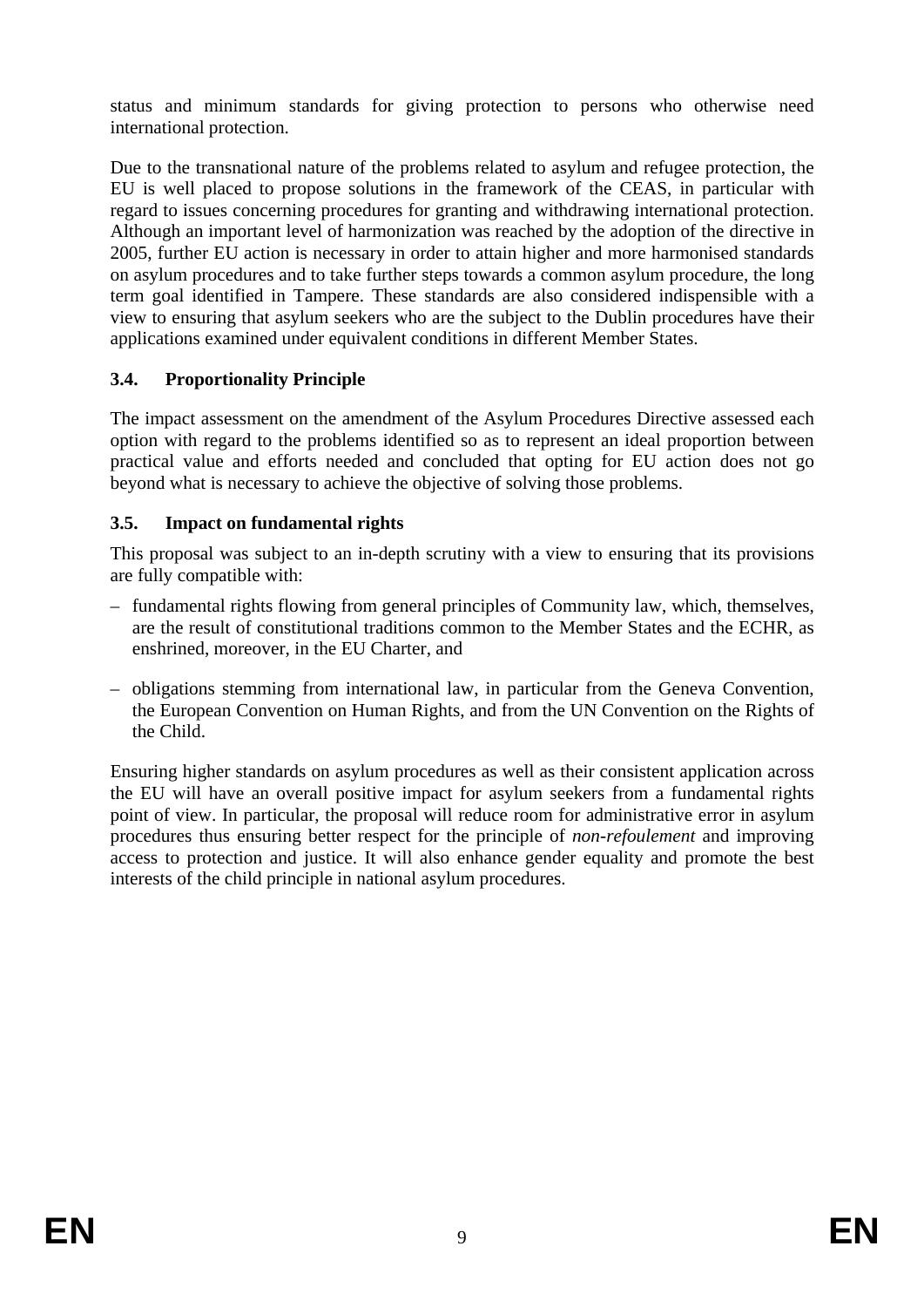status and minimum standards for giving protection to persons who otherwise need international protection.

Due to the transnational nature of the problems related to asylum and refugee protection, the EU is well placed to propose solutions in the framework of the CEAS, in particular with regard to issues concerning procedures for granting and withdrawing international protection. Although an important level of harmonization was reached by the adoption of the directive in 2005, further EU action is necessary in order to attain higher and more harmonised standards on asylum procedures and to take further steps towards a common asylum procedure, the long term goal identified in Tampere. These standards are also considered indispensible with a view to ensuring that asylum seekers who are the subject to the Dublin procedures have their applications examined under equivalent conditions in different Member States.

### 3.4. Proportionality Principle

The impact assessment on the amendment of the Asylum Procedures Directive assessed each option with regard to the problems identified so as to represent an ideal proportion between practical value and efforts needed and concluded that opting for EU action does not go beyond what is necessary to achieve the objective of solving those problems.

### 3.5. Impact on fundamental rights

This proposal was subject to an in-depth scrutiny with a view to ensuring that its provisions are fully compatible with:

- fundamental rights flowing from general principles of Community law, which, themselves, are the result of constitutional traditions common to the Member States and the ECHR, as enshrined, moreover, in the EU Charter, and
- obligations stemming from international law, in particular from the Geneva Convention, the European Convention on Human Rights, and from the UN Convention on the Rights of the Child.

Ensuring higher standards on asylum procedures as well as their consistent application across the EU will have an overall positive impact for asylum seekers from a fundamental rights point of view. In particular, the proposal will reduce room for administrative error in asylum procedures thus ensuring better respect for the principle of *non-refoulement* and improving access to protection and justice. It will also enhance gender equality and promote the best interests of the child principle in national asylum procedures.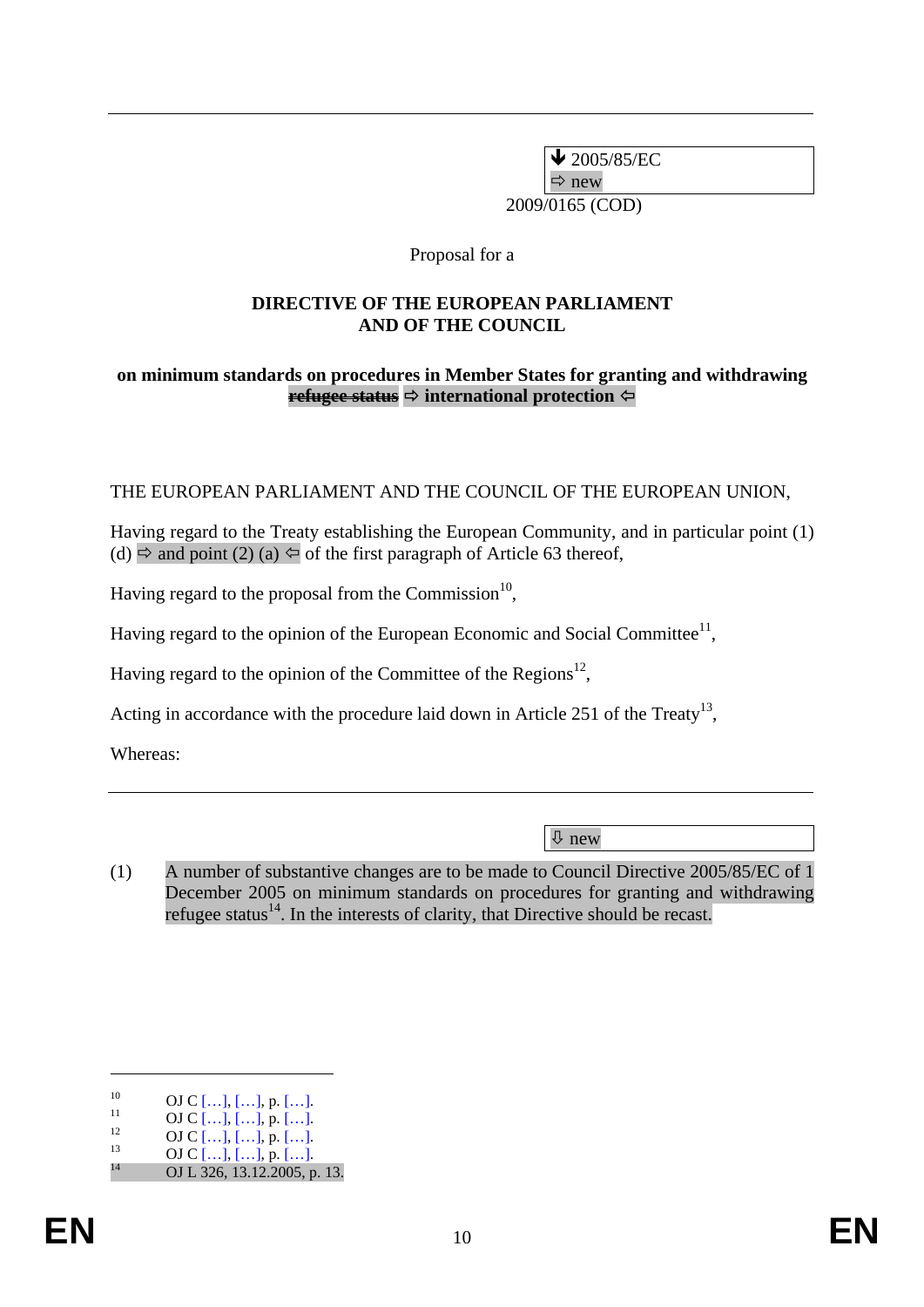| ⬇ 2005/85/EC |
|---|
| ⇨ new |

2009/0165 (COD)

Proposal for a

**DIRECTIVE OF THE EUROPEAN PARLIAMENT AND OF THE COUNCIL**

**on minimum standards on procedures in Member States for granting and withdrawing ~~refugee status~~ ⇨ international protection ⇦**

THE EUROPEAN PARLIAMENT AND THE COUNCIL OF THE EUROPEAN UNION,

Having regard to the Treaty establishing the European Community, and in particular point (1) (d) ⇨ and point (2) (a) ⇦ of the first paragraph of Article 63 thereof,

Having regard to the proposal from the Commission[10],

Having regard to the opinion of the European Economic and Social Committee[11],

Having regard to the opinion of the Committee of the Regions[12],

Acting in accordance with the procedure laid down in Article 251 of the Treaty[13],

Whereas:

| ⇩ new |
|---|

(1) A number of substantive changes are to be made to Council Directive 2005/85/EC of 1 December 2005 on minimum standards on procedures for granting and withdrawing refugee status[14]. In the interests of clarity, that Directive should be recast.

---

[10] OJ C […], […], p. […].

[11] OJ C […], […], p. […].

[12] OJ C […], […], p. […].

[13] OJ C […], […], p. […].

[14] OJ L 326, 13.12.2005, p. 13.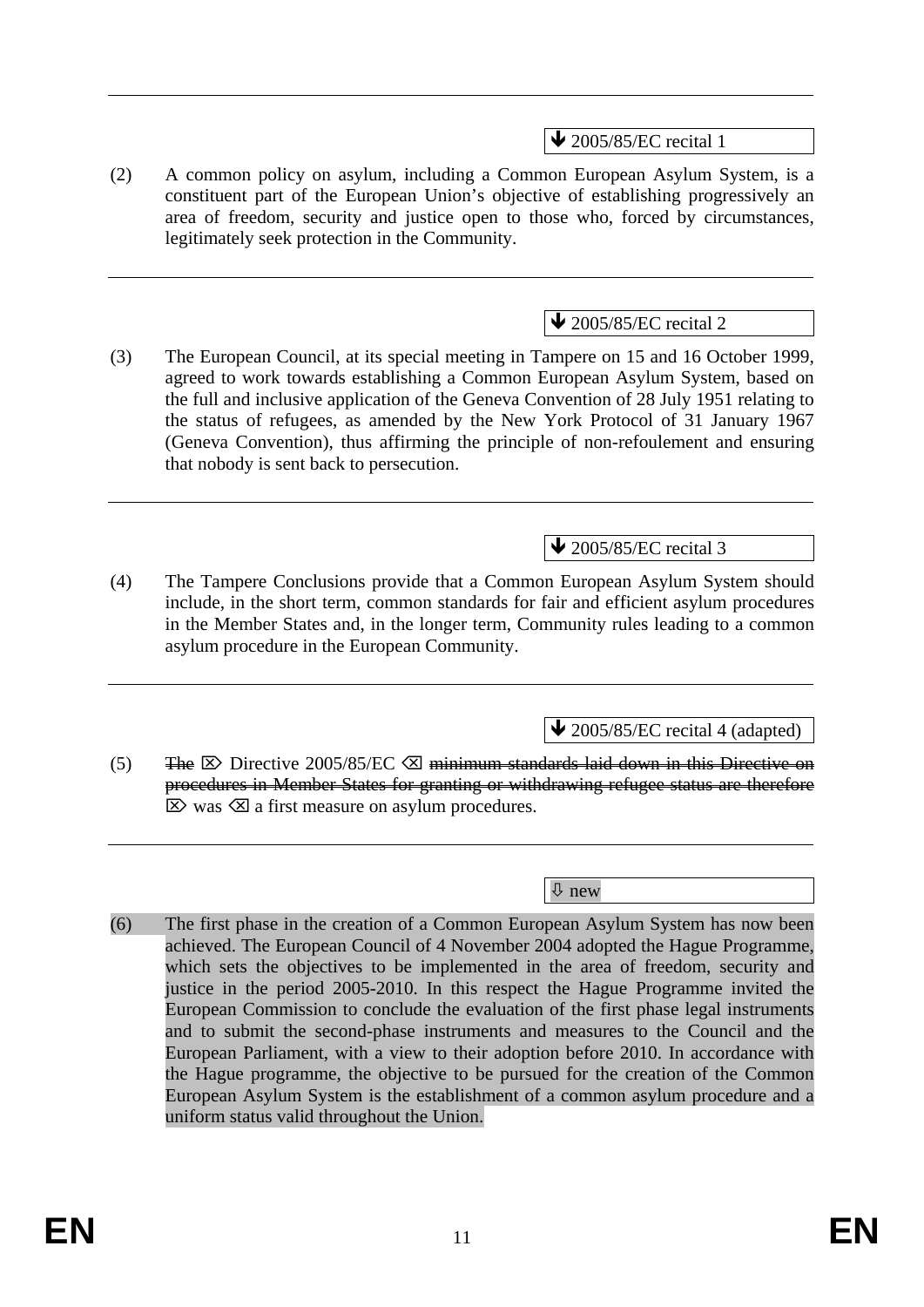---

↓ 2005/85/EC recital 1

(2) A common policy on asylum, including a Common European Asylum System, is a constituent part of the European Union's objective of establishing progressively an area of freedom, security and justice open to those who, forced by circumstances, legitimately seek protection in the Community.

---

↓ 2005/85/EC recital 2

(3) The European Council, at its special meeting in Tampere on 15 and 16 October 1999, agreed to work towards establishing a Common European Asylum System, based on the full and inclusive application of the Geneva Convention of 28 July 1951 relating to the status of refugees, as amended by the New York Protocol of 31 January 1967 (Geneva Convention), thus affirming the principle of non-refoulement and ensuring that nobody is sent back to persecution.

---

↓ 2005/85/EC recital 3

(4) The Tampere Conclusions provide that a Common European Asylum System should include, in the short term, common standards for fair and efficient asylum procedures in the Member States and, in the longer term, Community rules leading to a common asylum procedure in the European Community.

---

↓ 2005/85/EC recital 4 (adapted)

(5) ~~The~~ ⌦ Directive 2005/85/EC ⌫ ~~minimum standards laid down in this Directive on procedures in Member States for granting or withdrawing refugee status are therefore~~ ⌦ was ⌫ a first measure on asylum procedures.

---

⇩ new

(6) The first phase in the creation of a Common European Asylum System has now been achieved. The European Council of 4 November 2004 adopted the Hague Programme, which sets the objectives to be implemented in the area of freedom, security and justice in the period 2005-2010. In this respect the Hague Programme invited the European Commission to conclude the evaluation of the first phase legal instruments and to submit the second-phase instruments and measures to the Council and the European Parliament, with a view to their adoption before 2010. In accordance with the Hague programme, the objective to be pursued for the creation of the Common European Asylum System is the establishment of a common asylum procedure and a uniform status valid throughout the Union.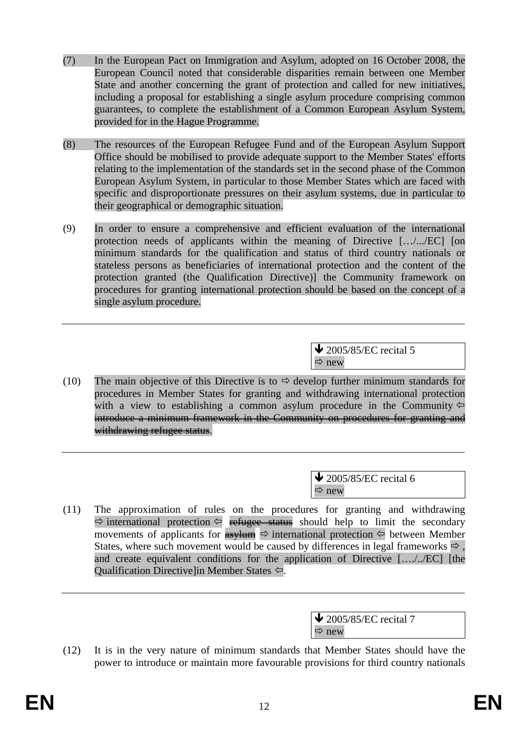(7) In the European Pact on Immigration and Asylum, adopted on 16 October 2008, the European Council noted that considerable disparities remain between one Member State and another concerning the grant of protection and called for new initiatives, including a proposal for establishing a single asylum procedure comprising common guarantees, to complete the establishment of a Common European Asylum System, provided for in the Hague Programme.

(8) The resources of the European Refugee Fund and of the European Asylum Support Office should be mobilised to provide adequate support to the Member States' efforts relating to the implementation of the standards set in the second phase of the Common European Asylum System, in particular to those Member States which are faced with specific and disproportionate pressures on their asylum systems, due in particular to their geographical or demographic situation.

(9) In order to ensure a comprehensive and efficient evaluation of the international protection needs of applicants within the meaning of Directive […/.../EC] [on minimum standards for the qualification and status of third country nationals or stateless persons as beneficiaries of international protection and the content of the protection granted (the Qualification Directive)] the Community framework on procedures for granting international protection should be based on the concept of a single asylum procedure.

---

> ↓ 2005/85/EC recital 5
> ⇨ new

(10) The main objective of this Directive is to ⇨ develop further minimum standards for procedures in Member States for granting and withdrawing international protection with a view to establishing a common asylum procedure in the Community ⇦ ~~introduce a minimum framework in the Community on procedures for granting and withdrawing refugee status~~.

---

> ↓ 2005/85/EC recital 6
> ⇨ new

(11) The approximation of rules on the procedures for granting and withdrawing ⇨ international protection ⇦ ~~refugee status~~ should help to limit the secondary movements of applicants for ~~asylum~~ ⇨ international protection ⇦ between Member States, where such movement would be caused by differences in legal frameworks ⇨ , and create equivalent conditions for the application of Directive […./../EC] [the Qualification Directive]in Member States ⇦.

---

> ↓ 2005/85/EC recital 7
> ⇨ new

(12) It is in the very nature of minimum standards that Member States should have the power to introduce or maintain more favourable provisions for third country nationals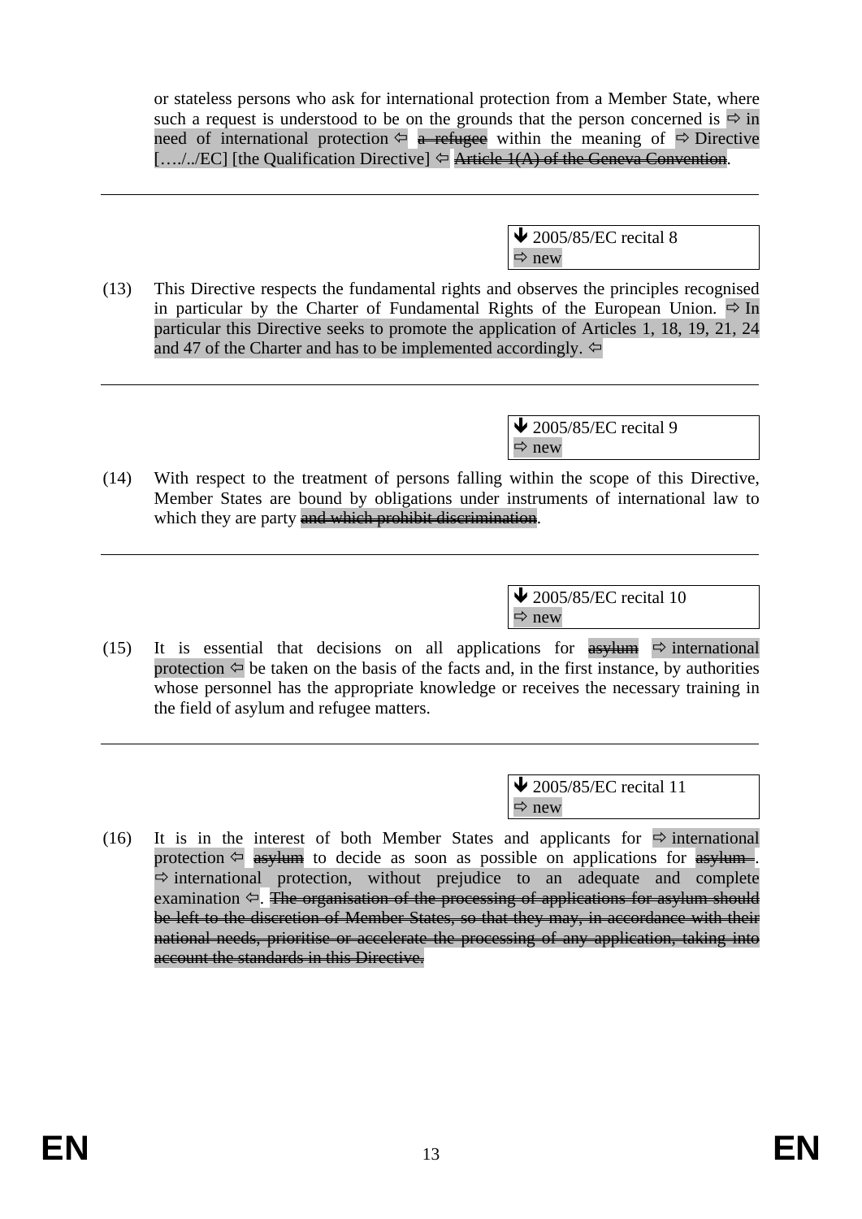or stateless persons who ask for international protection from a Member State, where such a request is understood to be on the grounds that the person concerned is ⇨ in need of international protection ⇦ ~~a refugee~~ within the meaning of ⇨ Directive […./../EC] [the Qualification Directive] ⇦ ~~Article 1(A) of the Geneva Convention~~.

---

↓ 2005/85/EC recital 8
⇨ new

(13) This Directive respects the fundamental rights and observes the principles recognised in particular by the Charter of Fundamental Rights of the European Union. ⇨ In particular this Directive seeks to promote the application of Articles 1, 18, 19, 21, 24 and 47 of the Charter and has to be implemented accordingly. ⇦

---

↓ 2005/85/EC recital 9
⇨ new

(14) With respect to the treatment of persons falling within the scope of this Directive, Member States are bound by obligations under instruments of international law to which they are party ~~and which prohibit discrimination~~.

---

↓ 2005/85/EC recital 10
⇨ new

(15) It is essential that decisions on all applications for ~~asylum~~ ⇨ international protection ⇦ be taken on the basis of the facts and, in the first instance, by authorities whose personnel has the appropriate knowledge or receives the necessary training in the field of asylum and refugee matters.

---

↓ 2005/85/EC recital 11
⇨ new

(16) It is in the interest of both Member States and applicants for ⇨ international protection ⇦ ~~asylum~~ to decide as soon as possible on applications for ~~asylum~~. ⇨ international protection, without prejudice to an adequate and complete examination ⇦. ~~The organisation of the processing of applications for asylum should be left to the discretion of Member States, so that they may, in accordance with their national needs, prioritise or accelerate the processing of any application, taking into account the standards in this Directive.~~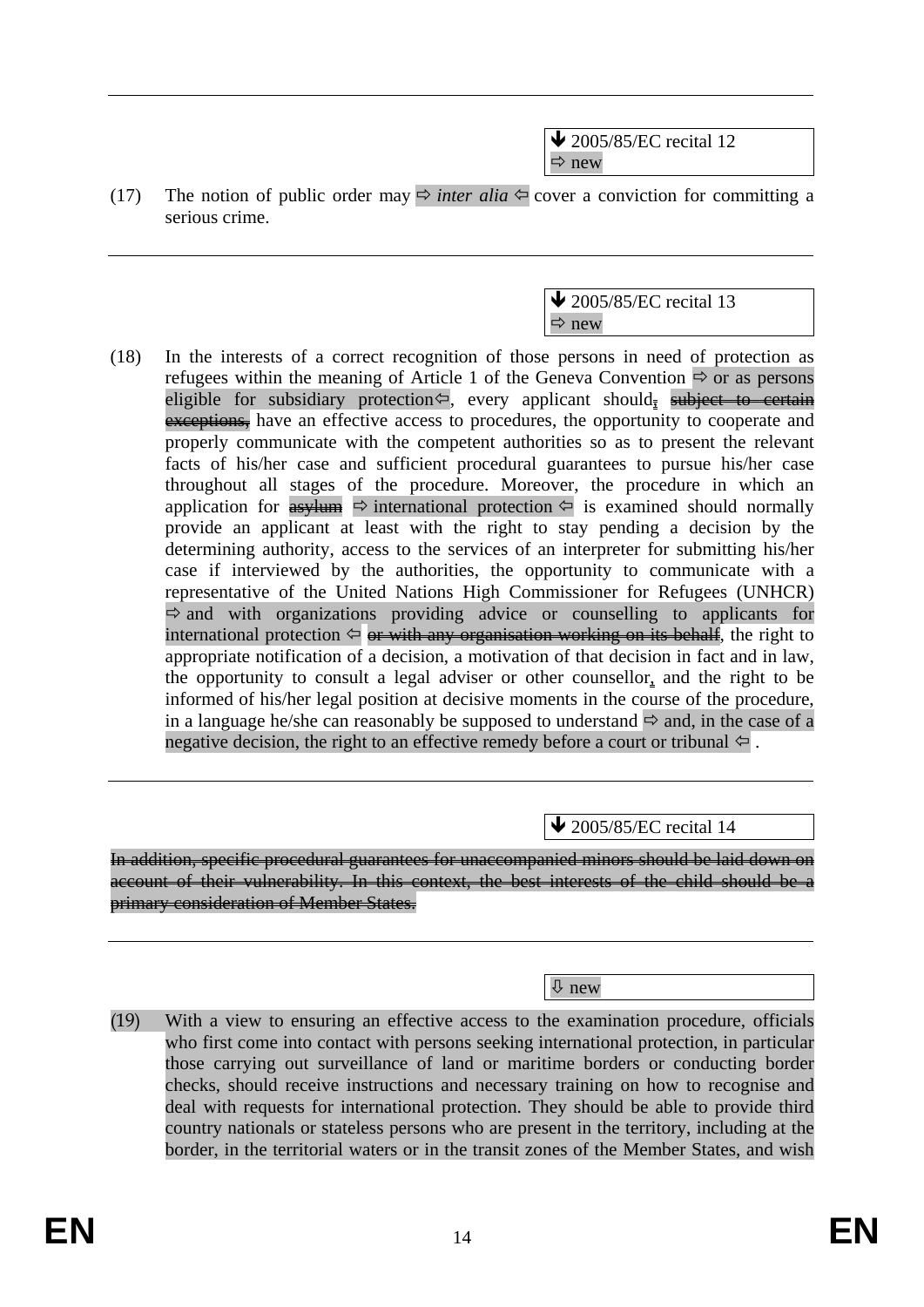---

↓ 2005/85/EC recital 12
⇨ new

(17) The notion of public order may ⇨ *inter alia* ⇦ cover a conviction for committing a serious crime.

---

↓ 2005/85/EC recital 13
⇨ new

(18) In the interests of a correct recognition of those persons in need of protection as refugees within the meaning of Article 1 of the Geneva Convention ⇨ or as persons eligible for subsidiary protection⇦, every applicant should, ~~subject to certain exceptions,~~ have an effective access to procedures, the opportunity to cooperate and properly communicate with the competent authorities so as to present the relevant facts of his/her case and sufficient procedural guarantees to pursue his/her case throughout all stages of the procedure. Moreover, the procedure in which an application for ~~asylum~~ ⇨ international protection ⇦ is examined should normally provide an applicant at least with the right to stay pending a decision by the determining authority, access to the services of an interpreter for submitting his/her case if interviewed by the authorities, the opportunity to communicate with a representative of the United Nations High Commissioner for Refugees (UNHCR) ⇨ and with organizations providing advice or counselling to applicants for international protection ⇦ ~~or with any organisation working on its behalf~~, the right to appropriate notification of a decision, a motivation of that decision in fact and in law, the opportunity to consult a legal adviser or other counsellor, and the right to be informed of his/her legal position at decisive moments in the course of the procedure, in a language he/she can reasonably be supposed to understand ⇨ and, in the case of a negative decision, the right to an effective remedy before a court or tribunal ⇦ .

---

↓ 2005/85/EC recital 14

~~In addition, specific procedural guarantees for unaccompanied minors should be laid down on account of their vulnerability. In this context, the best interests of the child should be a primary consideration of Member States.~~

---

⇩ new

(19) With a view to ensuring an effective access to the examination procedure, officials who first come into contact with persons seeking international protection, in particular those carrying out surveillance of land or maritime borders or conducting border checks, should receive instructions and necessary training on how to recognise and deal with requests for international protection. They should be able to provide third country nationals or stateless persons who are present in the territory, including at the border, in the territorial waters or in the transit zones of the Member States, and wish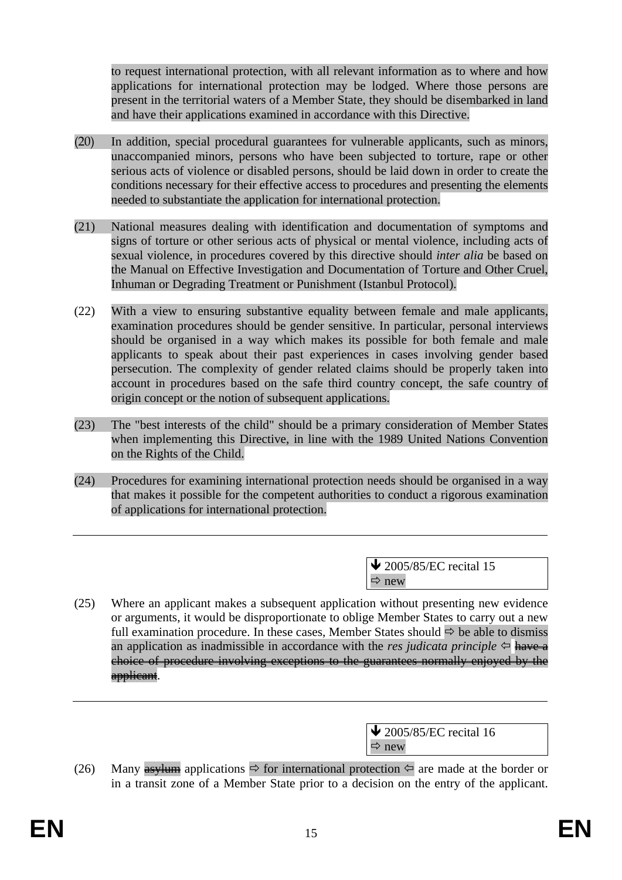to request international protection, with all relevant information as to where and how applications for international protection may be lodged. Where those persons are present in the territorial waters of a Member State, they should be disembarked in land and have their applications examined in accordance with this Directive.

(20) In addition, special procedural guarantees for vulnerable applicants, such as minors, unaccompanied minors, persons who have been subjected to torture, rape or other serious acts of violence or disabled persons, should be laid down in order to create the conditions necessary for their effective access to procedures and presenting the elements needed to substantiate the application for international protection.

(21) National measures dealing with identification and documentation of symptoms and signs of torture or other serious acts of physical or mental violence, including acts of sexual violence, in procedures covered by this directive should *inter alia* be based on the Manual on Effective Investigation and Documentation of Torture and Other Cruel, Inhuman or Degrading Treatment or Punishment (Istanbul Protocol).

(22) With a view to ensuring substantive equality between female and male applicants, examination procedures should be gender sensitive. In particular, personal interviews should be organised in a way which makes its possible for both female and male applicants to speak about their past experiences in cases involving gender based persecution. The complexity of gender related claims should be properly taken into account in procedures based on the safe third country concept, the safe country of origin concept or the notion of subsequent applications.

(23) The "best interests of the child" should be a primary consideration of Member States when implementing this Directive, in line with the 1989 United Nations Convention on the Rights of the Child.

(24) Procedures for examining international protection needs should be organised in a way that makes it possible for the competent authorities to conduct a rigorous examination of applications for international protection.

---

> ↓ 2005/85/EC recital 15
> ⇨ new

(25) Where an applicant makes a subsequent application without presenting new evidence or arguments, it would be disproportionate to oblige Member States to carry out a new full examination procedure. In these cases, Member States should ⇨ be able to dismiss an application as inadmissible in accordance with the *res judicata principle* ⇦ ~~have a choice of procedure involving exceptions to the guarantees normally enjoyed by the applicant~~.

---

> ↓ 2005/85/EC recital 16
> ⇨ new

(26) Many ~~asylum~~ applications ⇨ for international protection ⇦ are made at the border or in a transit zone of a Member State prior to a decision on the entry of the applicant.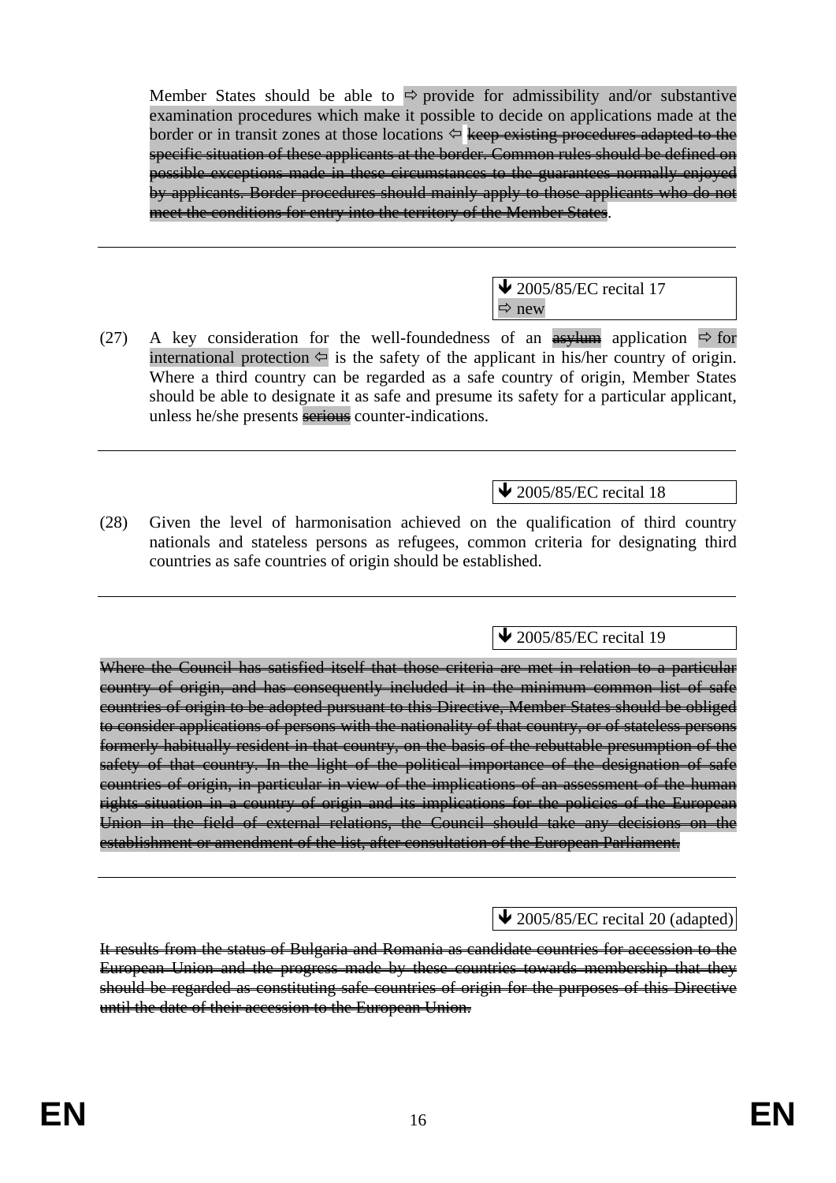Member States should be able to ⇨ provide for admissibility and/or substantive examination procedures which make it possible to decide on applications made at the border or in transit zones at those locations ⇦ ~~keep existing procedures adapted to the specific situation of these applicants at the border. Common rules should be defined on possible exceptions made in these circumstances to the guarantees normally enjoyed by applicants. Border procedures should mainly apply to those applicants who do not meet the conditions for entry into the territory of the Member States~~.

---

🡻 2005/85/EC recital 17
⇨ new

(27) A key consideration for the well-foundedness of an ~~asylum~~ application ⇨ for international protection ⇦ is the safety of the applicant in his/her country of origin. Where a third country can be regarded as a safe country of origin, Member States should be able to designate it as safe and presume its safety for a particular applicant, unless he/she presents ~~serious~~ counter-indications.

---

🡻 2005/85/EC recital 18

(28) Given the level of harmonisation achieved on the qualification of third country nationals and stateless persons as refugees, common criteria for designating third countries as safe countries of origin should be established.

---

🡻 2005/85/EC recital 19

~~Where the Council has satisfied itself that those criteria are met in relation to a particular country of origin, and has consequently included it in the minimum common list of safe countries of origin to be adopted pursuant to this Directive, Member States should be obliged to consider applications of persons with the nationality of that country, or of stateless persons formerly habitually resident in that country, on the basis of the rebuttable presumption of the safety of that country. In the light of the political importance of the designation of safe countries of origin, in particular in view of the implications of an assessment of the human rights situation in a country of origin and its implications for the policies of the European Union in the field of external relations, the Council should take any decisions on the establishment or amendment of the list, after consultation of the European Parliament.~~

---

🡻 2005/85/EC recital 20 (adapted)

~~It results from the status of Bulgaria and Romania as candidate countries for accession to the European Union and the progress made by these countries towards membership that they should be regarded as constituting safe countries of origin for the purposes of this Directive until the date of their accession to the European Union.~~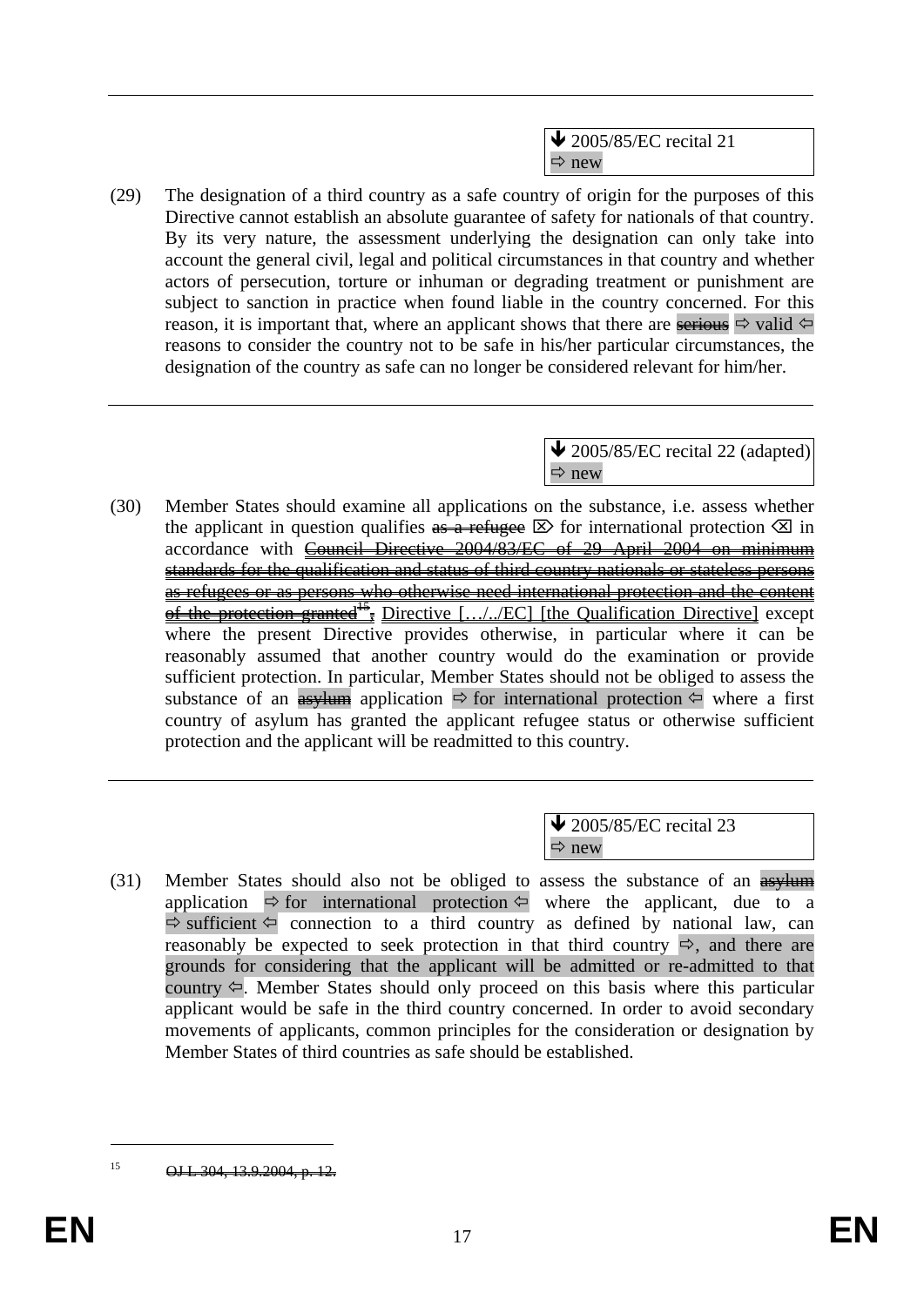↓ 2005/85/EC recital 21
⇨ new

(29) The designation of a third country as a safe country of origin for the purposes of this Directive cannot establish an absolute guarantee of safety for nationals of that country. By its very nature, the assessment underlying the designation can only take into account the general civil, legal and political circumstances in that country and whether actors of persecution, torture or inhuman or degrading treatment or punishment are subject to sanction in practice when found liable in the country concerned. For this reason, it is important that, where an applicant shows that there are ~~serious~~ ⇨ valid ⇦ reasons to consider the country not to be safe in his/her particular circumstances, the designation of the country as safe can no longer be considered relevant for him/her.

---

↓ 2005/85/EC recital 22 (adapted)
⇨ new

(30) Member States should examine all applications on the substance, i.e. assess whether the applicant in question qualifies ~~as a refugee~~ ⌦ for international protection ⌫ in accordance with ~~Council Directive 2004/83/EC of 29 April 2004 on minimum standards for the qualification and status of third country nationals or stateless persons as refugees or as persons who otherwise need international protection and the content of the protection granted[15],~~ Directive [.../../EC] [the Qualification Directive] except where the present Directive provides otherwise, in particular where it can be reasonably assumed that another country would do the examination or provide sufficient protection. In particular, Member States should not be obliged to assess the substance of an ~~asylum~~ application ⇨ for international protection ⇦ where a first country of asylum has granted the applicant refugee status or otherwise sufficient protection and the applicant will be readmitted to this country.

---

↓ 2005/85/EC recital 23
⇨ new

(31) Member States should also not be obliged to assess the substance of an ~~asylum~~ application ⇨ for international protection ⇦ where the applicant, due to a ⇨ sufficient ⇦ connection to a third country as defined by national law, can reasonably be expected to seek protection in that third country ⇨, and there are grounds for considering that the applicant will be admitted or re-admitted to that country ⇦. Member States should only proceed on this basis where this particular applicant would be safe in the third country concerned. In order to avoid secondary movements of applicants, common principles for the consideration or designation by Member States of third countries as safe should be established.

---

[15] ~~OJ L 304, 13.9.2004, p. 12.~~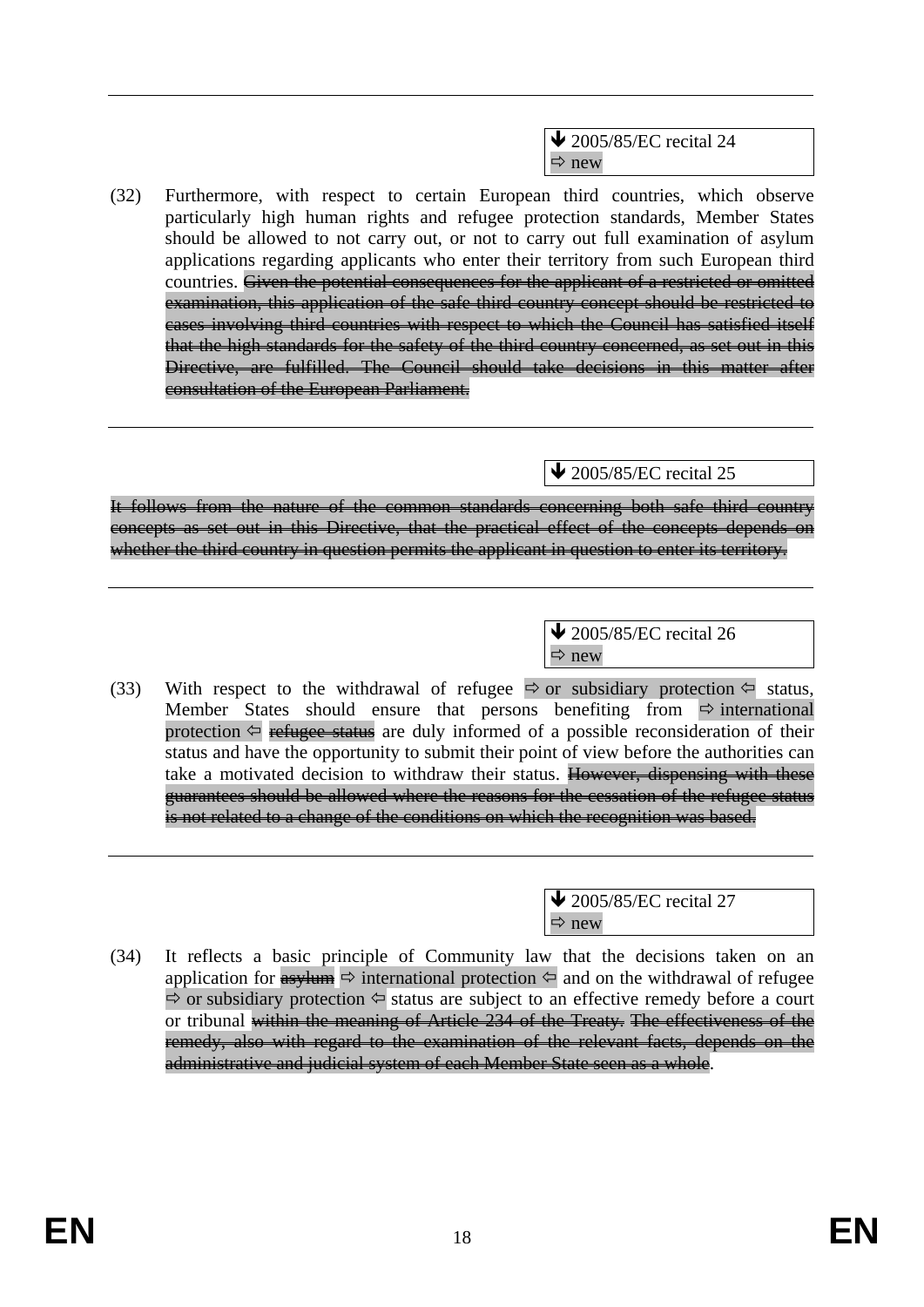---

↓ 2005/85/EC recital 24
⇨ new

(32) Furthermore, with respect to certain European third countries, which observe particularly high human rights and refugee protection standards, Member States should be allowed to not carry out, or not to carry out full examination of asylum applications regarding applicants who enter their territory from such European third countries. ~~Given the potential consequences for the applicant of a restricted or omitted examination, this application of the safe third country concept should be restricted to cases involving third countries with respect to which the Council has satisfied itself that the high standards for the safety of the third country concerned, as set out in this Directive, are fulfilled. The Council should take decisions in this matter after consultation of the European Parliament.~~

---

↓ 2005/85/EC recital 25

~~It follows from the nature of the common standards concerning both safe third country concepts as set out in this Directive, that the practical effect of the concepts depends on whether the third country in question permits the applicant in question to enter its territory.~~

---

↓ 2005/85/EC recital 26
⇨ new

(33) With respect to the withdrawal of refugee ⇨ or subsidiary protection ⇦ status, Member States should ensure that persons benefiting from ⇨ international protection ⇦ ~~refugee status~~ are duly informed of a possible reconsideration of their status and have the opportunity to submit their point of view before the authorities can take a motivated decision to withdraw their status. ~~However, dispensing with these guarantees should be allowed where the reasons for the cessation of the refugee status is not related to a change of the conditions on which the recognition was based.~~

---

↓ 2005/85/EC recital 27
⇨ new

(34) It reflects a basic principle of Community law that the decisions taken on an application for ~~asylum~~ ⇨ international protection ⇦ and on the withdrawal of refugee ⇨ or subsidiary protection ⇦ status are subject to an effective remedy before a court or tribunal ~~within the meaning of Article 234 of the Treaty.~~ ~~The effectiveness of the remedy, also with regard to the examination of the relevant facts, depends on the administrative and judicial system of each Member State seen as a whole~~.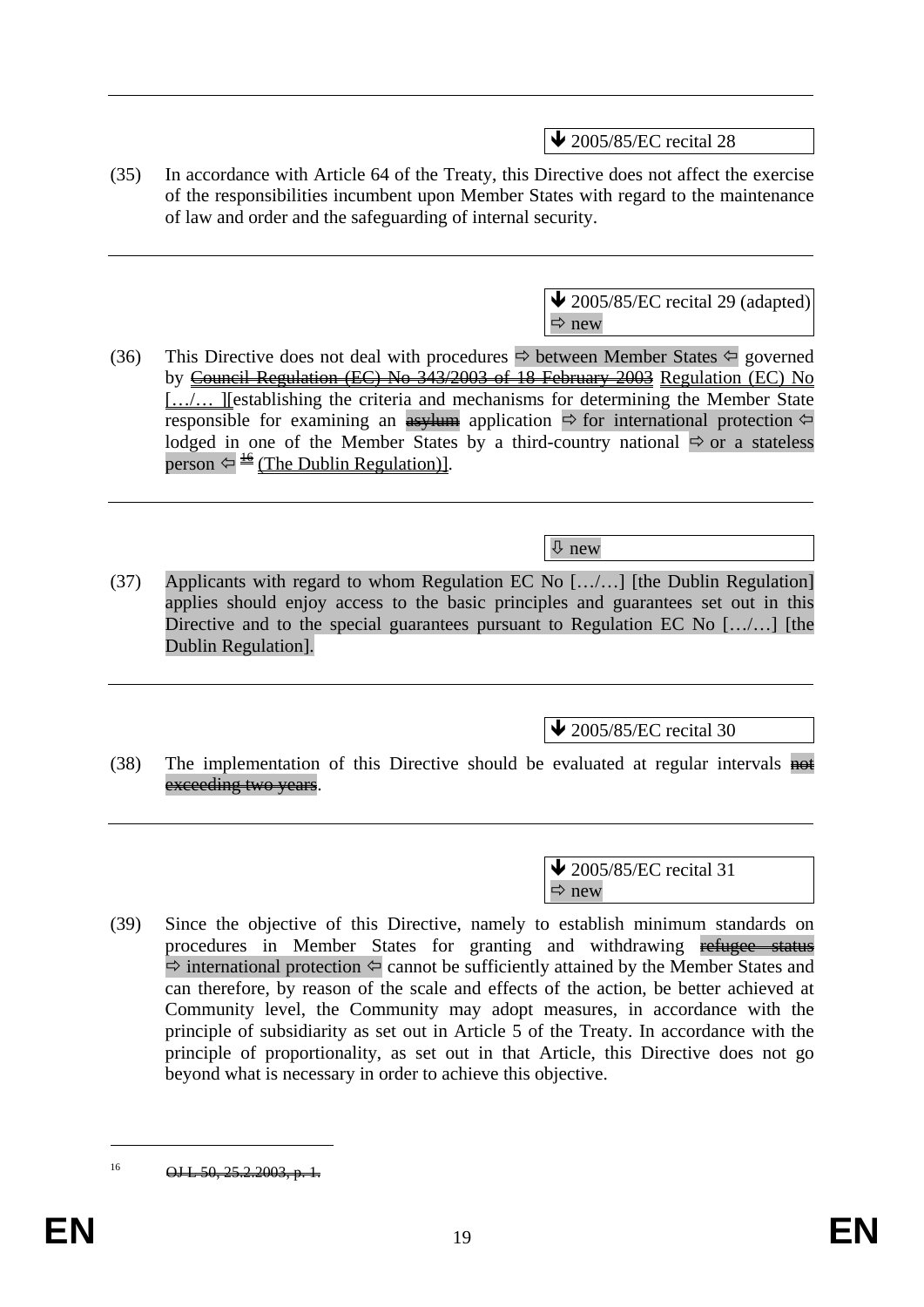---

↓ 2005/85/EC recital 28

(35) In accordance with Article 64 of the Treaty, this Directive does not affect the exercise of the responsibilities incumbent upon Member States with regard to the maintenance of law and order and the safeguarding of internal security.

---

↓ 2005/85/EC recital 29 (adapted)
⇨ new

(36) This Directive does not deal with procedures ⇨ between Member States ⇦ governed by ~~Council Regulation (EC) No 343/2003 of 18 February 2003~~ Regulation (EC) No […/… ][establishing the criteria and mechanisms for determining the Member State responsible for examining an ~~asylum~~ application ⇨ for international protection ⇦ lodged in one of the Member States by a third-country national ⇨ or a stateless person ⇦ ~~[16]~~ (The Dublin Regulation)].

---

⇩ new

(37) Applicants with regard to whom Regulation EC No […/…] [the Dublin Regulation] applies should enjoy access to the basic principles and guarantees set out in this Directive and to the special guarantees pursuant to Regulation EC No […/…] [the Dublin Regulation].

---

↓ 2005/85/EC recital 30

(38) The implementation of this Directive should be evaluated at regular intervals ~~not exceeding two years~~.

---

↓ 2005/85/EC recital 31
⇨ new

(39) Since the objective of this Directive, namely to establish minimum standards on procedures in Member States for granting and withdrawing ~~refugee status~~ ⇨ international protection ⇦ cannot be sufficiently attained by the Member States and can therefore, by reason of the scale and effects of the action, be better achieved at Community level, the Community may adopt measures, in accordance with the principle of subsidiarity as set out in Article 5 of the Treaty. In accordance with the principle of proportionality, as set out in that Article, this Directive does not go beyond what is necessary in order to achieve this objective.

---

16 ~~OJ L 50, 25.2.2003, p. 1.~~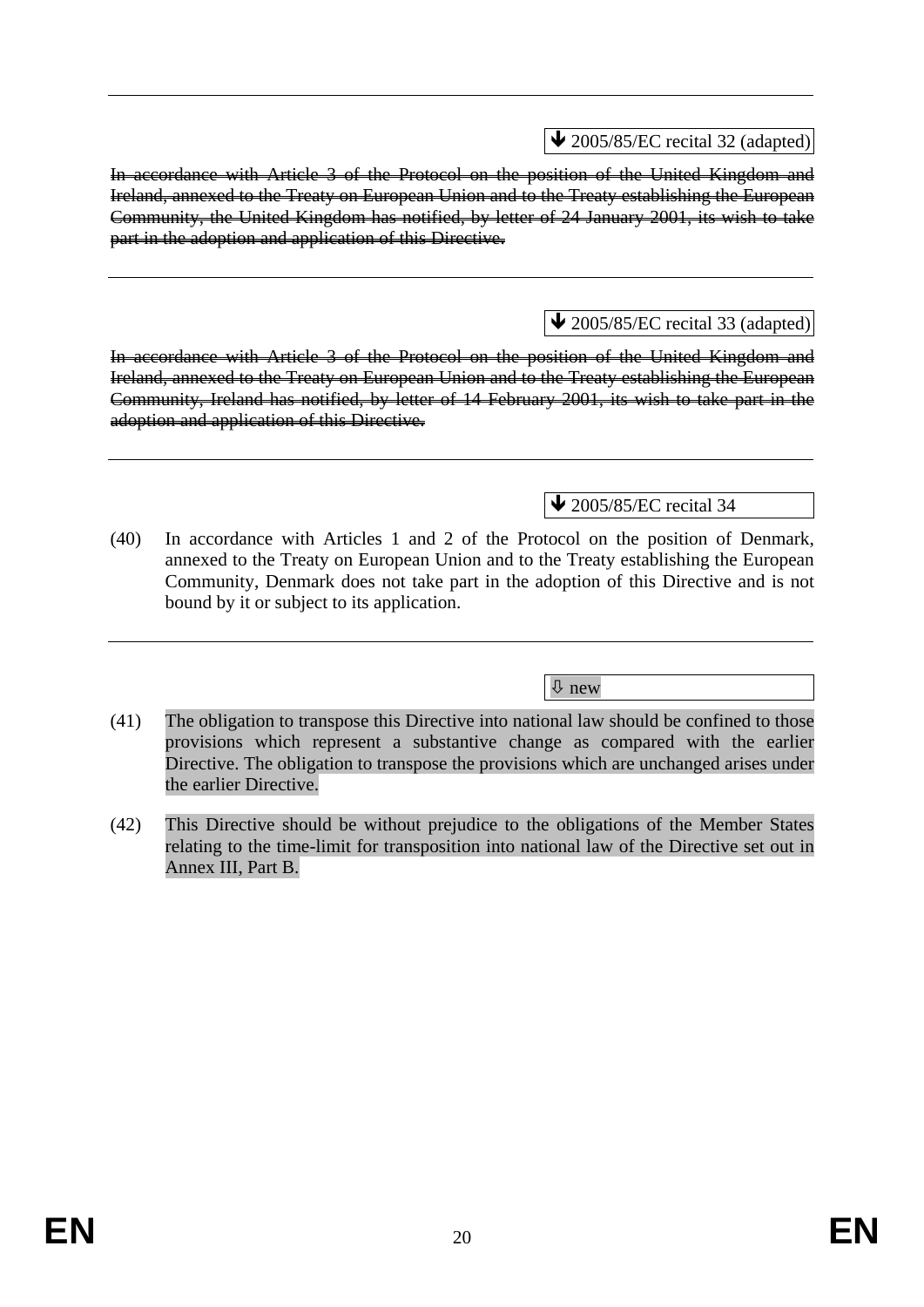---

↓ 2005/85/EC recital 32 (adapted)

~~In accordance with Article 3 of the Protocol on the position of the United Kingdom and Ireland, annexed to the Treaty on European Union and to the Treaty establishing the European Community, the United Kingdom has notified, by letter of 24 January 2001, its wish to take part in the adoption and application of this Directive.~~

---

↓ 2005/85/EC recital 33 (adapted)

~~In accordance with Article 3 of the Protocol on the position of the United Kingdom and Ireland, annexed to the Treaty on European Union and to the Treaty establishing the European Community, Ireland has notified, by letter of 14 February 2001, its wish to take part in the adoption and application of this Directive.~~

---

↓ 2005/85/EC recital 34

(40) In accordance with Articles 1 and 2 of the Protocol on the position of Denmark, annexed to the Treaty on European Union and to the Treaty establishing the European Community, Denmark does not take part in the adoption of this Directive and is not bound by it or subject to its application.

---

⇩ new

(41) The obligation to transpose this Directive into national law should be confined to those provisions which represent a substantive change as compared with the earlier Directive. The obligation to transpose the provisions which are unchanged arises under the earlier Directive.

(42) This Directive should be without prejudice to the obligations of the Member States relating to the time-limit for transposition into national law of the Directive set out in Annex III, Part B.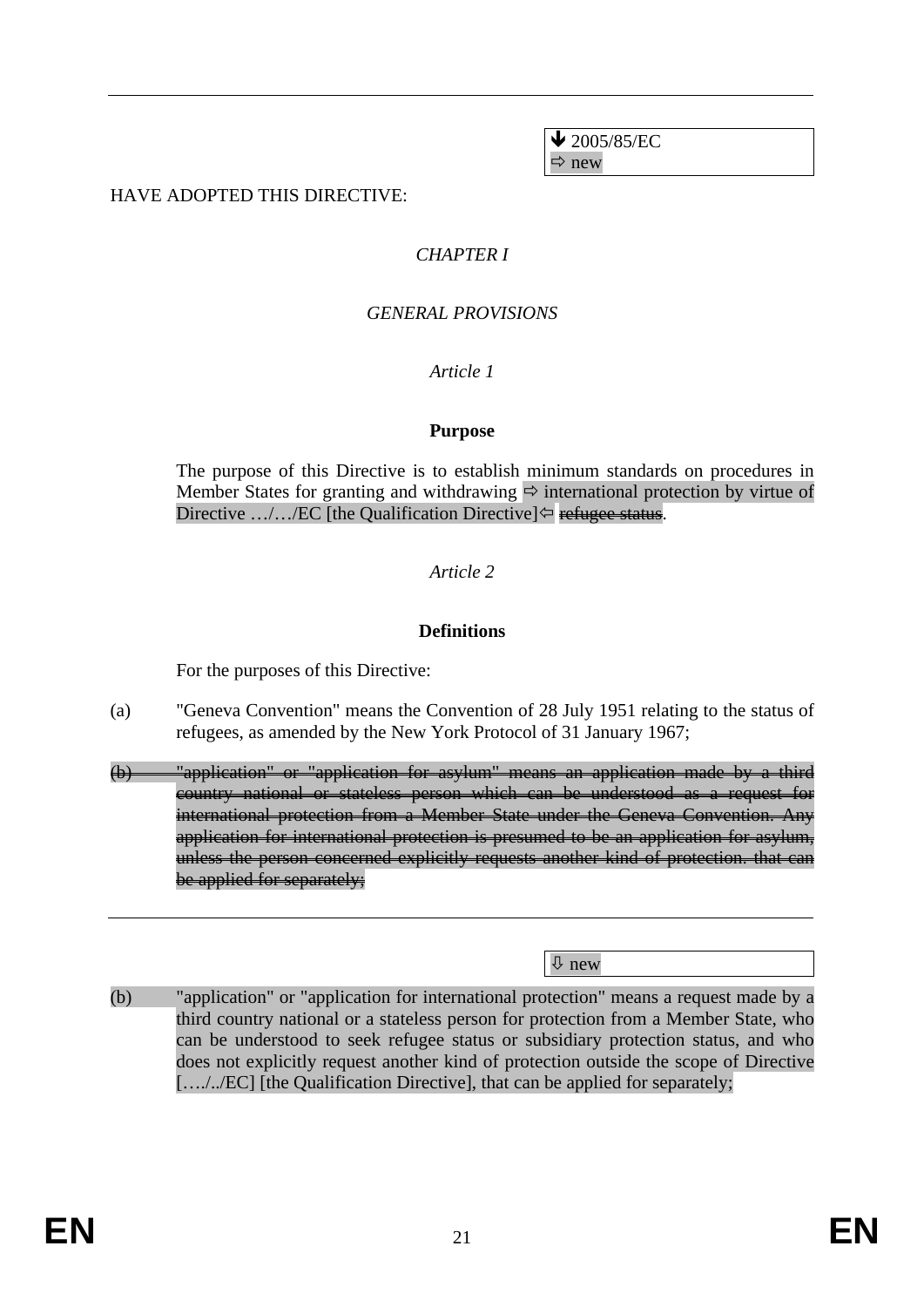↓ 2005/85/EC
⇨ new

HAVE ADOPTED THIS DIRECTIVE:

*CHAPTER I*

*GENERAL PROVISIONS*

*Article 1*

**Purpose**

The purpose of this Directive is to establish minimum standards on procedures in Member States for granting and withdrawing ⇨ international protection by virtue of Directive …/…/EC [the Qualification Directive]⇦ ~~refugee status~~.

*Article 2*

**Definitions**

For the purposes of this Directive:

(a) "Geneva Convention" means the Convention of 28 July 1951 relating to the status of refugees, as amended by the New York Protocol of 31 January 1967;

~~(b) "application" or "application for asylum" means an application made by a third country national or stateless person which can be understood as a request for international protection from a Member State under the Geneva Convention. Any application for international protection is presumed to be an application for asylum, unless the person concerned explicitly requests another kind of protection. that can be applied for separately;~~

⇩ new

(b) "application" or "application for international protection" means a request made by a third country national or a stateless person for protection from a Member State, who can be understood to seek refugee status or subsidiary protection status, and who does not explicitly request another kind of protection outside the scope of Directive […./../EC] [the Qualification Directive], that can be applied for separately;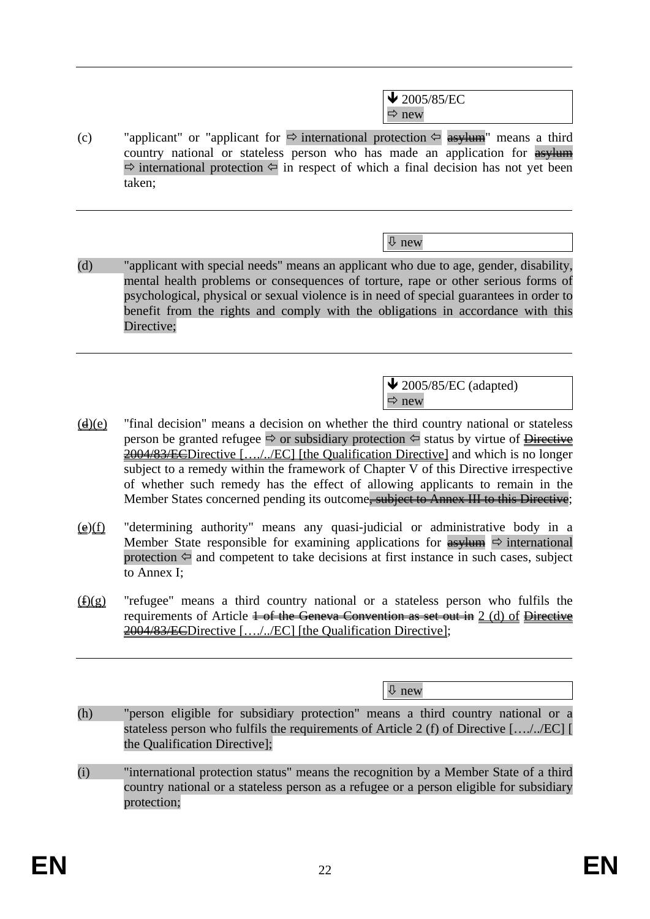---

⬇ 2005/85/EC
⇨ new

(c) "applicant" or "applicant for ⇨ international protection ⇦ ~~asylum~~" means a third country national or stateless person who has made an application for ~~asylum~~ ⇨ international protection ⇦ in respect of which a final decision has not yet been taken;

---

⇩ new

(d) "applicant with special needs" means an applicant who due to age, gender, disability, mental health problems or consequences of torture, rape or other serious forms of psychological, physical or sexual violence is in need of special guarantees in order to benefit from the rights and comply with the obligations in accordance with this Directive;

---

⬇ 2005/85/EC (adapted)
⇨ new

(~~d~~)(e) "final decision" means a decision on whether the third country national or stateless person be granted refugee ⇨ or subsidiary protection ⇦ status by virtue of ~~Directive 2004/83/EC~~Directive […./../EC] [the Qualification Directive] and which is no longer subject to a remedy within the framework of Chapter V of this Directive irrespective of whether such remedy has the effect of allowing applicants to remain in the Member States concerned pending its outcome~~, subject to Annex III to this Directive~~;

(~~e~~)(f) "determining authority" means any quasi-judicial or administrative body in a Member State responsible for examining applications for ~~asylum~~ ⇨ international protection ⇦ and competent to take decisions at first instance in such cases, subject to Annex I;

(~~f~~)(g) "refugee" means a third country national or a stateless person who fulfils the requirements of Article ~~1 of the Geneva Convention as set out in~~ 2 (d) of ~~Directive 2004/83/EC~~Directive […./../EC] [the Qualification Directive];

---

⇩ new

(h) "person eligible for subsidiary protection" means a third country national or a stateless person who fulfils the requirements of Article 2 (f) of Directive […./../EC] [ the Qualification Directive];

(i) "international protection status" means the recognition by a Member State of a third country national or a stateless person as a refugee or a person eligible for subsidiary protection;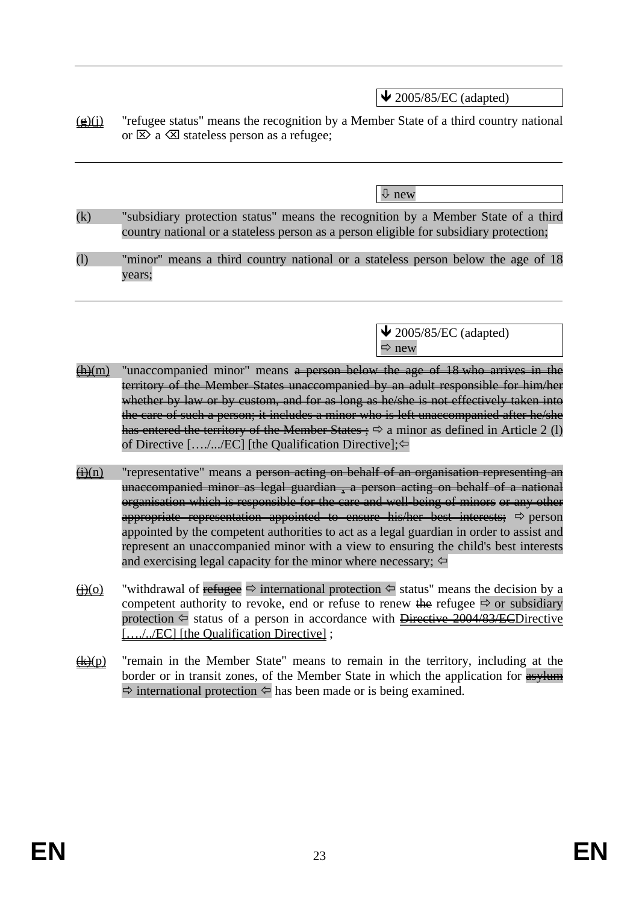---

⬇ 2005/85/EC (adapted)

~~(g)~~(j) "refugee status" means the recognition by a Member State of a third country national or ⌦ a ⌫ stateless person as a refugee;

---

⇩ new

(k) "subsidiary protection status" means the recognition by a Member State of a third country national or a stateless person as a person eligible for subsidiary protection;

(l) "minor" means a third country national or a stateless person below the age of 18 years;

---

⬇ 2005/85/EC (adapted)
⇨ new

~~(h)~~(m) "unaccompanied minor" means ~~a person below the age of 18 who arrives in the territory of the Member States unaccompanied by an adult responsible for him/her whether by law or by custom, and for as long as he/she is not effectively taken into the care of such a person; it includes a minor who is left unaccompanied after he/she has entered the territory of the Member States ;~~ ⇨ a minor as defined in Article 2 (l) of Directive […./.../EC] [the Qualification Directive];⇦

~~(i)~~(n) "representative" means a ~~person acting on behalf of an organisation representing an unaccompanied minor as legal guardian , a person acting on behalf of a national organisation which is responsible for the care and well-being of minors or any other appropriate representation appointed to ensure his/her best interests;~~ ⇨ person appointed by the competent authorities to act as a legal guardian in order to assist and represent an unaccompanied minor with a view to ensuring the child's best interests and exercising legal capacity for the minor where necessary; ⇦

~~(j)~~(o) "withdrawal of ~~refugee~~ ⇨ international protection ⇦ status" means the decision by a competent authority to revoke, end or refuse to renew ~~the~~ refugee ⇨ or subsidiary protection ⇦ status of a person in accordance with ~~Directive 2004/83/EC~~Directive [..../../EC] [the Qualification Directive] ;

~~(k)~~(p) "remain in the Member State" means to remain in the territory, including at the border or in transit zones, of the Member State in which the application for ~~asylum~~ ⇨ international protection ⇦ has been made or is being examined.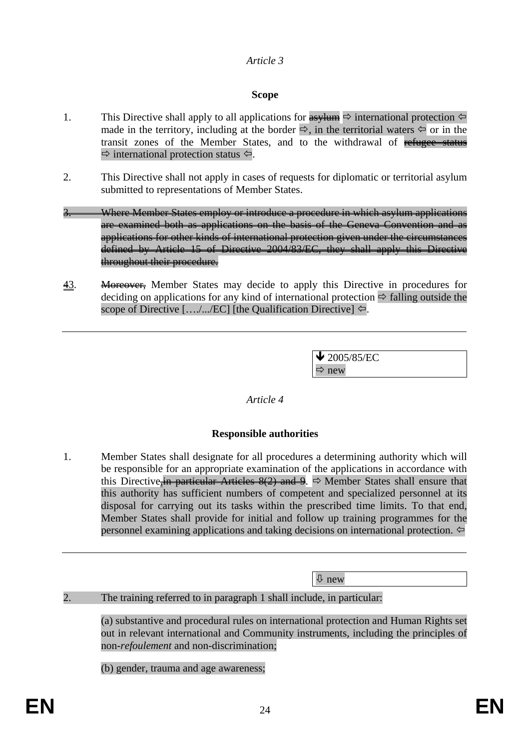*Article 3*

**Scope**

1. This Directive shall apply to all applications for ~~asylum~~ ⇨ international protection ⇦ made in the territory, including at the border ⇨, in the territorial waters ⇦ or in the transit zones of the Member States, and to the withdrawal of ~~refugee status~~ ⇨ international protection status ⇦.

2. This Directive shall not apply in cases of requests for diplomatic or territorial asylum submitted to representations of Member States.

~~3. Where Member States employ or introduce a procedure in which asylum applications are examined both as applications on the basis of the Geneva Convention and as applications for other kinds of international protection given under the circumstances defined by Article 15 of Directive 2004/83/EC, they shall apply this Directive throughout their procedure.~~

~~4~~3. ~~Moreover,~~ Member States may decide to apply this Directive in procedures for deciding on applications for any kind of international protection ⇨ falling outside the scope of Directive […./.../EC] [the Qualification Directive] ⇦.

---

| ↓ 2005/85/EC<br>⇨ new |
|---|

*Article 4*

**Responsible authorities**

1. Member States shall designate for all procedures a determining authority which will be responsible for an appropriate examination of the applications in accordance with this Directive~~, in particular Articles 8(2) and 9~~. ⇨ Member States shall ensure that this authority has sufficient numbers of competent and specialized personnel at its disposal for carrying out its tasks within the prescribed time limits. To that end, Member States shall provide for initial and follow up training programmes for the personnel examining applications and taking decisions on international protection. ⇦

---

| ⇩ new |
|---|

2. The training referred to in paragraph 1 shall include, in particular:

(a) substantive and procedural rules on international protection and Human Rights set out in relevant international and Community instruments, including the principles of non-*refoulement* and non-discrimination;

(b) gender, trauma and age awareness;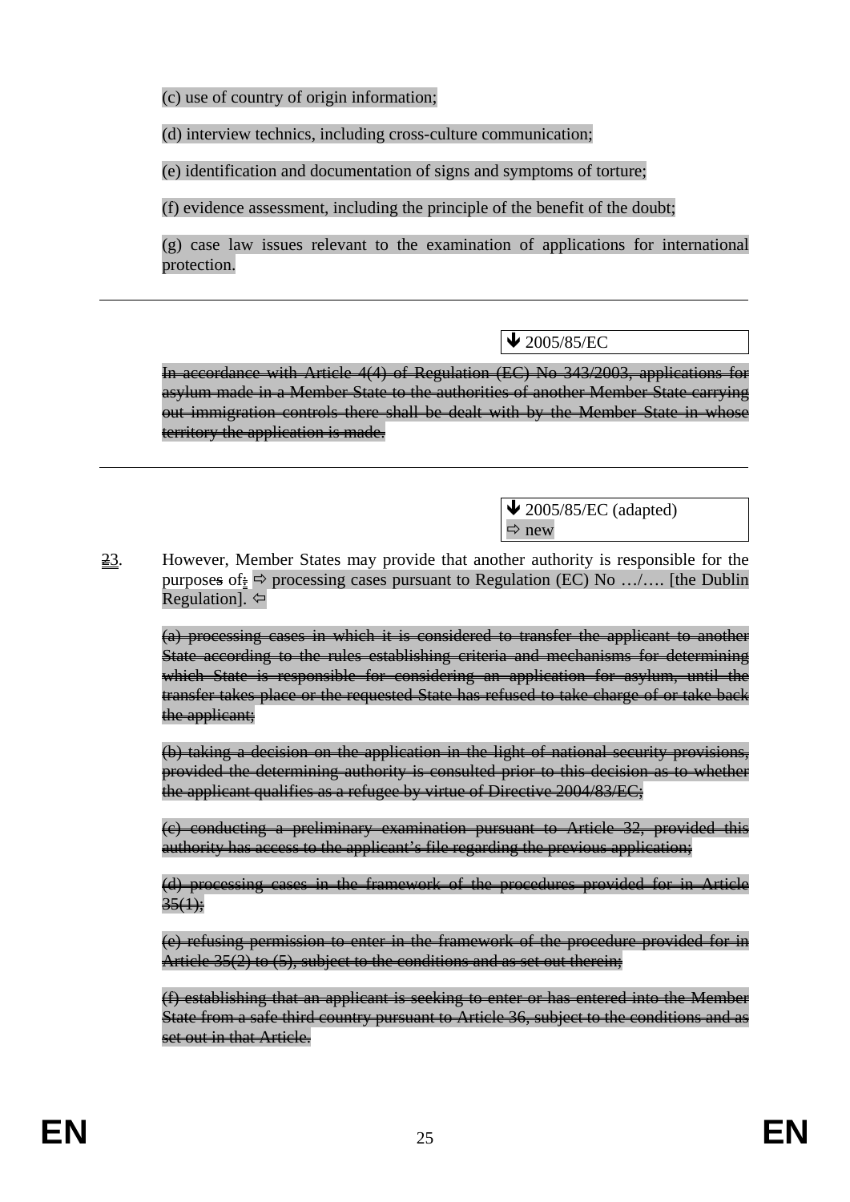(c) use of country of origin information;

(d) interview technics, including cross-culture communication;

(e) identification and documentation of signs and symptoms of torture;

(f) evidence assessment, including the principle of the benefit of the doubt;

(g) case law issues relevant to the examination of applications for international protection.

---

⬇ 2005/85/EC

~~In accordance with Article 4(4) of Regulation (EC) No 343/2003, applications for asylum made in a Member State to the authorities of another Member State carrying out immigration controls there shall be dealt with by the Member State in whose territory the application is made.~~

---

⬇ 2005/85/EC (adapted)
⇨ new

~~2~~3. However, Member States may provide that another authority is responsible for the purpose~~s~~ of~~:~~ ⇨ processing cases pursuant to Regulation (EC) No …/…. [the Dublin Regulation]. ⇦

~~(a) processing cases in which it is considered to transfer the applicant to another State according to the rules establishing criteria and mechanisms for determining which State is responsible for considering an application for asylum, until the transfer takes place or the requested State has refused to take charge of or take back the applicant;~~

~~(b) taking a decision on the application in the light of national security provisions, provided the determining authority is consulted prior to this decision as to whether the applicant qualifies as a refugee by virtue of Directive 2004/83/EC;~~

~~(c) conducting a preliminary examination pursuant to Article 32, provided this authority has access to the applicant's file regarding the previous application;~~

~~(d) processing cases in the framework of the procedures provided for in Article 35(1);~~

~~(e) refusing permission to enter in the framework of the procedure provided for in Article 35(2) to (5), subject to the conditions and as set out therein;~~

~~(f) establishing that an applicant is seeking to enter or has entered into the Member State from a safe third country pursuant to Article 36, subject to the conditions and as set out in that Article.~~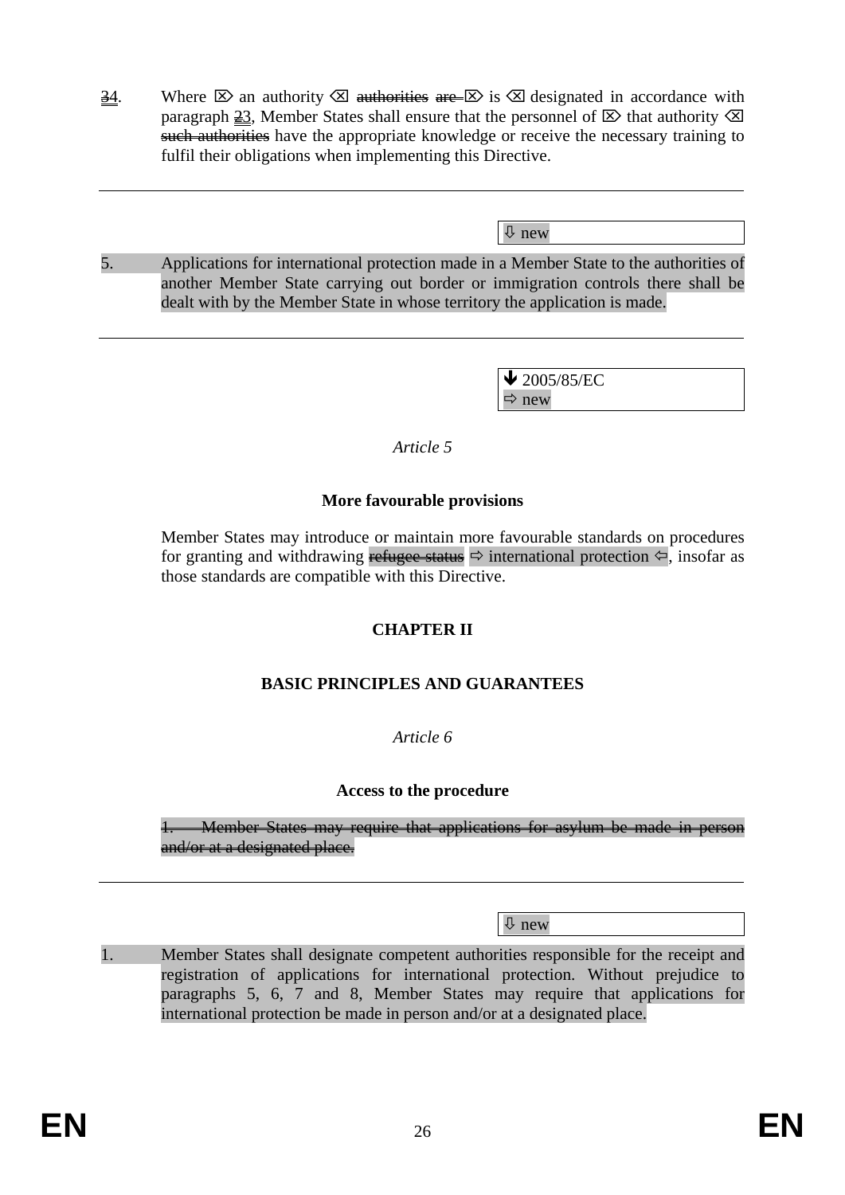~~3~~4. Where ⌦ an authority ⌫ ~~authorities are~~ ⌦ is ⌫ designated in accordance with paragraph ~~2~~3, Member States shall ensure that the personnel of ⌦ that authority ⌫ ~~such authorities~~ have the appropriate knowledge or receive the necessary training to fulfil their obligations when implementing this Directive.

---

⇩ new

5. Applications for international protection made in a Member State to the authorities of another Member State carrying out border or immigration controls there shall be dealt with by the Member State in whose territory the application is made.

---

🡻 2005/85/EC
⇨ new

*Article 5*

**More favourable provisions**

Member States may introduce or maintain more favourable standards on procedures for granting and withdrawing ~~refugee status~~ ⇨ international protection ⇦, insofar as those standards are compatible with this Directive.

## CHAPTER II

## BASIC PRINCIPLES AND GUARANTEES

*Article 6*

**Access to the procedure**

~~1. Member States may require that applications for asylum be made in person and/or at a designated place.~~

---

⇩ new

1. Member States shall designate competent authorities responsible for the receipt and registration of applications for international protection. Without prejudice to paragraphs 5, 6, 7 and 8, Member States may require that applications for international protection be made in person and/or at a designated place.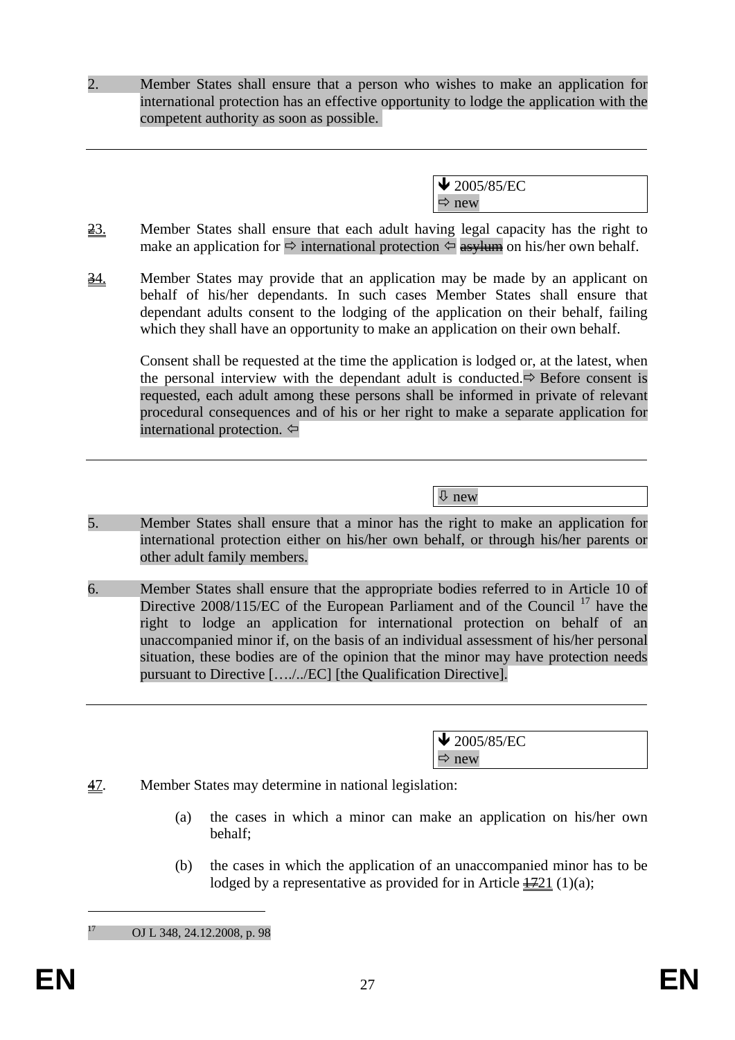2. Member States shall ensure that a person who wishes to make an application for international protection has an effective opportunity to lodge the application with the competent authority as soon as possible.

---

↓ 2005/85/EC
⇨ new

~~2~~3. Member States shall ensure that each adult having legal capacity has the right to make an application for ⇨ international protection ⇦ ~~asylum~~ on his/her own behalf.

~~3~~4. Member States may provide that an application may be made by an applicant on behalf of his/her dependants. In such cases Member States shall ensure that dependant adults consent to the lodging of the application on their behalf, failing which they shall have an opportunity to make an application on their own behalf.

Consent shall be requested at the time the application is lodged or, at the latest, when the personal interview with the dependant adult is conducted.⇨ Before consent is requested, each adult among these persons shall be informed in private of relevant procedural consequences and of his or her right to make a separate application for international protection. ⇦

---

⇩ new

5. Member States shall ensure that a minor has the right to make an application for international protection either on his/her own behalf, or through his/her parents or other adult family members.

6. Member States shall ensure that the appropriate bodies referred to in Article 10 of Directive 2008/115/EC of the European Parliament and of the Council [17] have the right to lodge an application for international protection on behalf of an unaccompanied minor if, on the basis of an individual assessment of his/her personal situation, these bodies are of the opinion that the minor may have protection needs pursuant to Directive […./../EC] [the Qualification Directive].

---

↓ 2005/85/EC
⇨ new

~~4~~7. Member States may determine in national legislation:

(a) the cases in which a minor can make an application on his/her own behalf;

(b) the cases in which the application of an unaccompanied minor has to be lodged by a representative as provided for in Article ~~17~~21 (1)(a);

---

[17] OJ L 348, 24.12.2008, p. 98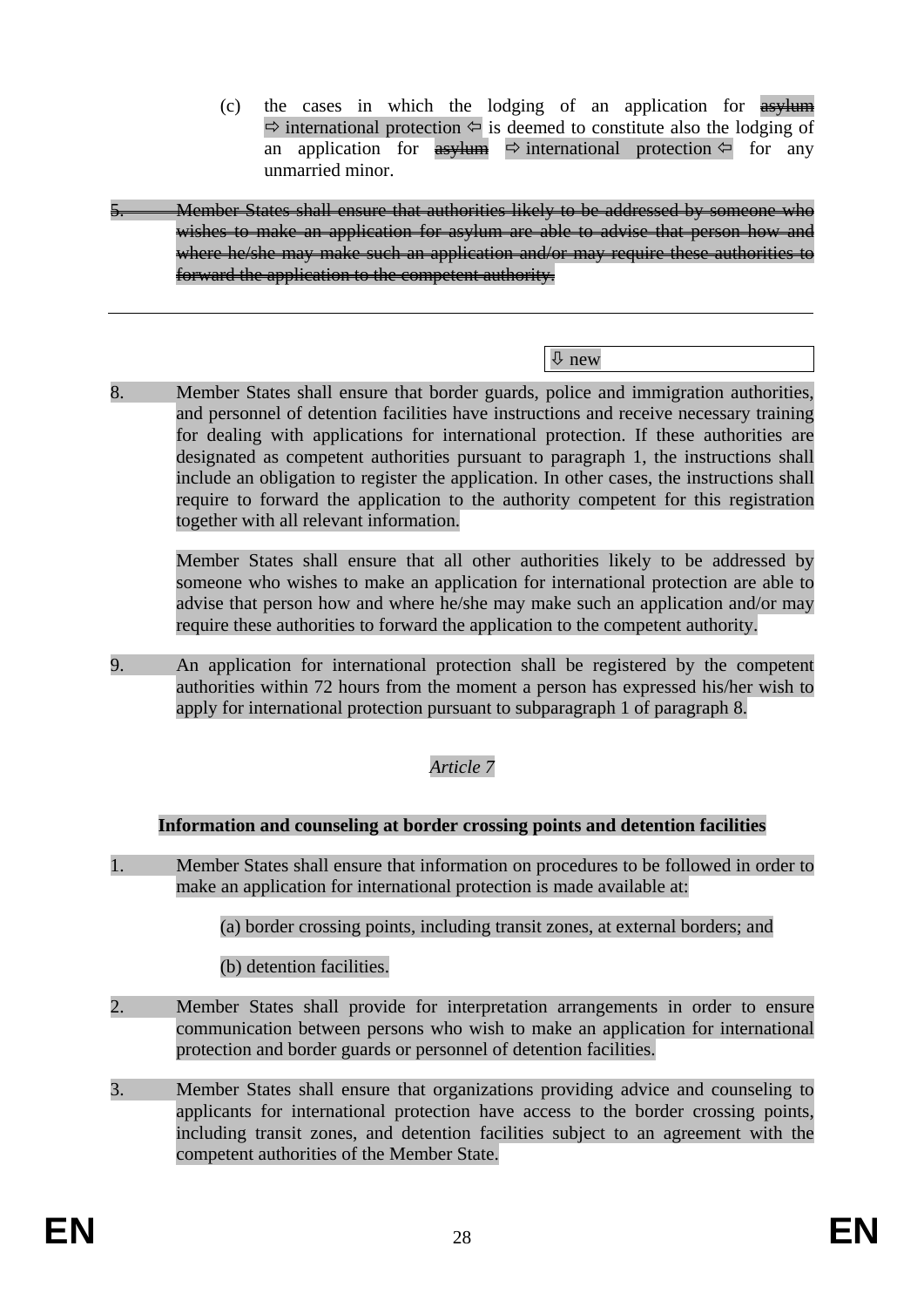(c) the cases in which the lodging of an application for ~~asylum~~ ⇨ international protection ⇦ is deemed to constitute also the lodging of an application for ~~asylum~~ ⇨ international protection ⇦ for any unmarried minor.

~~5. Member States shall ensure that authorities likely to be addressed by someone who wishes to make an application for asylum are able to advise that person how and where he/she may make such an application and/or may require these authorities to forward the application to the competent authority.~~

---

⇩ new

8. Member States shall ensure that border guards, police and immigration authorities, and personnel of detention facilities have instructions and receive necessary training for dealing with applications for international protection. If these authorities are designated as competent authorities pursuant to paragraph 1, the instructions shall include an obligation to register the application. In other cases, the instructions shall require to forward the application to the authority competent for this registration together with all relevant information.

   Member States shall ensure that all other authorities likely to be addressed by someone who wishes to make an application for international protection are able to advise that person how and where he/she may make such an application and/or may require these authorities to forward the application to the competent authority.

9. An application for international protection shall be registered by the competent authorities within 72 hours from the moment a person has expressed his/her wish to apply for international protection pursuant to subparagraph 1 of paragraph 8.

*Article 7*

**Information and counseling at border crossing points and detention facilities**

1. Member States shall ensure that information on procedures to be followed in order to make an application for international protection is made available at:

   (a) border crossing points, including transit zones, at external borders; and

   (b) detention facilities.

2. Member States shall provide for interpretation arrangements in order to ensure communication between persons who wish to make an application for international protection and border guards or personnel of detention facilities.

3. Member States shall ensure that organizations providing advice and counseling to applicants for international protection have access to the border crossing points, including transit zones, and detention facilities subject to an agreement with the competent authorities of the Member State.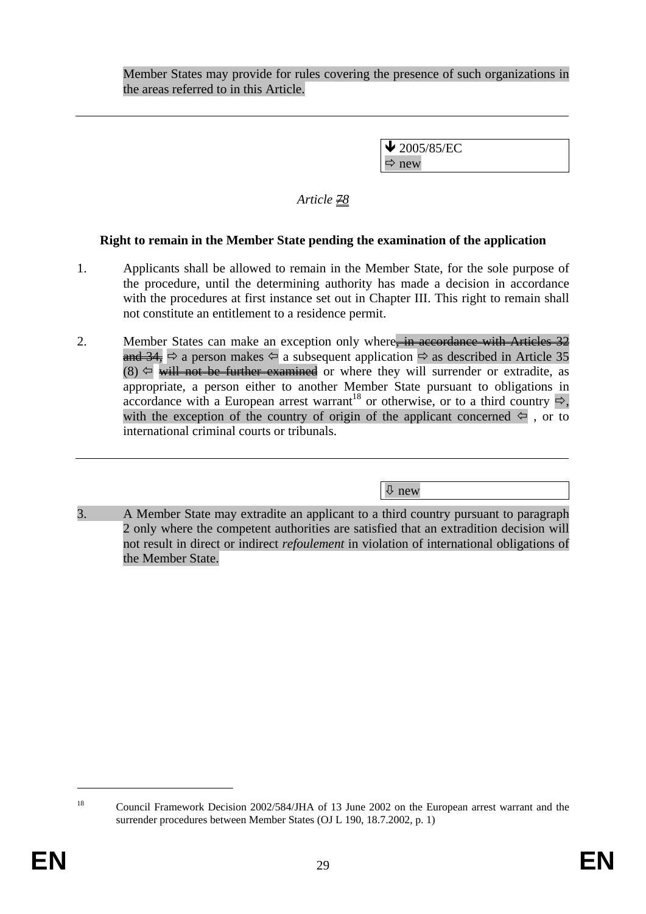Member States may provide for rules covering the presence of such organizations in the areas referred to in this Article.

---

🡻 2005/85/EC
⇨ new

*Article ~~7~~8*

**Right to remain in the Member State pending the examination of the application**

1. Applicants shall be allowed to remain in the Member State, for the sole purpose of the procedure, until the determining authority has made a decision in accordance with the procedures at first instance set out in Chapter III. This right to remain shall not constitute an entitlement to a residence permit.

2. Member States can make an exception only where~~, in accordance with Articles 32 and 34,~~ ⇨ a person makes ⇦ a subsequent application ⇨ as described in Article 35 (8) ⇦ ~~will not be further examined~~ or where they will surrender or extradite, as appropriate, a person either to another Member State pursuant to obligations in accordance with a European arrest warrant[18] or otherwise, or to a third country ⇨, with the exception of the country of origin of the applicant concerned ⇦ , or to international criminal courts or tribunals.

---

⇩ new

3. A Member State may extradite an applicant to a third country pursuant to paragraph 2 only where the competent authorities are satisfied that an extradition decision will not result in direct or indirect *refoulement* in violation of international obligations of the Member State.

---

[18] Council Framework Decision 2002/584/JHA of 13 June 2002 on the European arrest warrant and the surrender procedures between Member States (OJ L 190, 18.7.2002, p. 1)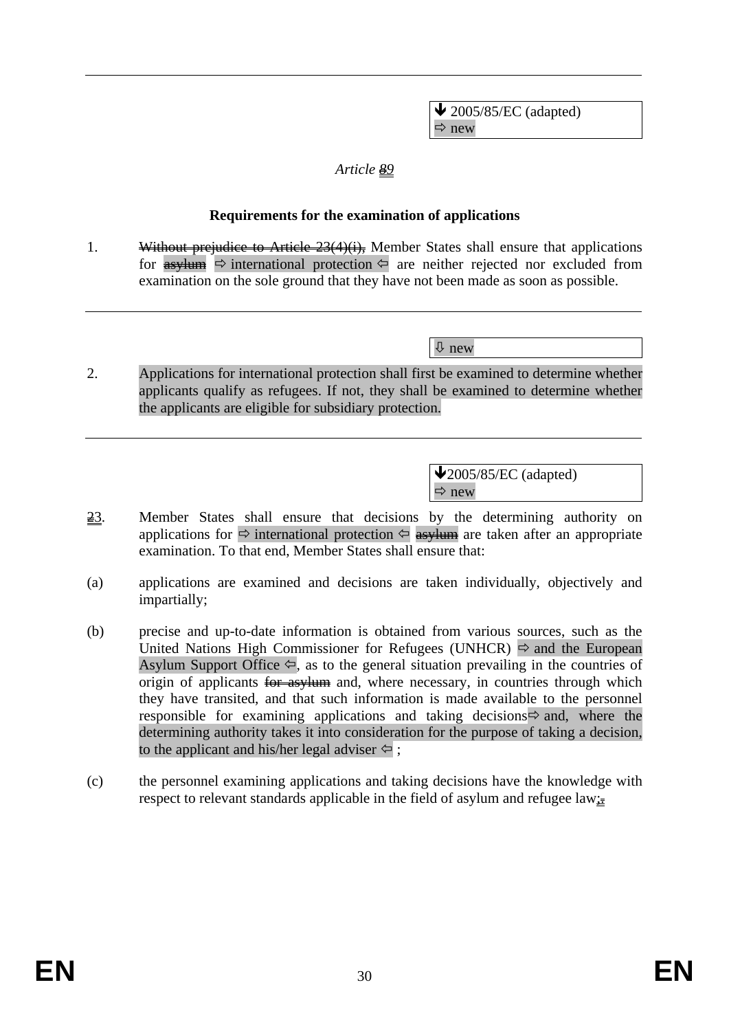↓ 2005/85/EC (adapted)
⇨ new

*Article ~~8~~9*

**Requirements for the examination of applications**

1. ~~Without prejudice to Article 23(4)(i),~~ Member States shall ensure that applications for ~~asylum~~ ⇨ international protection ⇦ are neither rejected nor excluded from examination on the sole ground that they have not been made as soon as possible.

⇩ new

2. Applications for international protection shall first be examined to determine whether applicants qualify as refugees. If not, they shall be examined to determine whether the applicants are eligible for subsidiary protection.

↓2005/85/EC (adapted)
⇨ new

~~2~~3. Member States shall ensure that decisions by the determining authority on applications for ⇨ international protection ⇦ ~~asylum~~ are taken after an appropriate examination. To that end, Member States shall ensure that:

(a) applications are examined and decisions are taken individually, objectively and impartially;

(b) precise and up-to-date information is obtained from various sources, such as the United Nations High Commissioner for Refugees (UNHCR) ⇨ and the European Asylum Support Office ⇦, as to the general situation prevailing in the countries of origin of applicants ~~for asylum~~ and, where necessary, in countries through which they have transited, and that such information is made available to the personnel responsible for examining applications and taking decisions⇨ and, where the determining authority takes it into consideration for the purpose of taking a decision, to the applicant and his/her legal adviser ⇦ ;

(c) the personnel examining applications and taking decisions have the knowledge with respect to relevant standards applicable in the field of asylum and refugee law;~~.~~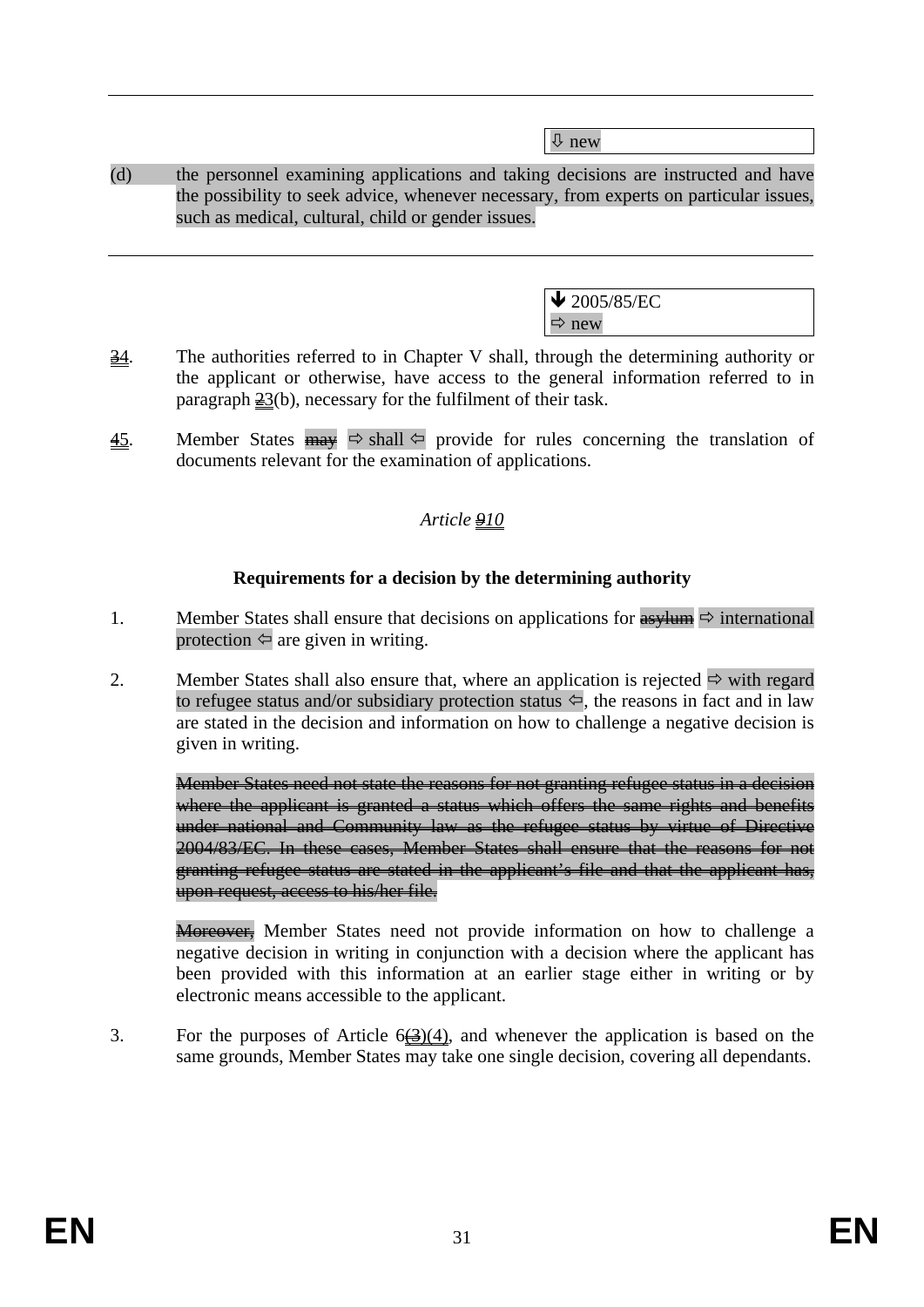⇩ new

(d) the personnel examining applications and taking decisions are instructed and have the possibility to seek advice, whenever necessary, from experts on particular issues, such as medical, cultural, child or gender issues.

---

🡻 2005/85/EC
⇨ new

~~3~~4. The authorities referred to in Chapter V shall, through the determining authority or the applicant or otherwise, have access to the general information referred to in paragraph ~~2~~3(b), necessary for the fulfilment of their task.

~~4~~5. Member States ~~may~~ ⇨ shall ⇦ provide for rules concerning the translation of documents relevant for the examination of applications.

*Article ~~9~~10*

**Requirements for a decision by the determining authority**

1. Member States shall ensure that decisions on applications for ~~asylum~~ ⇨ international protection ⇦ are given in writing.

2. Member States shall also ensure that, where an application is rejected ⇨ with regard to refugee status and/or subsidiary protection status ⇦, the reasons in fact and in law are stated in the decision and information on how to challenge a negative decision is given in writing.

~~Member States need not state the reasons for not granting refugee status in a decision where the applicant is granted a status which offers the same rights and benefits under national and Community law as the refugee status by virtue of Directive 2004/83/EC. In these cases, Member States shall ensure that the reasons for not granting refugee status are stated in the applicant's file and that the applicant has, upon request, access to his/her file.~~

~~Moreover,~~ Member States need not provide information on how to challenge a negative decision in writing in conjunction with a decision where the applicant has been provided with this information at an earlier stage either in writing or by electronic means accessible to the applicant.

3. For the purposes of Article 6~~(3)~~(4), and whenever the application is based on the same grounds, Member States may take one single decision, covering all dependants.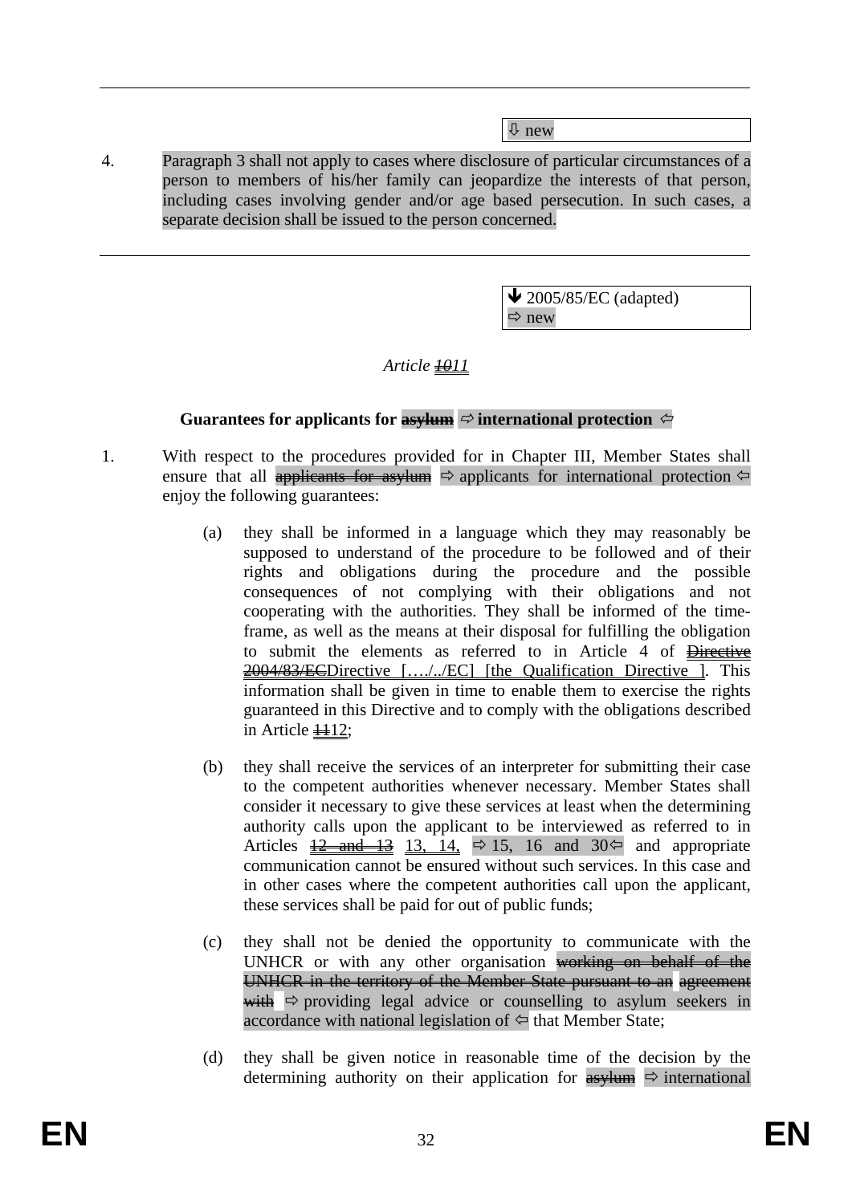⇩ new

4. Paragraph 3 shall not apply to cases where disclosure of particular circumstances of a person to members of his/her family can jeopardize the interests of that person, including cases involving gender and/or age based persecution. In such cases, a separate decision shall be issued to the person concerned.

---

🡻 2005/85/EC (adapted)
⇨ new

*Article ~~10~~11*

**Guarantees for applicants for ~~asylum~~ ⇨ international protection ⇦**

1. With respect to the procedures provided for in Chapter III, Member States shall ensure that all ~~applicants for asylum~~ ⇨ applicants for international protection ⇦ enjoy the following guarantees:

   (a) they shall be informed in a language which they may reasonably be supposed to understand of the procedure to be followed and of their rights and obligations during the procedure and the possible consequences of not complying with their obligations and not cooperating with the authorities. They shall be informed of the time-frame, as well as the means at their disposal for fulfilling the obligation to submit the elements as referred to in Article 4 of ~~Directive 2004/83/EC~~Directive […./../EC] [the Qualification Directive ]. This information shall be given in time to enable them to exercise the rights guaranteed in this Directive and to comply with the obligations described in Article ~~11~~12;

   (b) they shall receive the services of an interpreter for submitting their case to the competent authorities whenever necessary. Member States shall consider it necessary to give these services at least when the determining authority calls upon the applicant to be interviewed as referred to in Articles ~~12 and 13~~ 13, 14, ⇨ 15, 16 and 30⇦ and appropriate communication cannot be ensured without such services. In this case and in other cases where the competent authorities call upon the applicant, these services shall be paid for out of public funds;

   (c) they shall not be denied the opportunity to communicate with the UNHCR or with any other organisation ~~working on behalf of the UNHCR in the territory of the Member State pursuant to an agreement with~~ ⇨ providing legal advice or counselling to asylum seekers in accordance with national legislation of ⇦ that Member State;

   (d) they shall be given notice in reasonable time of the decision by the determining authority on their application for ~~asylum~~ ⇨ international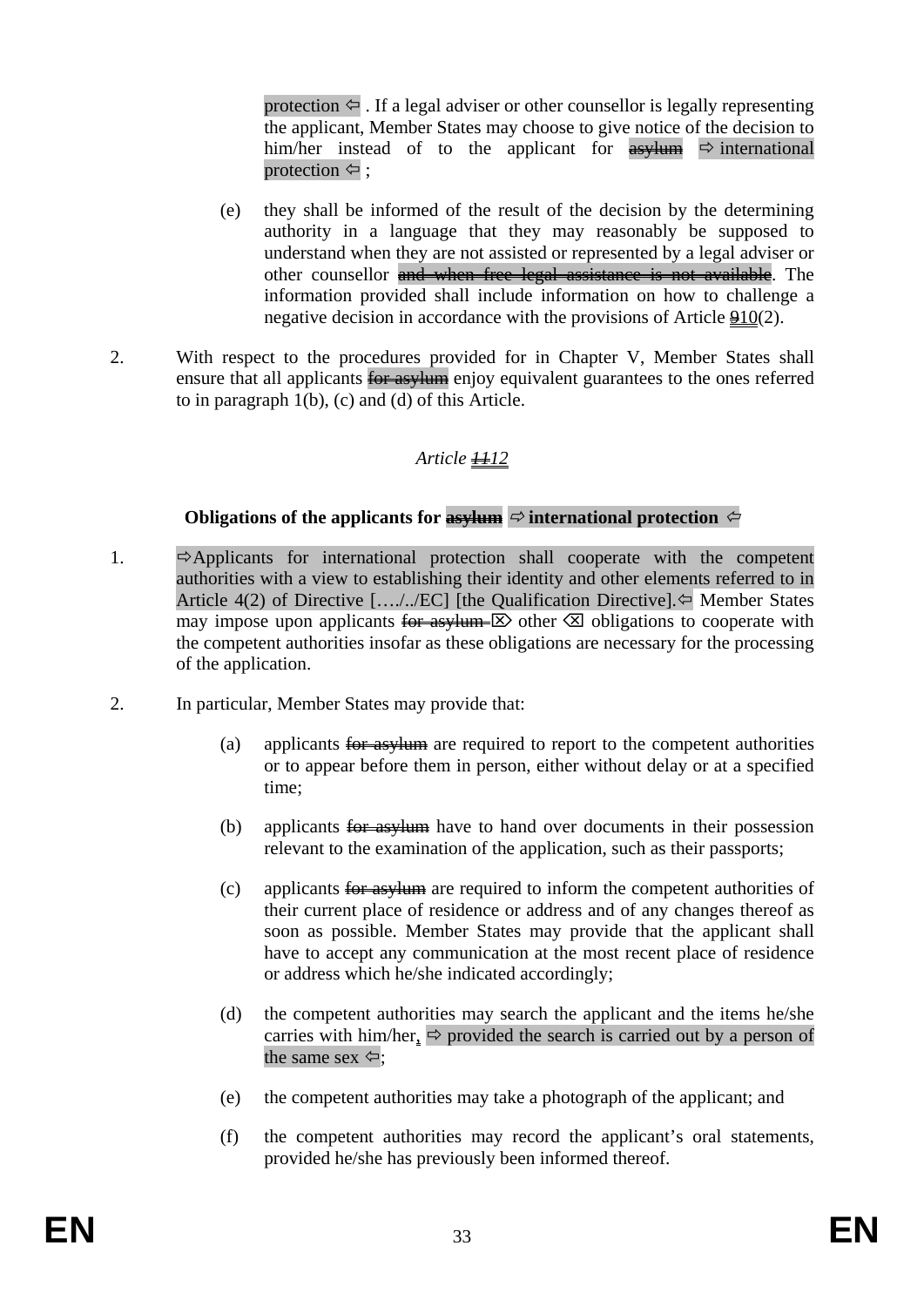protection ⇦ . If a legal adviser or other counsellor is legally representing the applicant, Member States may choose to give notice of the decision to him/her instead of to the applicant for ~~asylum~~ ⇨ international protection ⇦ ;

(e) they shall be informed of the result of the decision by the determining authority in a language that they may reasonably be supposed to understand when they are not assisted or represented by a legal adviser or other counsellor ~~and when free legal assistance is not available~~. The information provided shall include information on how to challenge a negative decision in accordance with the provisions of Article ~~9~~10(2).

2. With respect to the procedures provided for in Chapter V, Member States shall ensure that all applicants ~~for asylum~~ enjoy equivalent guarantees to the ones referred to in paragraph 1(b), (c) and (d) of this Article.

*Article ~~11~~12*

**Obligations of the applicants for ~~asylum~~ ⇨ international protection ⇦**

1. ⇨Applicants for international protection shall cooperate with the competent authorities with a view to establishing their identity and other elements referred to in Article 4(2) of Directive […./../EC] [the Qualification Directive].⇦ Member States may impose upon applicants ~~for asylum~~ ⌦ other ⌫ obligations to cooperate with the competent authorities insofar as these obligations are necessary for the processing of the application.

2. In particular, Member States may provide that:

(a) applicants ~~for asylum~~ are required to report to the competent authorities or to appear before them in person, either without delay or at a specified time;

(b) applicants ~~for asylum~~ have to hand over documents in their possession relevant to the examination of the application, such as their passports;

(c) applicants ~~for asylum~~ are required to inform the competent authorities of their current place of residence or address and of any changes thereof as soon as possible. Member States may provide that the applicant shall have to accept any communication at the most recent place of residence or address which he/she indicated accordingly;

(d) the competent authorities may search the applicant and the items he/she carries with him/her, ⇨ provided the search is carried out by a person of the same sex ⇦;

(e) the competent authorities may take a photograph of the applicant; and

(f) the competent authorities may record the applicant's oral statements, provided he/she has previously been informed thereof.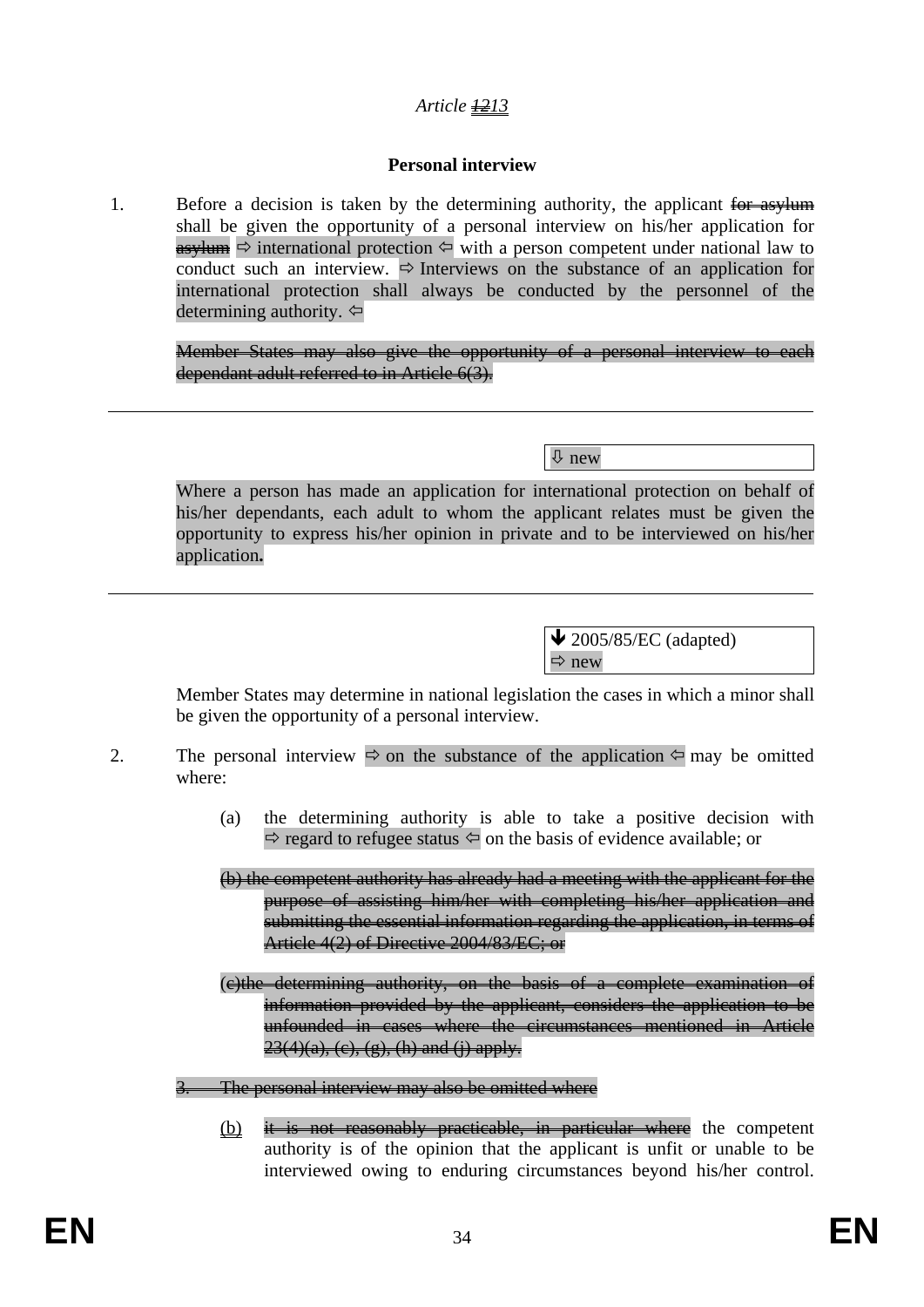*Article ~~12~~13*

**Personal interview**

1. Before a decision is taken by the determining authority, the applicant ~~for asylum~~ shall be given the opportunity of a personal interview on his/her application for ~~asylum~~ ⇨ international protection ⇦ with a person competent under national law to conduct such an interview. ⇨ Interviews on the substance of an application for international protection shall always be conducted by the personnel of the determining authority. ⇦

~~Member States may also give the opportunity of a personal interview to each dependant adult referred to in Article 6(3).~~

---

⇩ new

Where a person has made an application for international protection on behalf of his/her dependants, each adult to whom the applicant relates must be given the opportunity to express his/her opinion in private and to be interviewed on his/her application**.**

---

🡻 2005/85/EC (adapted)
⇨ new

Member States may determine in national legislation the cases in which a minor shall be given the opportunity of a personal interview.

2. The personal interview ⇨ on the substance of the application ⇦ may be omitted where:

(a) the determining authority is able to take a positive decision with ⇨ regard to refugee status ⇦ on the basis of evidence available; or

~~(b) the competent authority has already had a meeting with the applicant for the purpose of assisting him/her with completing his/her application and submitting the essential information regarding the application, in terms of Article 4(2) of Directive 2004/83/EC; or~~

~~(c)the determining authority, on the basis of a complete examination of information provided by the applicant, considers the application to be unfounded in cases where the circumstances mentioned in Article 23(4)(a), (c), (g), (h) and (j) apply.~~

~~3. The personal interview may also be omitted where~~

(b) ~~it is not reasonably practicable, in particular where~~ the competent authority is of the opinion that the applicant is unfit or unable to be interviewed owing to enduring circumstances beyond his/her control.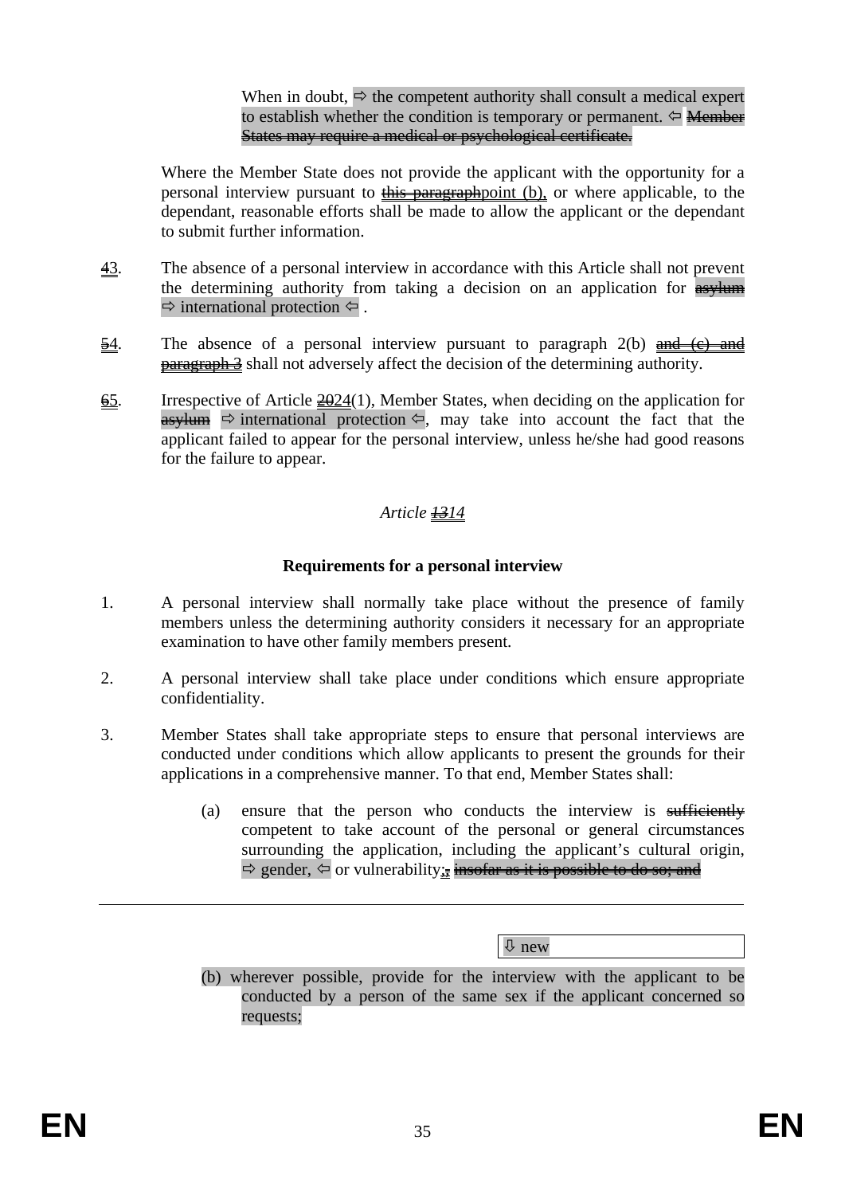When in doubt, ⇨ the competent authority shall consult a medical expert to establish whether the condition is temporary or permanent. ⇦ ~~Member States may require a medical or psychological certificate.~~

Where the Member State does not provide the applicant with the opportunity for a personal interview pursuant to ~~this paragraph~~point (b), or where applicable, to the dependant, reasonable efforts shall be made to allow the applicant or the dependant to submit further information.

~~4~~3. The absence of a personal interview in accordance with this Article shall not prevent the determining authority from taking a decision on an application for ~~asylum~~ ⇨ international protection ⇦ .

~~5~~4. The absence of a personal interview pursuant to paragraph 2(b) ~~and (c) and paragraph 3~~ shall not adversely affect the decision of the determining authority.

~~6~~5. Irrespective of Article ~~20~~24(1), Member States, when deciding on the application for ~~asylum~~ ⇨ international protection ⇦, may take into account the fact that the applicant failed to appear for the personal interview, unless he/she had good reasons for the failure to appear.

*Article ~~13~~14*

**Requirements for a personal interview**

1. A personal interview shall normally take place without the presence of family members unless the determining authority considers it necessary for an appropriate examination to have other family members present.

2. A personal interview shall take place under conditions which ensure appropriate confidentiality.

3. Member States shall take appropriate steps to ensure that personal interviews are conducted under conditions which allow applicants to present the grounds for their applications in a comprehensive manner. To that end, Member States shall:

   (a) ensure that the person who conducts the interview is ~~sufficiently~~ competent to take account of the personal or general circumstances surrounding the application, including the applicant's cultural origin, ⇨ gender, ⇦ or vulnerability;~~,~~ ~~insofar as it is possible to do so; and~~

---

⇩ new

   (b) wherever possible, provide for the interview with the applicant to be conducted by a person of the same sex if the applicant concerned so requests;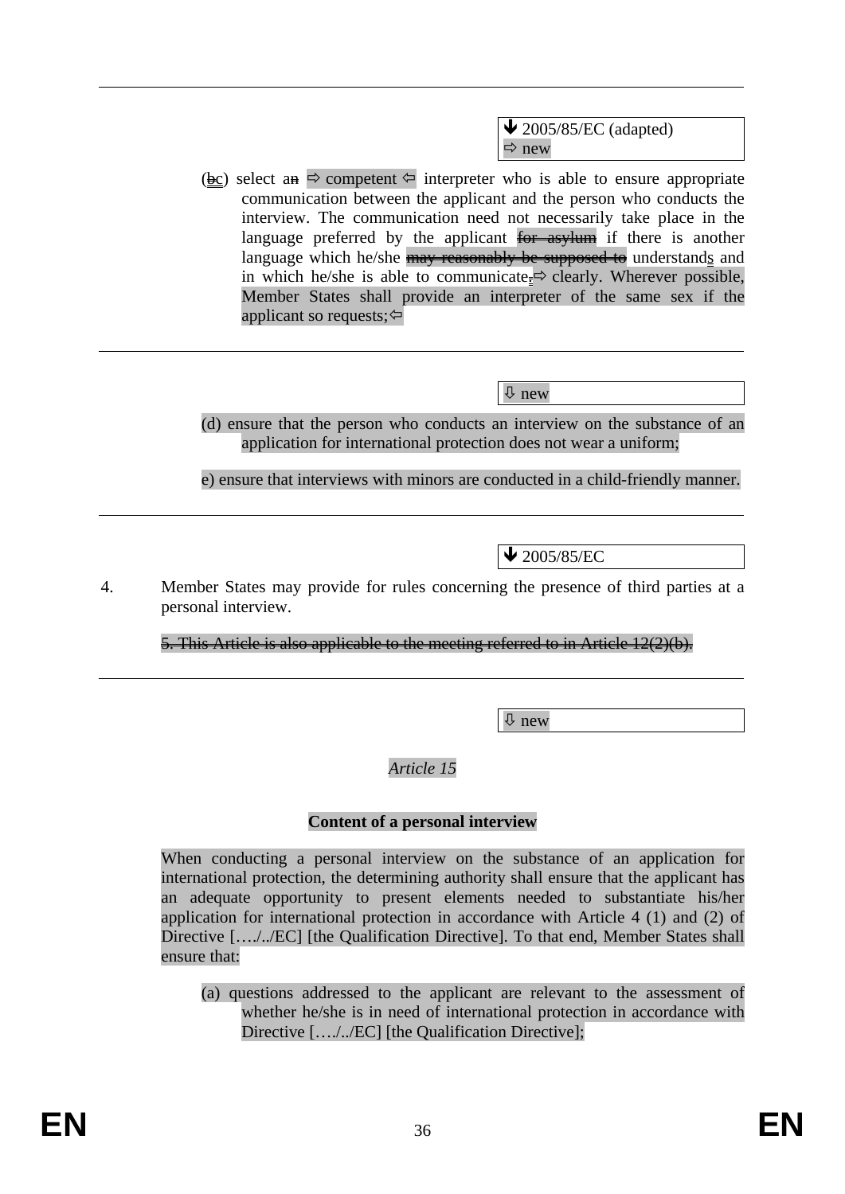---

↓ 2005/85/EC (adapted)
⇨ new

(~~b~~c) select a~~n~~ ⇨ competent ⇦ interpreter who is able to ensure appropriate communication between the applicant and the person who conducts the interview. The communication need not necessarily take place in the language preferred by the applicant ~~for asylum~~ if there is another language which he/she ~~may reasonably be supposed to~~ understands and in which he/she is able to communicate~~.~~⇨ clearly. Wherever possible, Member States shall provide an interpreter of the same sex if the applicant so requests;⇦

---

⇩ new

(d) ensure that the person who conducts an interview on the substance of an application for international protection does not wear a uniform;

e) ensure that interviews with minors are conducted in a child-friendly manner.

---

↓ 2005/85/EC

4. Member States may provide for rules concerning the presence of third parties at a personal interview.

~~5. This Article is also applicable to the meeting referred to in Article 12(2)(b).~~

---

⇩ new

*Article 15*

**Content of a personal interview**

When conducting a personal interview on the substance of an application for international protection, the determining authority shall ensure that the applicant has an adequate opportunity to present elements needed to substantiate his/her application for international protection in accordance with Article 4 (1) and (2) of Directive […./../EC] [the Qualification Directive]. To that end, Member States shall ensure that:

(a) questions addressed to the applicant are relevant to the assessment of whether he/she is in need of international protection in accordance with Directive […./../EC] [the Qualification Directive];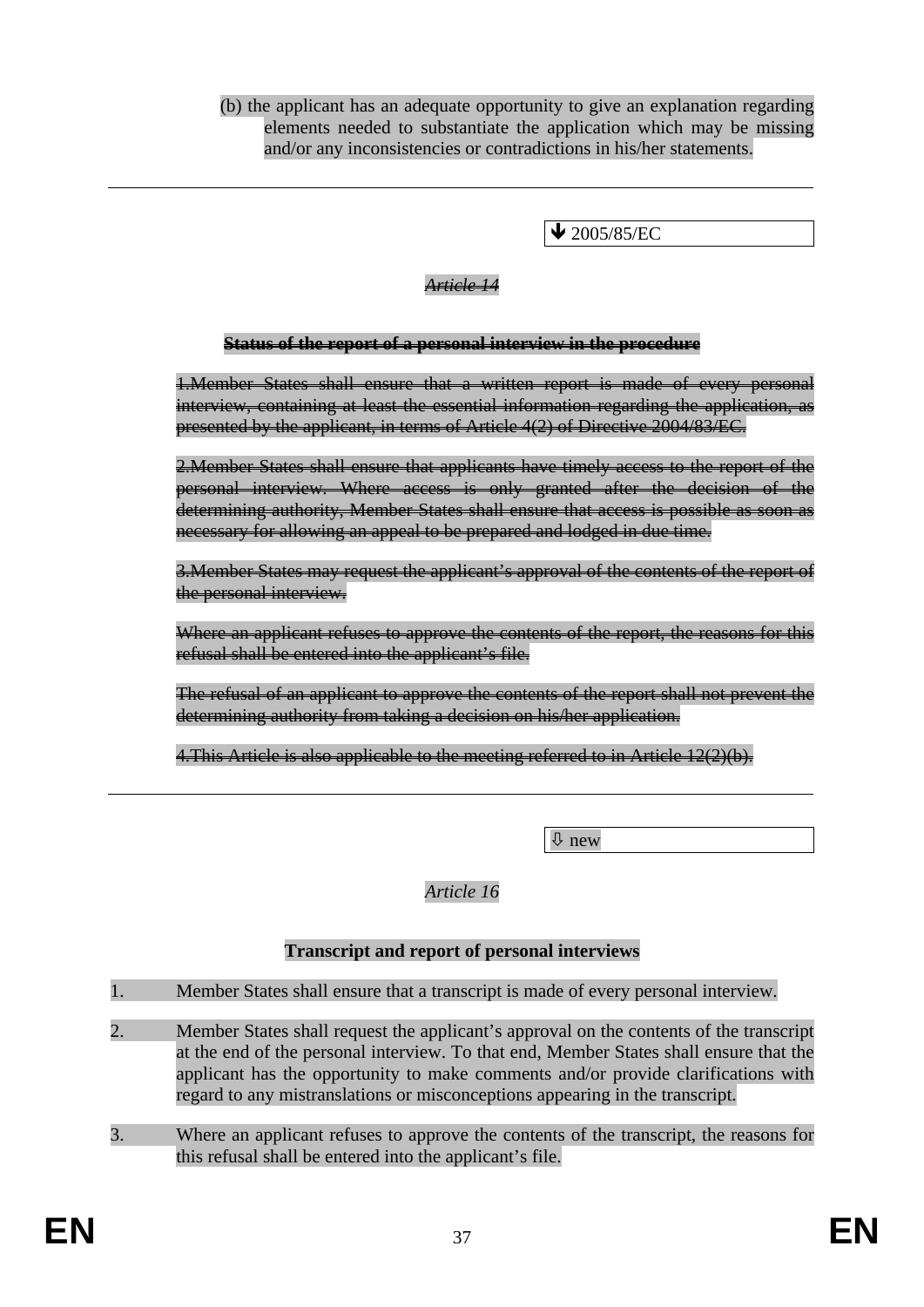(b) the applicant has an adequate opportunity to give an explanation regarding elements needed to substantiate the application which may be missing and/or any inconsistencies or contradictions in his/her statements.

---

🡻 2005/85/EC

~~*Article 14*~~

~~**Status of the report of a personal interview in the procedure**~~

~~1.Member States shall ensure that a written report is made of every personal interview, containing at least the essential information regarding the application, as presented by the applicant, in terms of Article 4(2) of Directive 2004/83/EC.~~

~~2.Member States shall ensure that applicants have timely access to the report of the personal interview. Where access is only granted after the decision of the determining authority, Member States shall ensure that access is possible as soon as necessary for allowing an appeal to be prepared and lodged in due time.~~

~~3.Member States may request the applicant's approval of the contents of the report of the personal interview.~~

~~Where an applicant refuses to approve the contents of the report, the reasons for this refusal shall be entered into the applicant's file.~~

~~The refusal of an applicant to approve the contents of the report shall not prevent the determining authority from taking a decision on his/her application.~~

~~4.This Article is also applicable to the meeting referred to in Article 12(2)(b).~~

---

⇩ new

*Article 16*

**Transcript and report of personal interviews**

1. Member States shall ensure that a transcript is made of every personal interview.

2. Member States shall request the applicant's approval on the contents of the transcript at the end of the personal interview. To that end, Member States shall ensure that the applicant has the opportunity to make comments and/or provide clarifications with regard to any mistranslations or misconceptions appearing in the transcript.

3. Where an applicant refuses to approve the contents of the transcript, the reasons for this refusal shall be entered into the applicant's file.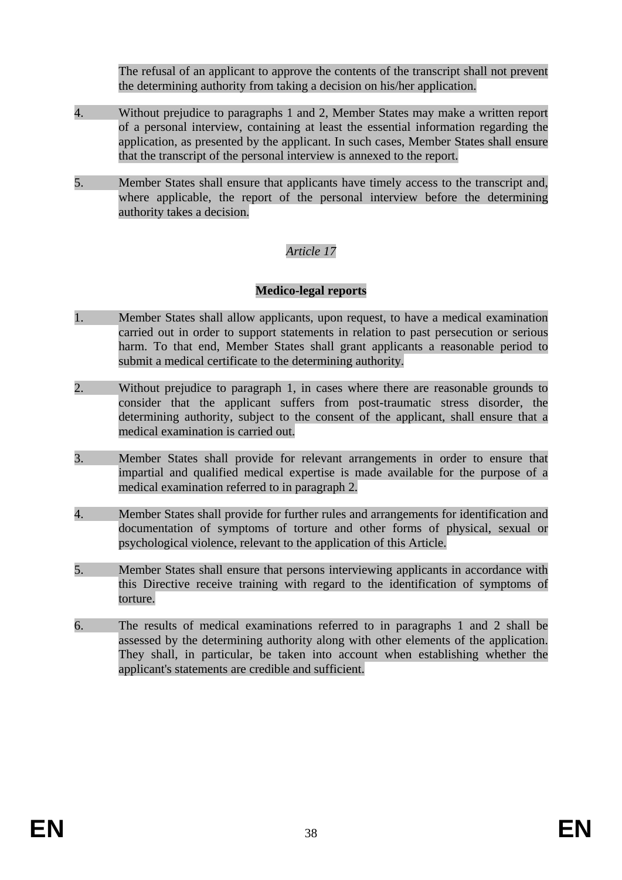The refusal of an applicant to approve the contents of the transcript shall not prevent the determining authority from taking a decision on his/her application.

4. Without prejudice to paragraphs 1 and 2, Member States may make a written report of a personal interview, containing at least the essential information regarding the application, as presented by the applicant. In such cases, Member States shall ensure that the transcript of the personal interview is annexed to the report.

5. Member States shall ensure that applicants have timely access to the transcript and, where applicable, the report of the personal interview before the determining authority takes a decision.

*Article 17*

**Medico-legal reports**

1. Member States shall allow applicants, upon request, to have a medical examination carried out in order to support statements in relation to past persecution or serious harm. To that end, Member States shall grant applicants a reasonable period to submit a medical certificate to the determining authority.

2. Without prejudice to paragraph 1, in cases where there are reasonable grounds to consider that the applicant suffers from post-traumatic stress disorder, the determining authority, subject to the consent of the applicant, shall ensure that a medical examination is carried out.

3. Member States shall provide for relevant arrangements in order to ensure that impartial and qualified medical expertise is made available for the purpose of a medical examination referred to in paragraph 2.

4. Member States shall provide for further rules and arrangements for identification and documentation of symptoms of torture and other forms of physical, sexual or psychological violence, relevant to the application of this Article.

5. Member States shall ensure that persons interviewing applicants in accordance with this Directive receive training with regard to the identification of symptoms of torture.

6. The results of medical examinations referred to in paragraphs 1 and 2 shall be assessed by the determining authority along with other elements of the application. They shall, in particular, be taken into account when establishing whether the applicant's statements are credible and sufficient.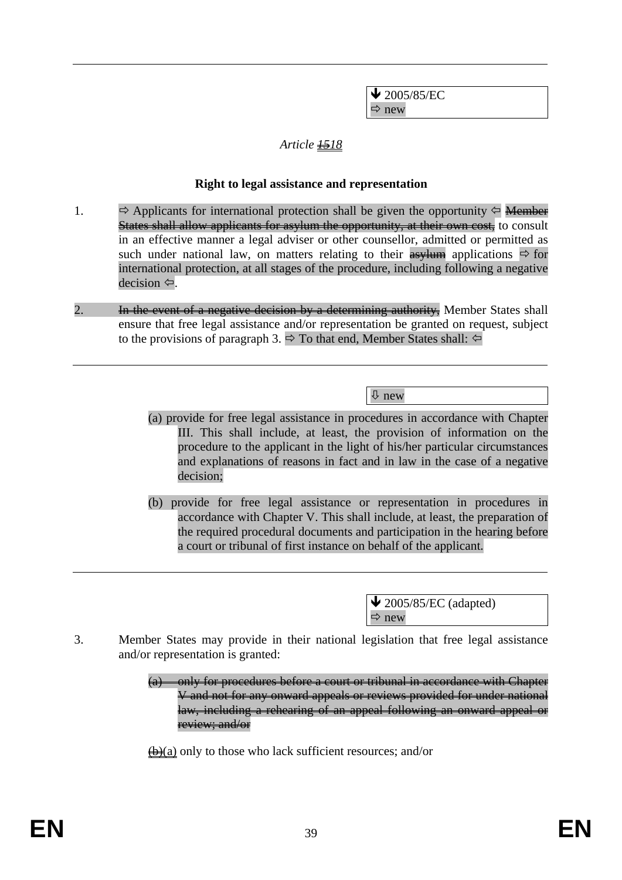↓ 2005/85/EC
⇨ new

*Article ~~15~~18*

**Right to legal assistance and representation**

1. ⇨ Applicants for international protection shall be given the opportunity ⇦ ~~Member States shall allow applicants for asylum the opportunity, at their own cost,~~ to consult in an effective manner a legal adviser or other counsellor, admitted or permitted as such under national law, on matters relating to their ~~asylum~~ applications ⇨ for international protection, at all stages of the procedure, including following a negative decision ⇦.

2. ~~In the event of a negative decision by a determining authority,~~ Member States shall ensure that free legal assistance and/or representation be granted on request, subject to the provisions of paragraph 3. ⇨ To that end, Member States shall: ⇦

⇩ new

(a) provide for free legal assistance in procedures in accordance with Chapter III. This shall include, at least, the provision of information on the procedure to the applicant in the light of his/her particular circumstances and explanations of reasons in fact and in law in the case of a negative decision;

(b) provide for free legal assistance or representation in procedures in accordance with Chapter V. This shall include, at least, the preparation of the required procedural documents and participation in the hearing before a court or tribunal of first instance on behalf of the applicant.

↓ 2005/85/EC (adapted)
⇨ new

3. Member States may provide in their national legislation that free legal assistance and/or representation is granted:

~~(a) only for procedures before a court or tribunal in accordance with Chapter V and not for any onward appeals or reviews provided for under national law, including a rehearing of an appeal following an onward appeal or review; and/or~~

~~(b)~~(a) only to those who lack sufficient resources; and/or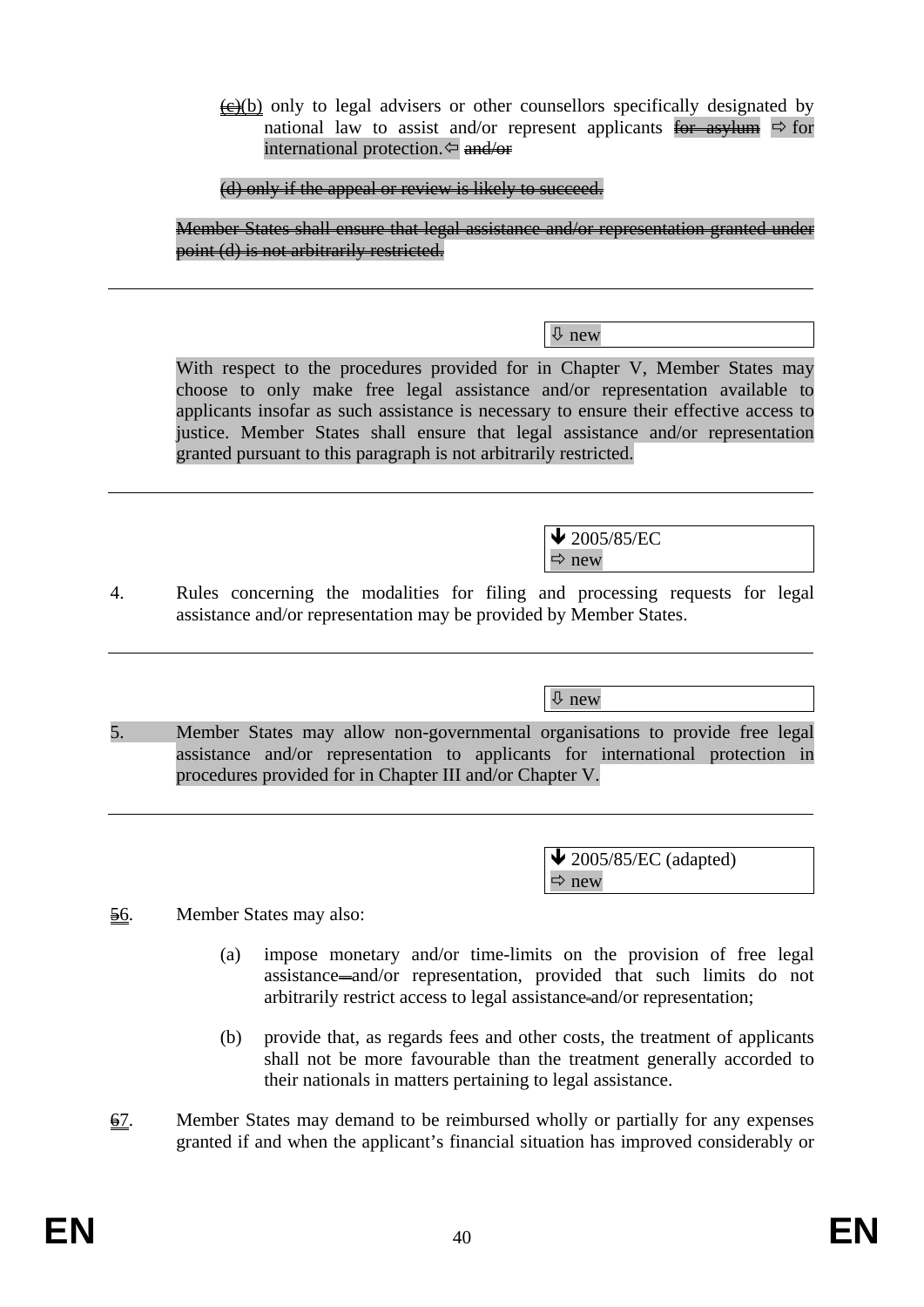~~(c)~~(b) only to legal advisers or other counsellors specifically designated by national law to assist and/or represent applicants ~~for asylum~~ ⇨ for international protection.⇦ ~~and/or~~

~~(d) only if the appeal or review is likely to succeed.~~

~~Member States shall ensure that legal assistance and/or representation granted under point (d) is not arbitrarily restricted.~~

---

⇩ new

With respect to the procedures provided for in Chapter V, Member States may choose to only make free legal assistance and/or representation available to applicants insofar as such assistance is necessary to ensure their effective access to justice. Member States shall ensure that legal assistance and/or representation granted pursuant to this paragraph is not arbitrarily restricted.

---

🡻 2005/85/EC
⇨ new

4. Rules concerning the modalities for filing and processing requests for legal assistance and/or representation may be provided by Member States.

---

⇩ new

5. Member States may allow non-governmental organisations to provide free legal assistance and/or representation to applicants for international protection in procedures provided for in Chapter III and/or Chapter V.

---

🡻 2005/85/EC (adapted)
⇨ new

~~5~~6. Member States may also:

(a) impose monetary and/or time-limits on the provision of free legal assistance and/or representation, provided that such limits do not arbitrarily restrict access to legal assistance and/or representation;

(b) provide that, as regards fees and other costs, the treatment of applicants shall not be more favourable than the treatment generally accorded to their nationals in matters pertaining to legal assistance.

~~6~~7. Member States may demand to be reimbursed wholly or partially for any expenses granted if and when the applicant's financial situation has improved considerably or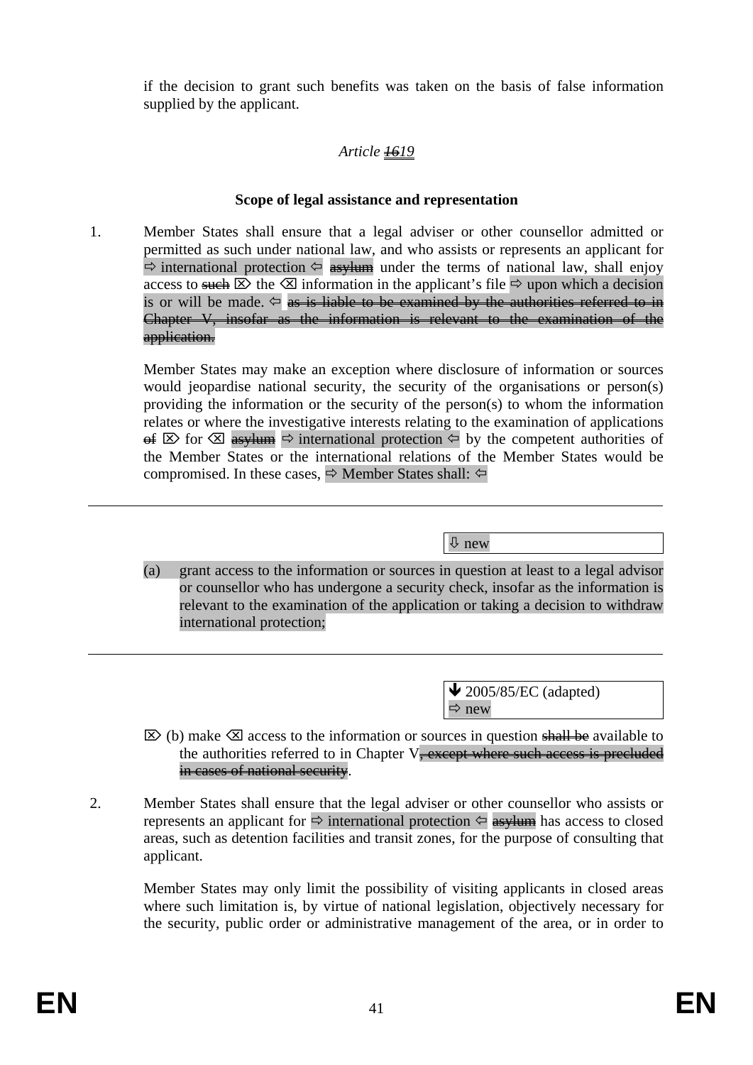if the decision to grant such benefits was taken on the basis of false information supplied by the applicant.

*Article ~~16~~19*

**Scope of legal assistance and representation**

1. Member States shall ensure that a legal adviser or other counsellor admitted or permitted as such under national law, and who assists or represents an applicant for ⇨ international protection ⇦ ~~asylum~~ under the terms of national law, shall enjoy access to ~~such~~ ⌦ the ⌫ information in the applicant's file ⇨ upon which a decision is or will be made. ⇦ ~~as is liable to be examined by the authorities referred to in Chapter V, insofar as the information is relevant to the examination of the application.~~

   Member States may make an exception where disclosure of information or sources would jeopardise national security, the security of the organisations or person(s) providing the information or the security of the person(s) to whom the information relates or where the investigative interests relating to the examination of applications ~~of~~ ⌦ for ⌫ ~~asylum~~ ⇨ international protection ⇦ by the competent authorities of the Member States or the international relations of the Member States would be compromised. In these cases, ⇨ Member States shall: ⇦

---

⇩ new

(a) grant access to the information or sources in question at least to a legal advisor or counsellor who has undergone a security check, insofar as the information is relevant to the examination of the application or taking a decision to withdraw international protection;

---

🡻 2005/85/EC (adapted)
⇨ new

⌦ (b) make ⌫ access to the information or sources in question ~~shall be~~ available to the authorities referred to in Chapter V~~, except where such access is precluded in cases of national security~~.

2. Member States shall ensure that the legal adviser or other counsellor who assists or represents an applicant for ⇨ international protection ⇦ ~~asylum~~ has access to closed areas, such as detention facilities and transit zones, for the purpose of consulting that applicant.

   Member States may only limit the possibility of visiting applicants in closed areas where such limitation is, by virtue of national legislation, objectively necessary for the security, public order or administrative management of the area, or in order to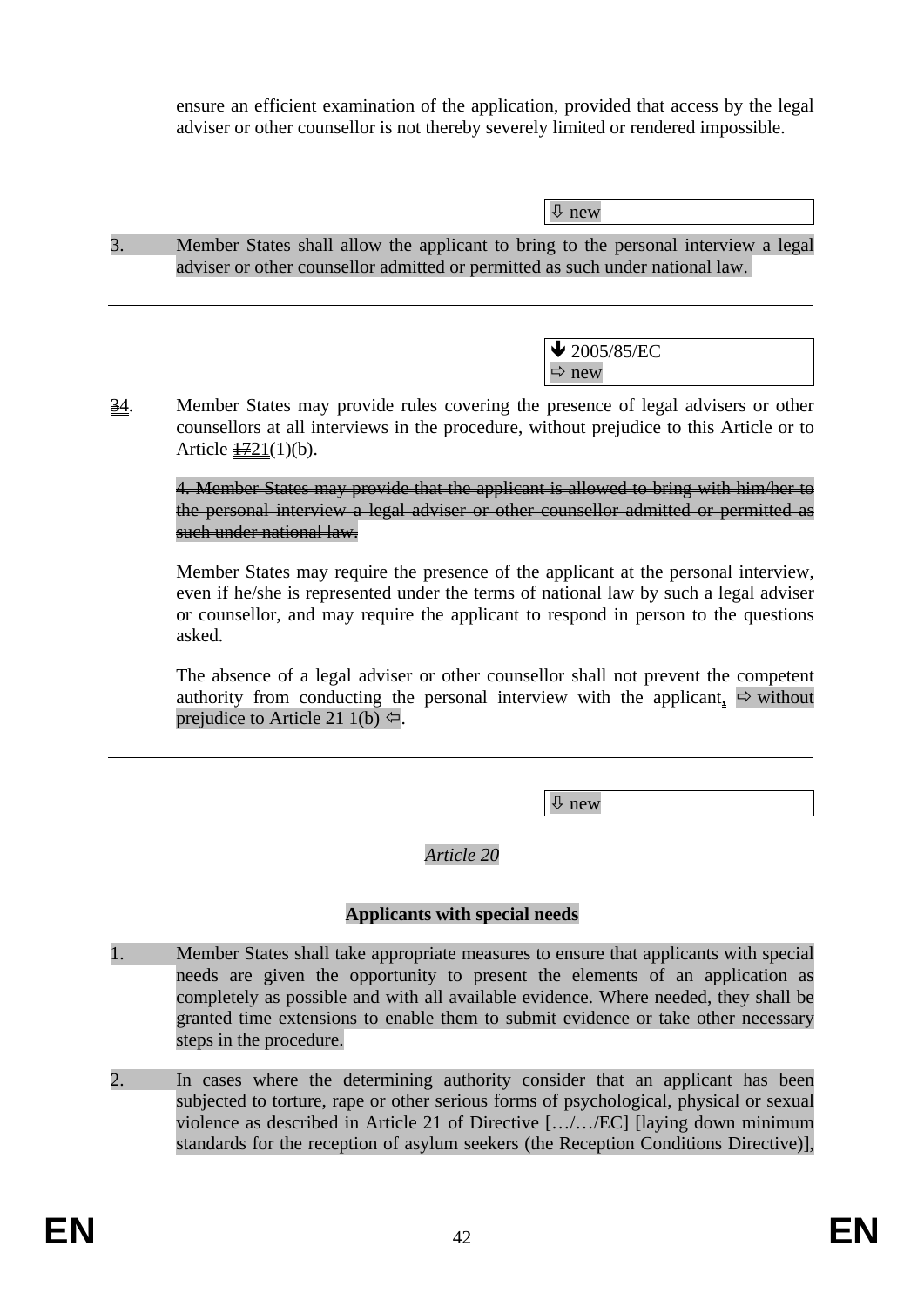ensure an efficient examination of the application, provided that access by the legal adviser or other counsellor is not thereby severely limited or rendered impossible.

---

⇩ new

3. Member States shall allow the applicant to bring to the personal interview a legal adviser or other counsellor admitted or permitted as such under national law.

---

🡻 2005/85/EC
⇨ new

~~3~~4. Member States may provide rules covering the presence of legal advisers or other counsellors at all interviews in the procedure, without prejudice to this Article or to Article ~~17~~21(1)(b).

~~4. Member States may provide that the applicant is allowed to bring with him/her to the personal interview a legal adviser or other counsellor admitted or permitted as such under national law.~~

Member States may require the presence of the applicant at the personal interview, even if he/she is represented under the terms of national law by such a legal adviser or counsellor, and may require the applicant to respond in person to the questions asked.

The absence of a legal adviser or other counsellor shall not prevent the competent authority from conducting the personal interview with the applicant~~,~~ ⇨ without prejudice to Article 21 1(b) ⇦.

---

⇩ new

*Article 20*

**Applicants with special needs**

1. Member States shall take appropriate measures to ensure that applicants with special needs are given the opportunity to present the elements of an application as completely as possible and with all available evidence. Where needed, they shall be granted time extensions to enable them to submit evidence or take other necessary steps in the procedure.

2. In cases where the determining authority consider that an applicant has been subjected to torture, rape or other serious forms of psychological, physical or sexual violence as described in Article 21 of Directive […/…/EC] [laying down minimum standards for the reception of asylum seekers (the Reception Conditions Directive)],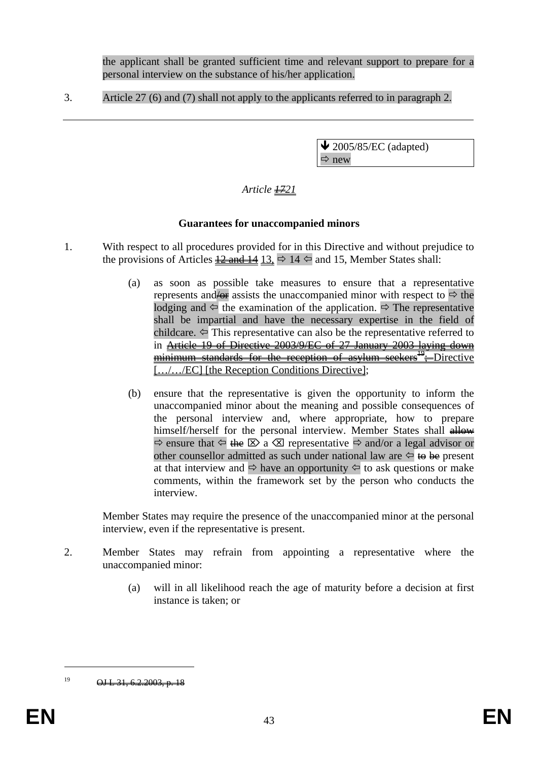the applicant shall be granted sufficient time and relevant support to prepare for a personal interview on the substance of his/her application.

3. Article 27 (6) and (7) shall not apply to the applicants referred to in paragraph 2.

---

🡻 2005/85/EC (adapted)
⇨ new

*Article ~~17~~21*

**Guarantees for unaccompanied minors**

1. With respect to all procedures provided for in this Directive and without prejudice to the provisions of Articles ~~12 and 14~~ 13, ⇨ 14 ⇦ and 15, Member States shall:

   (a) as soon as possible take measures to ensure that a representative represents and~~/or~~ assists the unaccompanied minor with respect to ⇨ the lodging and ⇦ the examination of the application. ⇨ The representative shall be impartial and have the necessary expertise in the field of childcare. ⇦ This representative can also be the representative referred to in ~~Article 19 of Directive 2003/9/EC of 27 January 2003 laying down minimum standards for the reception of asylum seekers[19];~~ Directive […/…/EC] [the Reception Conditions Directive];

   (b) ensure that the representative is given the opportunity to inform the unaccompanied minor about the meaning and possible consequences of the personal interview and, where appropriate, how to prepare himself/herself for the personal interview. Member States shall ~~allow~~ ⇨ ensure that ⇦ ~~the~~ ⌦ a ⌫ representative ⇨ and/or a legal advisor or other counsellor admitted as such under national law are ⇦ ~~to be~~ present at that interview and ⇨ have an opportunity ⇦ to ask questions or make comments, within the framework set by the person who conducts the interview.

Member States may require the presence of the unaccompanied minor at the personal interview, even if the representative is present.

2. Member States may refrain from appointing a representative where the unaccompanied minor:

   (a) will in all likelihood reach the age of maturity before a decision at first instance is taken; or

---

[19] ~~OJ L 31, 6.2.2003, p. 18~~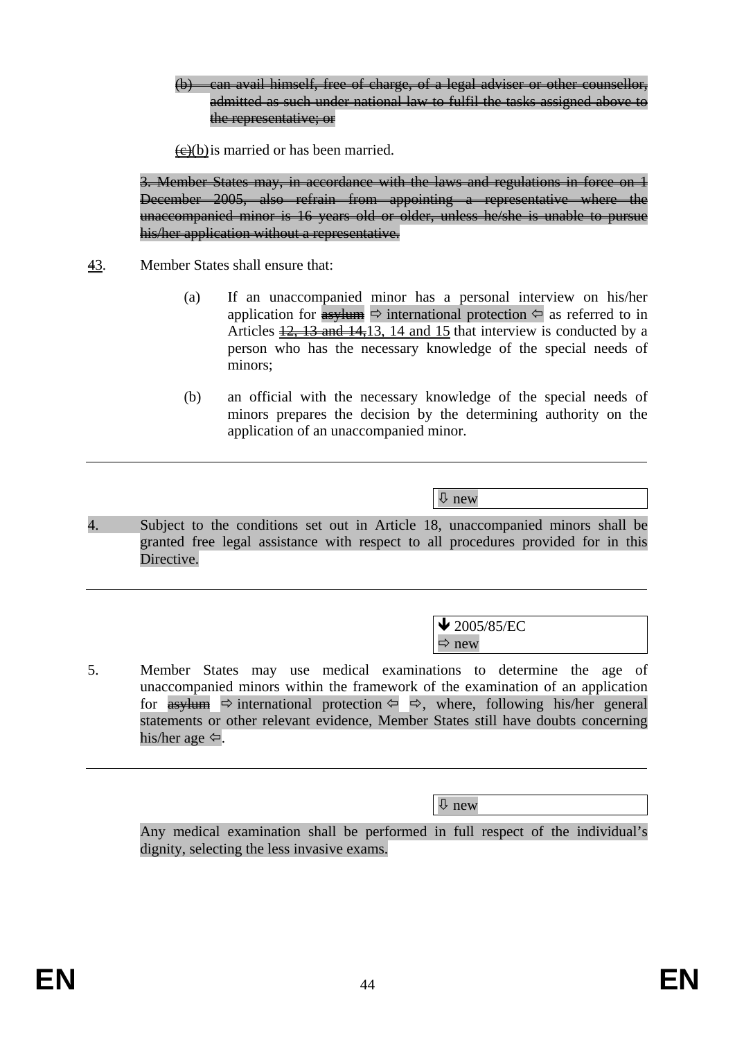~~(b) can avail himself, free of charge, of a legal adviser or other counsellor, admitted as such under national law to fulfil the tasks assigned above to the representative; or~~

~~(c)~~(b) is married or has been married.

~~3. Member States may, in accordance with the laws and regulations in force on 1 December 2005, also refrain from appointing a representative where the unaccompanied minor is 16 years old or older, unless he/she is unable to pursue his/her application without a representative.~~

~~4~~3. Member States shall ensure that:

(a) If an unaccompanied minor has a personal interview on his/her application for ~~asylum~~ ⇨ international protection ⇦ as referred to in Articles ~~12, 13 and 14,~~13, 14 and 15 that interview is conducted by a person who has the necessary knowledge of the special needs of minors;

(b) an official with the necessary knowledge of the special needs of minors prepares the decision by the determining authority on the application of an unaccompanied minor.

---

⇩ new

4. Subject to the conditions set out in Article 18, unaccompanied minors shall be granted free legal assistance with respect to all procedures provided for in this Directive.

---

⇩ 2005/85/EC
⇨ new

5. Member States may use medical examinations to determine the age of unaccompanied minors within the framework of the examination of an application for ~~asylum~~ ⇨ international protection ⇦ ⇨, where, following his/her general statements or other relevant evidence, Member States still have doubts concerning his/her age ⇦.

---

⇩ new

Any medical examination shall be performed in full respect of the individual's dignity, selecting the less invasive exams.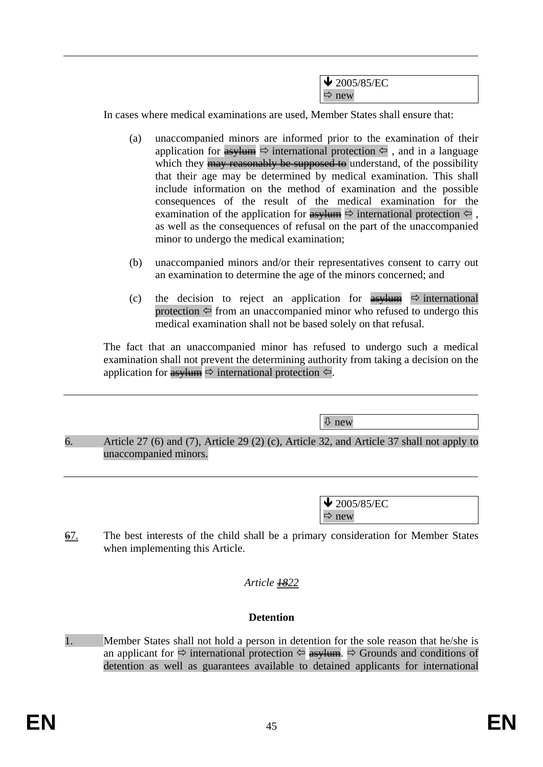---

| ⬇ 2005/85/EC ⇨ new |
|---|

In cases where medical examinations are used, Member States shall ensure that:

(a) unaccompanied minors are informed prior to the examination of their application for ~~asylum~~ ⇨ international protection ⇦ , and in a language which they ~~may reasonably be supposed to~~ understand, of the possibility that their age may be determined by medical examination. This shall include information on the method of examination and the possible consequences of the result of the medical examination for the examination of the application for ~~asylum~~ ⇨ international protection ⇦ , as well as the consequences of refusal on the part of the unaccompanied minor to undergo the medical examination;

(b) unaccompanied minors and/or their representatives consent to carry out an examination to determine the age of the minors concerned; and

(c) the decision to reject an application for ~~asylum~~ ⇨ international protection ⇦ from an unaccompanied minor who refused to undergo this medical examination shall not be based solely on that refusal.

The fact that an unaccompanied minor has refused to undergo such a medical examination shall not prevent the determining authority from taking a decision on the application for ~~asylum~~ ⇨ international protection ⇦.

---

| ⇩ new |
|---|

6. Article 27 (6) and (7), Article 29 (2) (c), Article 32, and Article 37 shall not apply to unaccompanied minors.

---

| ⬇ 2005/85/EC ⇨ new |
|---|

~~6~~7. The best interests of the child shall be a primary consideration for Member States when implementing this Article.

*Article ~~18~~22*

**Detention**

1. Member States shall not hold a person in detention for the sole reason that he/she is an applicant for ⇨ international protection ⇦ ~~asylum~~. ⇨ Grounds and conditions of detention as well as guarantees available to detained applicants for international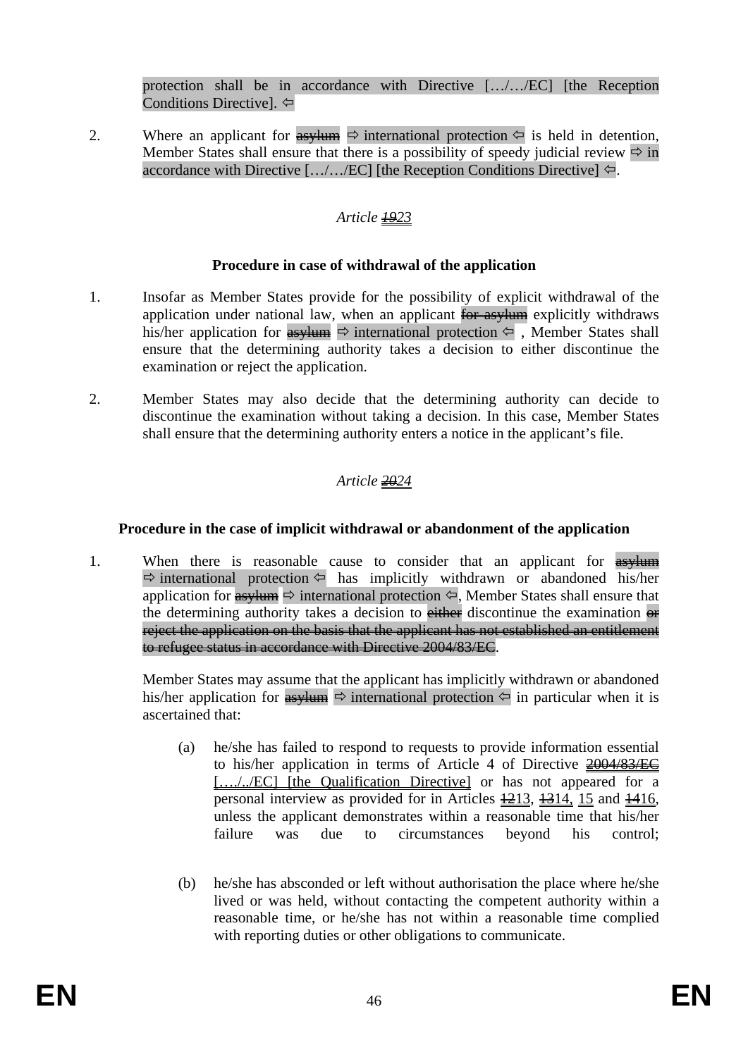protection shall be in accordance with Directive […/…/EC] [the Reception Conditions Directive]. ⇦

2. Where an applicant for ~~asylum~~ ⇨ international protection ⇦ is held in detention, Member States shall ensure that there is a possibility of speedy judicial review ⇨ in accordance with Directive […/…/EC] [the Reception Conditions Directive] ⇦.

*Article ~~19~~23*

**Procedure in case of withdrawal of the application**

1. Insofar as Member States provide for the possibility of explicit withdrawal of the application under national law, when an applicant ~~for asylum~~ explicitly withdraws his/her application for ~~asylum~~ ⇨ international protection ⇦ , Member States shall ensure that the determining authority takes a decision to either discontinue the examination or reject the application.

2. Member States may also decide that the determining authority can decide to discontinue the examination without taking a decision. In this case, Member States shall ensure that the determining authority enters a notice in the applicant's file.

*Article ~~20~~24*

**Procedure in the case of implicit withdrawal or abandonment of the application**

1. When there is reasonable cause to consider that an applicant for ~~asylum~~ ⇨ international protection ⇦ has implicitly withdrawn or abandoned his/her application for ~~asylum~~ ⇨ international protection ⇦, Member States shall ensure that the determining authority takes a decision to ~~either~~ discontinue the examination ~~or reject the application on the basis that the applicant has not established an entitlement to refugee status in accordance with Directive 2004/83/EC~~.

   Member States may assume that the applicant has implicitly withdrawn or abandoned his/her application for ~~asylum~~ ⇨ international protection ⇦ in particular when it is ascertained that:

   (a) he/she has failed to respond to requests to provide information essential to his/her application in terms of Article 4 of Directive ~~2004/83/EC~~ […./../EC] [the Qualification Directive] or has not appeared for a personal interview as provided for in Articles ~~12~~13, ~~13~~14, 15 and ~~14~~16, unless the applicant demonstrates within a reasonable time that his/her failure was due to circumstances beyond his control;

   (b) he/she has absconded or left without authorisation the place where he/she lived or was held, without contacting the competent authority within a reasonable time, or he/she has not within a reasonable time complied with reporting duties or other obligations to communicate.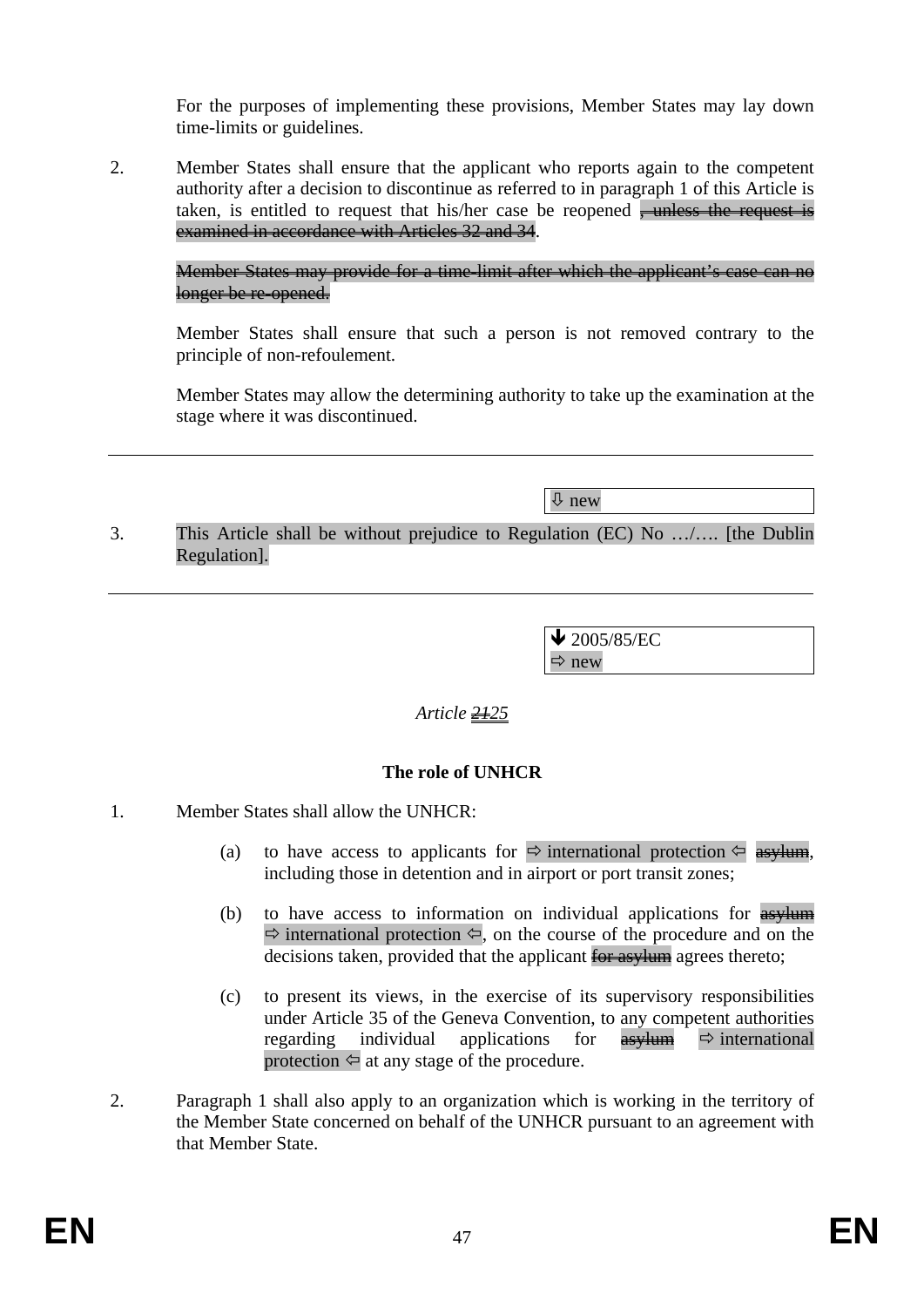For the purposes of implementing these provisions, Member States may lay down time-limits or guidelines.

2. Member States shall ensure that the applicant who reports again to the competent authority after a decision to discontinue as referred to in paragraph 1 of this Article is taken, is entitled to request that his/her case be reopened ~~, unless the request is examined in accordance with Articles 32 and 34~~.

~~Member States may provide for a time-limit after which the applicant's case can no longer be re-opened.~~

Member States shall ensure that such a person is not removed contrary to the principle of non-refoulement.

Member States may allow the determining authority to take up the examination at the stage where it was discontinued.

---

⇩ new

3. This Article shall be without prejudice to Regulation (EC) No …/…. [the Dublin Regulation].

---

🡻 2005/85/EC
⇨ new

*Article ~~21~~25*

**The role of UNHCR**

1. Member States shall allow the UNHCR:

   (a) to have access to applicants for ⇨ international protection ⇦ ~~asylum~~, including those in detention and in airport or port transit zones;

   (b) to have access to information on individual applications for ~~asylum~~ ⇨ international protection ⇦, on the course of the procedure and on the decisions taken, provided that the applicant ~~for asylum~~ agrees thereto;

   (c) to present its views, in the exercise of its supervisory responsibilities under Article 35 of the Geneva Convention, to any competent authorities regarding individual applications for ~~asylum~~ ⇨ international protection ⇦ at any stage of the procedure.

2. Paragraph 1 shall also apply to an organization which is working in the territory of the Member State concerned on behalf of the UNHCR pursuant to an agreement with that Member State.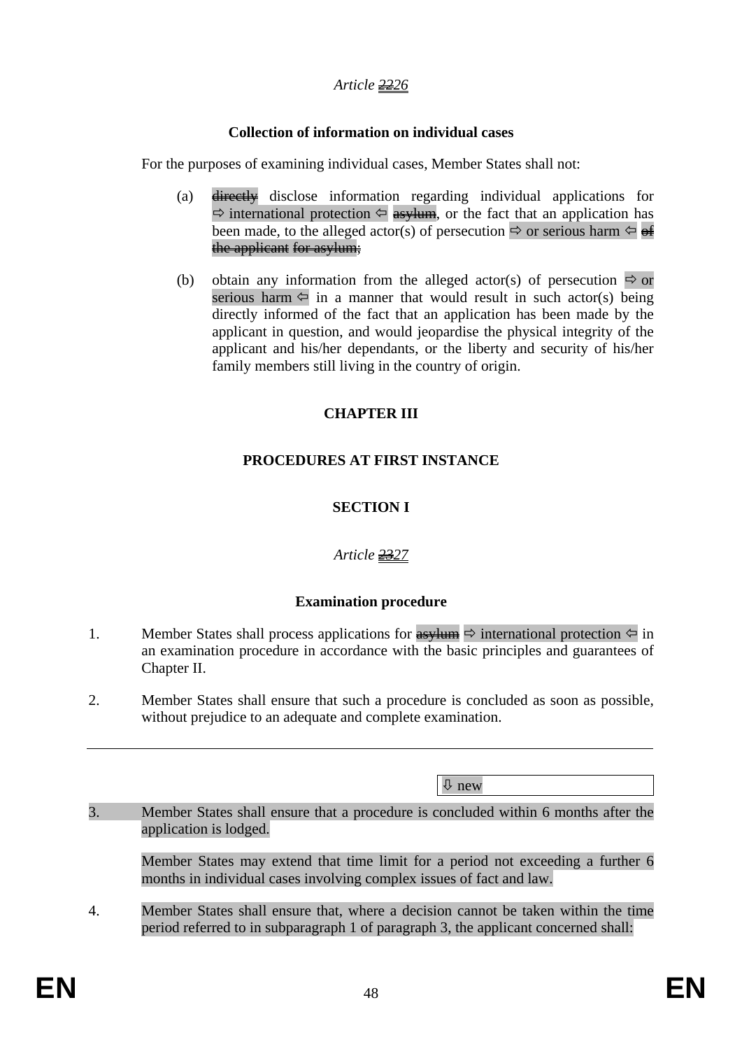*Article ~~22~~26*

**Collection of information on individual cases**

For the purposes of examining individual cases, Member States shall not:

(a) ~~directly~~ disclose information regarding individual applications for ⇨ international protection ⇦ ~~asylum~~, or the fact that an application has been made, to the alleged actor(s) of persecution ⇨ or serious harm ⇦ ~~of the applicant for asylum~~;

(b) obtain any information from the alleged actor(s) of persecution ⇨ or serious harm ⇦ in a manner that would result in such actor(s) being directly informed of the fact that an application has been made by the applicant in question, and would jeopardise the physical integrity of the applicant and his/her dependants, or the liberty and security of his/her family members still living in the country of origin.

## CHAPTER III

## PROCEDURES AT FIRST INSTANCE

## SECTION I

*Article ~~23~~27*

**Examination procedure**

1. Member States shall process applications for ~~asylum~~ ⇨ international protection ⇦ in an examination procedure in accordance with the basic principles and guarantees of Chapter II.

2. Member States shall ensure that such a procedure is concluded as soon as possible, without prejudice to an adequate and complete examination.

---

⇩ new

3. Member States shall ensure that a procedure is concluded within 6 months after the application is lodged.

Member States may extend that time limit for a period not exceeding a further 6 months in individual cases involving complex issues of fact and law.

4. Member States shall ensure that, where a decision cannot be taken within the time period referred to in subparagraph 1 of paragraph 3, the applicant concerned shall: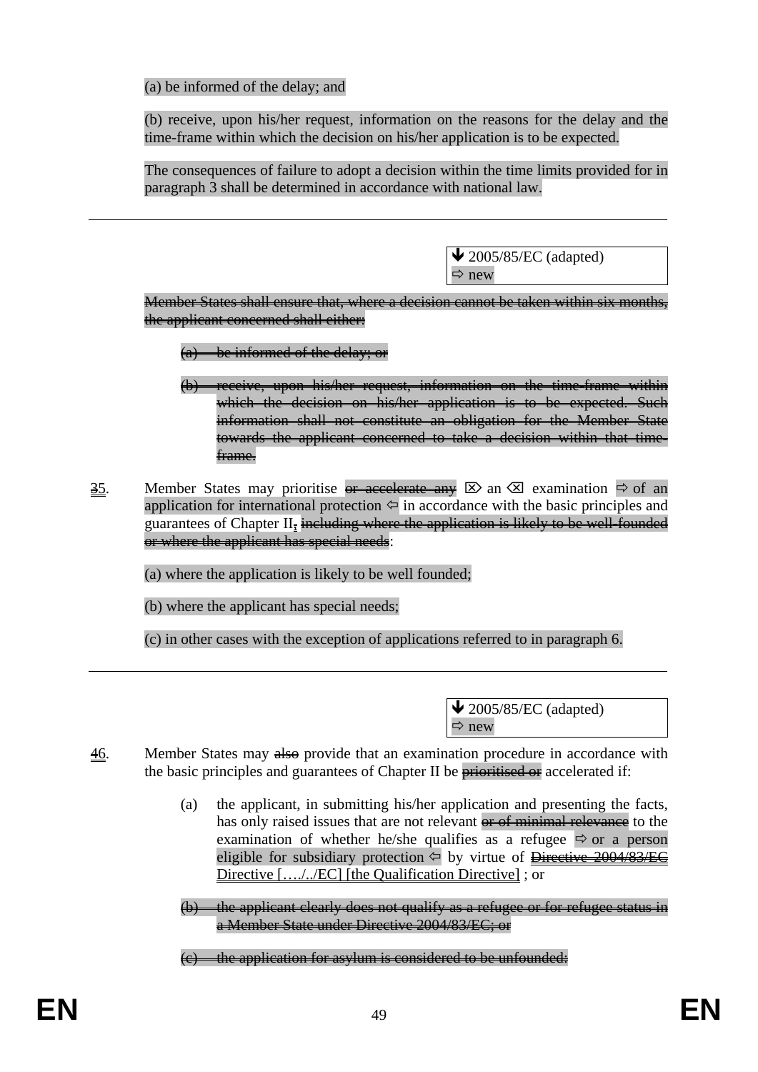(a) be informed of the delay; and

(b) receive, upon his/her request, information on the reasons for the delay and the time-frame within which the decision on his/her application is to be expected.

The consequences of failure to adopt a decision within the time limits provided for in paragraph 3 shall be determined in accordance with national law.

---

↓ 2005/85/EC (adapted)
⇨ new

~~Member States shall ensure that, where a decision cannot be taken within six months, the applicant concerned shall either:~~

~~(a) be informed of the delay; or~~

~~(b) receive, upon his/her request, information on the time-frame within which the decision on his/her application is to be expected. Such information shall not constitute an obligation for the Member State towards the applicant concerned to take a decision within that time-frame.~~

~~3~~5. Member States may prioritise ~~or accelerate any~~ ⊠ an ⊠ examination ⇨ of an application for international protection ⇦ in accordance with the basic principles and guarantees of Chapter II~~,~~ ~~including where the application is likely to be well-founded or where the applicant has special needs~~:

(a) where the application is likely to be well founded;

(b) where the applicant has special needs;

(c) in other cases with the exception of applications referred to in paragraph 6.

---

↓ 2005/85/EC (adapted)
⇨ new

~~4~~6. Member States may ~~also~~ provide that an examination procedure in accordance with the basic principles and guarantees of Chapter II be ~~prioritised or~~ accelerated if:

(a) the applicant, in submitting his/her application and presenting the facts, has only raised issues that are not relevant ~~or of minimal relevance~~ to the examination of whether he/she qualifies as a refugee ⇨ or a person eligible for subsidiary protection ⇦ by virtue of ~~Directive 2004/83/EC~~ Directive […./../EC] [the Qualification Directive] ; or

~~(b) the applicant clearly does not qualify as a refugee or for refugee status in a Member State under Directive 2004/83/EC; or~~

~~(c) the application for asylum is considered to be unfounded:~~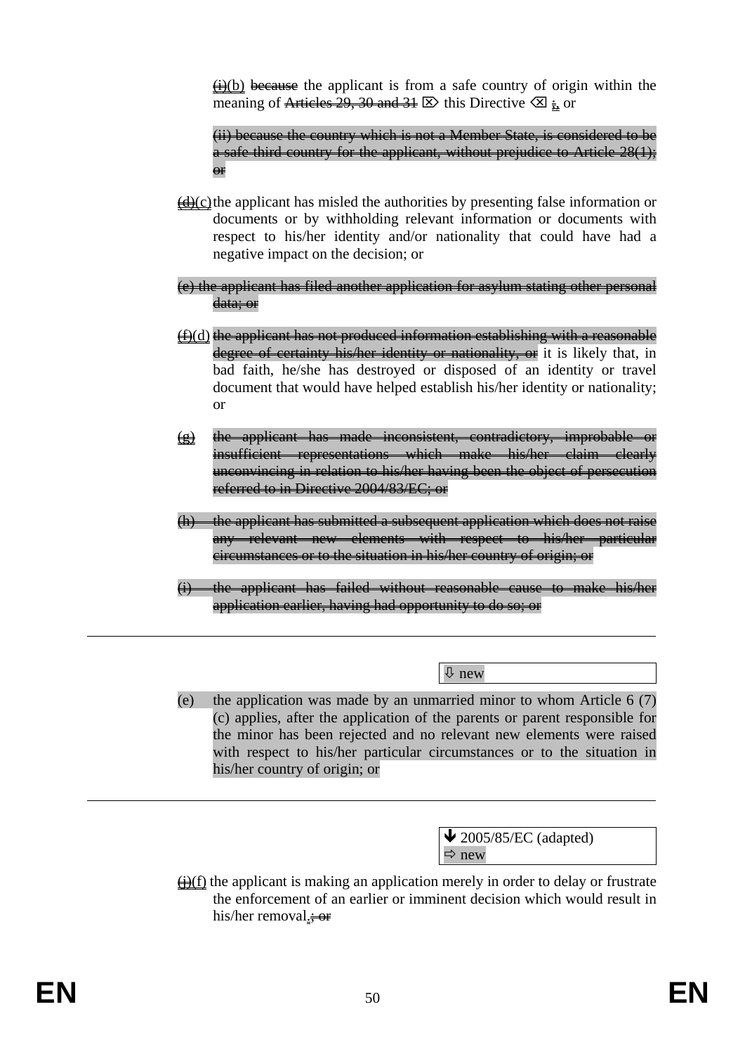~~(i)~~(b) ~~because~~ the applicant is from a safe country of origin within the meaning of ~~Articles 29, 30 and 31~~ ⌦ this Directive ⌫ ~~;~~. or

~~(ii) because the country which is not a Member State, is considered to be a safe third country for the applicant, without prejudice to Article 28(1); or~~

~~(d)~~(c) the applicant has misled the authorities by presenting false information or documents or by withholding relevant information or documents with respect to his/her identity and/or nationality that could have had a negative impact on the decision; or

~~(e) the applicant has filed another application for asylum stating other personal data; or~~

~~(f)~~(d) ~~the applicant has not produced information establishing with a reasonable degree of certainty his/her identity or nationality, or~~ it is likely that, in bad faith, he/she has destroyed or disposed of an identity or travel document that would have helped establish his/her identity or nationality; or

~~(g) the applicant has made inconsistent, contradictory, improbable or insufficient representations which make his/her claim clearly unconvincing in relation to his/her having been the object of persecution referred to in Directive 2004/83/EC; or~~

~~(h) the applicant has submitted a subsequent application which does not raise any relevant new elements with respect to his/her particular circumstances or to the situation in his/her country of origin; or~~

~~(i) the applicant has failed without reasonable cause to make his/her application earlier, having had opportunity to do so; or~~

---

⇩ new

(e) the application was made by an unmarried minor to whom Article 6 (7) (c) applies, after the application of the parents or parent responsible for the minor has been rejected and no relevant new elements were raised with respect to his/her particular circumstances or to the situation in his/her country of origin; or

---

🡻 2005/85/EC (adapted)
⇨ new

~~(j)~~(f) the applicant is making an application merely in order to delay or frustrate the enforcement of an earlier or imminent decision which would result in his/her removal.~~; or~~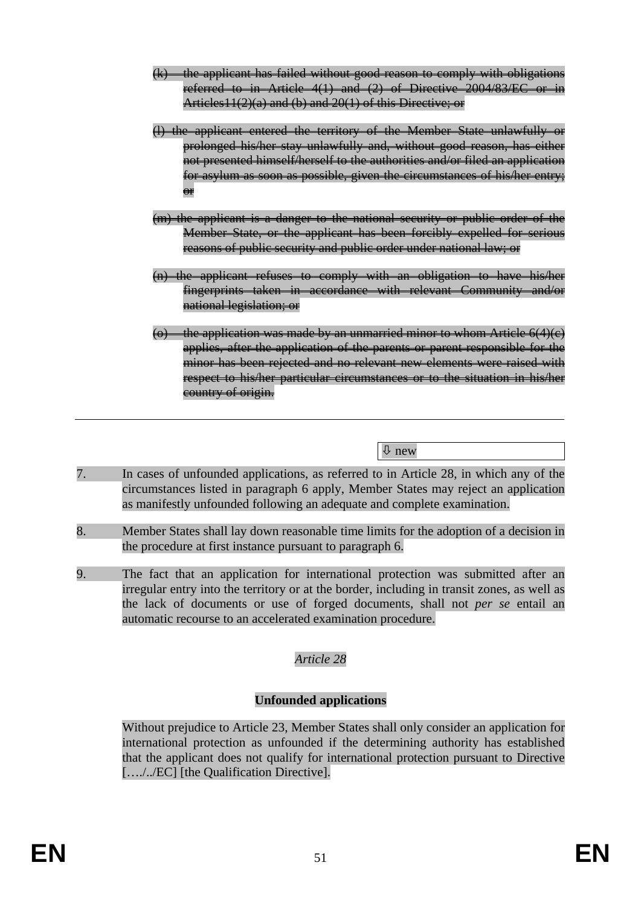~~(k) the applicant has failed without good reason to comply with obligations referred to in Article 4(1) and (2) of Directive 2004/83/EC or in Articles11(2)(a) and (b) and 20(1) of this Directive; or~~

~~(l) the applicant entered the territory of the Member State unlawfully or prolonged his/her stay unlawfully and, without good reason, has either not presented himself/herself to the authorities and/or filed an application for asylum as soon as possible, given the circumstances of his/her entry; or~~

~~(m) the applicant is a danger to the national security or public order of the Member State, or the applicant has been forcibly expelled for serious reasons of public security and public order under national law; or~~

~~(n) the applicant refuses to comply with an obligation to have his/her fingerprints taken in accordance with relevant Community and/or national legislation; or~~

~~(o) the application was made by an unmarried minor to whom Article 6(4)(c) applies, after the application of the parents or parent responsible for the minor has been rejected and no relevant new elements were raised with respect to his/her particular circumstances or to the situation in his/her country of origin.~~

---

⇩ new

7. In cases of unfounded applications, as referred to in Article 28, in which any of the circumstances listed in paragraph 6 apply, Member States may reject an application as manifestly unfounded following an adequate and complete examination.

8. Member States shall lay down reasonable time limits for the adoption of a decision in the procedure at first instance pursuant to paragraph 6.

9. The fact that an application for international protection was submitted after an irregular entry into the territory or at the border, including in transit zones, as well as the lack of documents or use of forged documents, shall not *per se* entail an automatic recourse to an accelerated examination procedure.

*Article 28*

**Unfounded applications**

Without prejudice to Article 23, Member States shall only consider an application for international protection as unfounded if the determining authority has established that the applicant does not qualify for international protection pursuant to Directive […./../EC] [the Qualification Directive].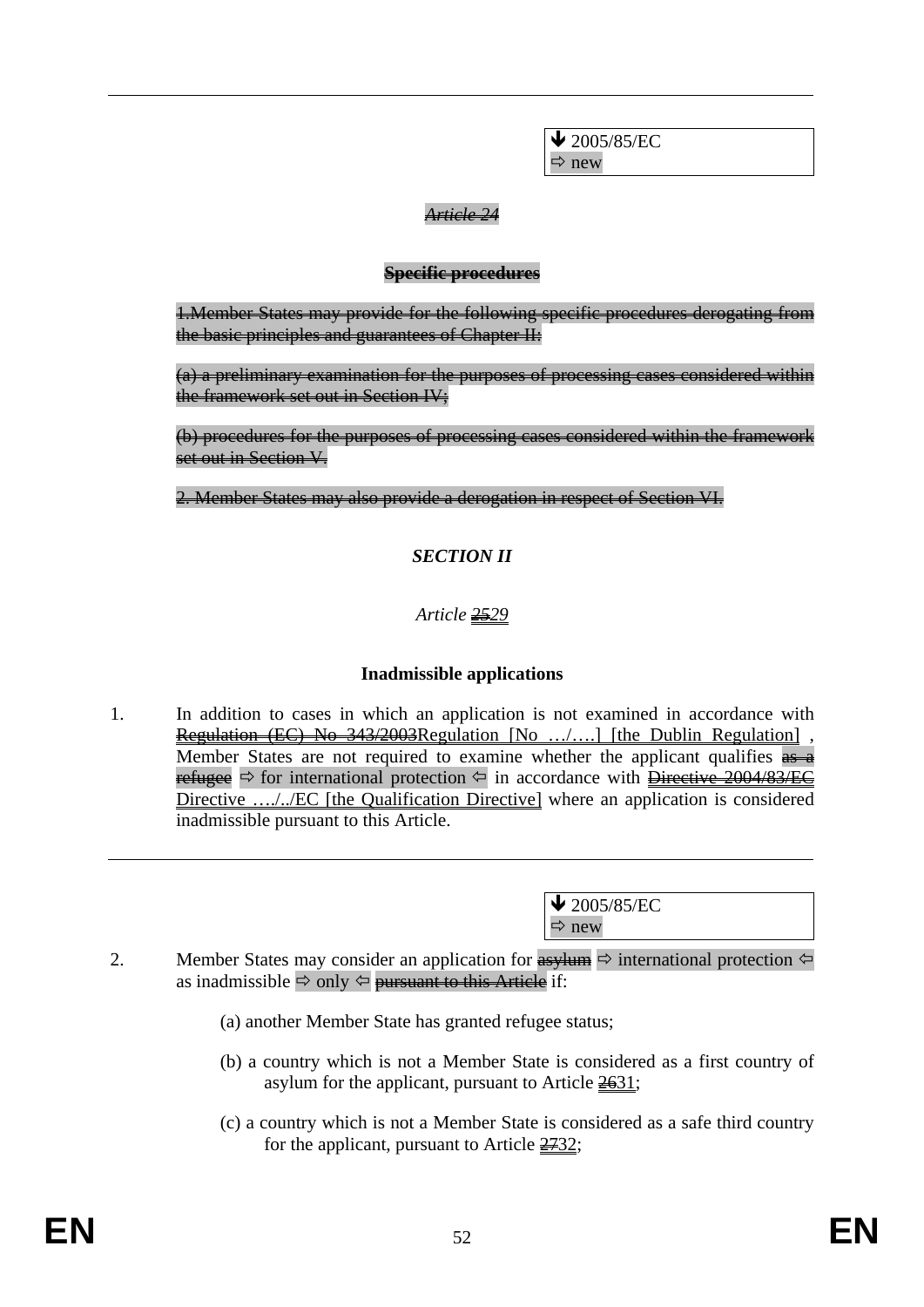| ⬇ 2005/85/EC |
| --- |
| ⇨ new |

*~~Article 24~~*

**~~Specific procedures~~**

~~1.Member States may provide for the following specific procedures derogating from the basic principles and guarantees of Chapter II:~~

~~(a) a preliminary examination for the purposes of processing cases considered within the framework set out in Section IV;~~

~~(b) procedures for the purposes of processing cases considered within the framework set out in Section V.~~

~~2. Member States may also provide a derogation in respect of Section VI.~~

*SECTION II*

*Article ~~25~~29*

**Inadmissible applications**

1. In addition to cases in which an application is not examined in accordance with ~~Regulation (EC) No 343/2003~~Regulation [No …/….] [the Dublin Regulation] , Member States are not required to examine whether the applicant qualifies ~~as a refugee~~ ⇨ for international protection ⇦ in accordance with ~~Directive 2004/83/EC~~ Directive …./../EC [the Qualification Directive] where an application is considered inadmissible pursuant to this Article.

| ⬇ 2005/85/EC |
| --- |
| ⇨ new |

2. Member States may consider an application for ~~asylum~~ ⇨ international protection ⇦ as inadmissible ⇨ only ⇦ ~~pursuant to this Article~~ if:

(a) another Member State has granted refugee status;

(b) a country which is not a Member State is considered as a first country of asylum for the applicant, pursuant to Article ~~26~~31;

(c) a country which is not a Member State is considered as a safe third country for the applicant, pursuant to Article ~~27~~32;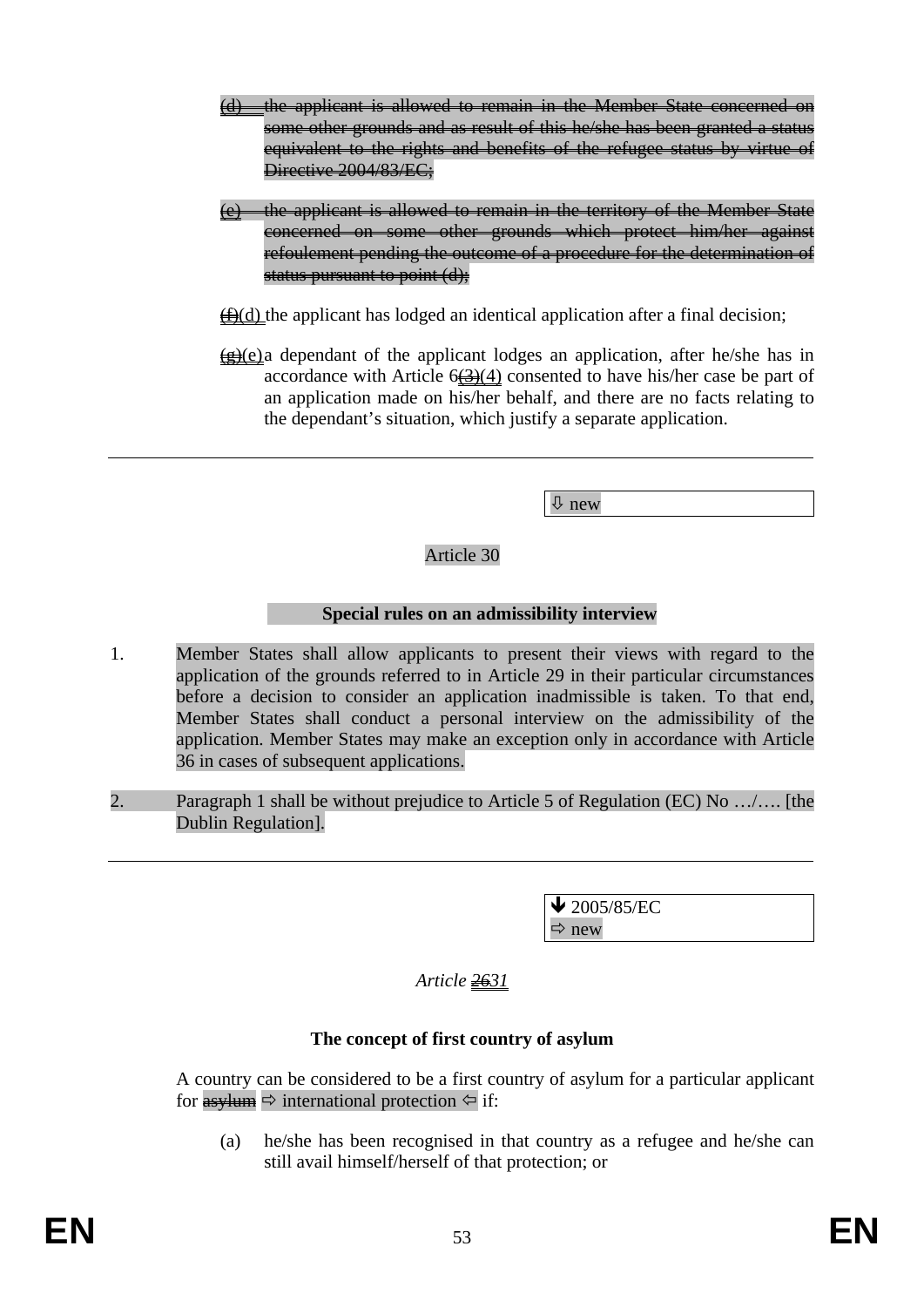~~(d) the applicant is allowed to remain in the Member State concerned on some other grounds and as result of this he/she has been granted a status equivalent to the rights and benefits of the refugee status by virtue of Directive 2004/83/EC;~~

~~(e) the applicant is allowed to remain in the territory of the Member State concerned on some other grounds which protect him/her against refoulement pending the outcome of a procedure for the determination of status pursuant to point (d);~~

~~(f)~~(d) the applicant has lodged an identical application after a final decision;

~~(g)~~(e) a dependant of the applicant lodges an application, after he/she has in accordance with Article 6~~(3)~~(4) consented to have his/her case be part of an application made on his/her behalf, and there are no facts relating to the dependant's situation, which justify a separate application.

---

⇩ new

Article 30

**Special rules on an admissibility interview**

1. Member States shall allow applicants to present their views with regard to the application of the grounds referred to in Article 29 in their particular circumstances before a decision to consider an application inadmissible is taken. To that end, Member States shall conduct a personal interview on the admissibility of the application. Member States may make an exception only in accordance with Article 36 in cases of subsequent applications.

2. Paragraph 1 shall be without prejudice to Article 5 of Regulation (EC) No …/…. [the Dublin Regulation].

---

🡻 2005/85/EC
⇨ new

*Article ~~26~~31*

**The concept of first country of asylum**

A country can be considered to be a first country of asylum for a particular applicant for ~~asylum~~ ⇨ international protection ⇦ if:

(a) he/she has been recognised in that country as a refugee and he/she can still avail himself/herself of that protection; or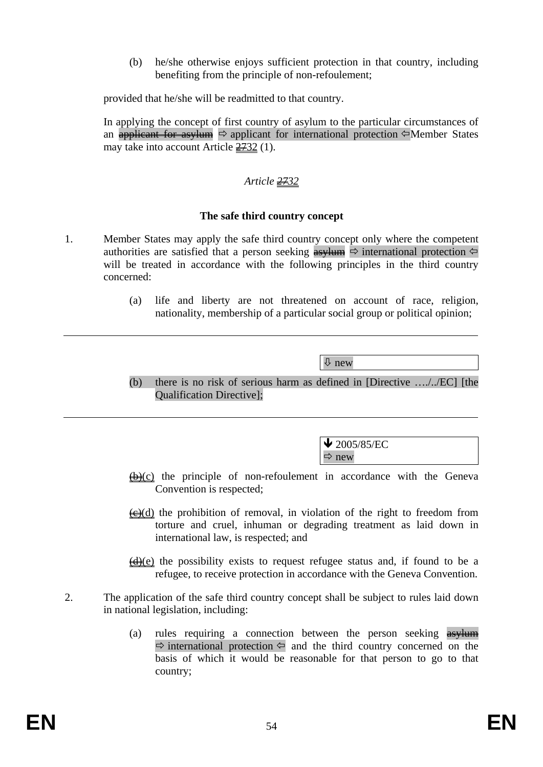(b) he/she otherwise enjoys sufficient protection in that country, including benefiting from the principle of non-refoulement;

provided that he/she will be readmitted to that country.

In applying the concept of first country of asylum to the particular circumstances of an ~~applicant for asylum~~ ⇨ applicant for international protection ⇦ Member States may take into account Article ~~27~~32 (1).

*Article ~~27~~32*

**The safe third country concept**

1. Member States may apply the safe third country concept only where the competent authorities are satisfied that a person seeking ~~asylum~~ ⇨ international protection ⇦ will be treated in accordance with the following principles in the third country concerned:

   (a) life and liberty are not threatened on account of race, religion, nationality, membership of a particular social group or political opinion;

---

⇩ new

   (b) there is no risk of serious harm as defined in [Directive …./../EC] [the Qualification Directive];

---

↓ 2005/85/EC
⇨ new

   ~~(b)~~(c) the principle of non-refoulement in accordance with the Geneva Convention is respected;

   ~~(c)~~(d) the prohibition of removal, in violation of the right to freedom from torture and cruel, inhuman or degrading treatment as laid down in international law, is respected; and

   ~~(d)~~(e) the possibility exists to request refugee status and, if found to be a refugee, to receive protection in accordance with the Geneva Convention.

2. The application of the safe third country concept shall be subject to rules laid down in national legislation, including:

   (a) rules requiring a connection between the person seeking ~~asylum~~ ⇨ international protection ⇦ and the third country concerned on the basis of which it would be reasonable for that person to go to that country;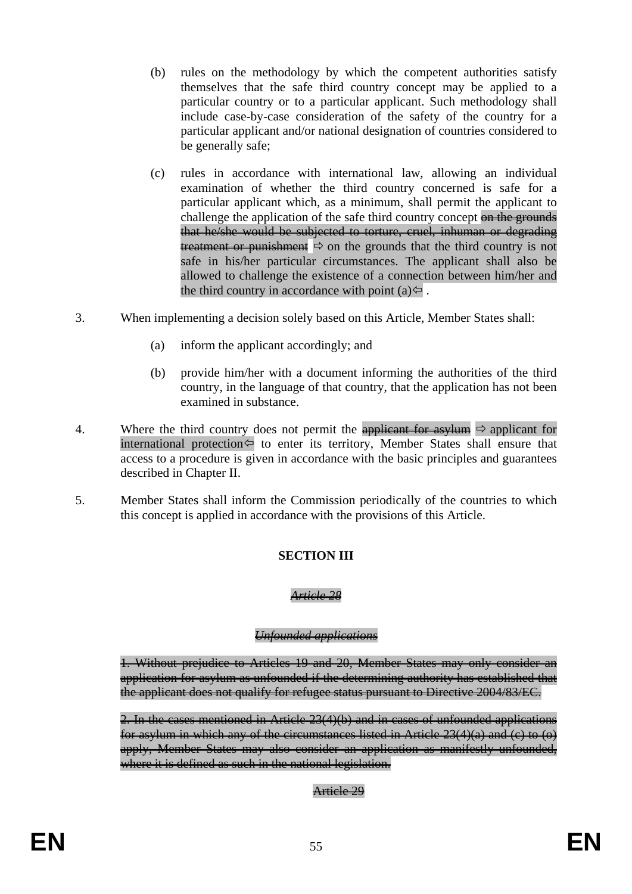(b) rules on the methodology by which the competent authorities satisfy themselves that the safe third country concept may be applied to a particular country or to a particular applicant. Such methodology shall include case-by-case consideration of the safety of the country for a particular applicant and/or national designation of countries considered to be generally safe;

(c) rules in accordance with international law, allowing an individual examination of whether the third country concerned is safe for a particular applicant which, as a minimum, shall permit the applicant to challenge the application of the safe third country concept ~~on the grounds that he/she would be subjected to torture, cruel, inhuman or degrading treatment or punishment~~ ⇨ on the grounds that the third country is not safe in his/her particular circumstances. The applicant shall also be allowed to challenge the existence of a connection between him/her and the third country in accordance with point (a)⇦ .

3. When implementing a decision solely based on this Article, Member States shall:

(a) inform the applicant accordingly; and

(b) provide him/her with a document informing the authorities of the third country, in the language of that country, that the application has not been examined in substance.

4. Where the third country does not permit the ~~applicant for asylum~~ ⇨ applicant for international protection⇦ to enter its territory, Member States shall ensure that access to a procedure is given in accordance with the basic principles and guarantees described in Chapter II.

5. Member States shall inform the Commission periodically of the countries to which this concept is applied in accordance with the provisions of this Article.

**SECTION III**

~~*Article 28*~~

~~*Unfounded applications*~~

~~1. Without prejudice to Articles 19 and 20, Member States may only consider an application for asylum as unfounded if the determining authority has established that the applicant does not qualify for refugee status pursuant to Directive 2004/83/EC.~~

~~2. In the cases mentioned in Article 23(4)(b) and in cases of unfounded applications for asylum in which any of the circumstances listed in Article 23(4)(a) and (c) to (o) apply, Member States may also consider an application as manifestly unfounded, where it is defined as such in the national legislation.~~

~~Article 29~~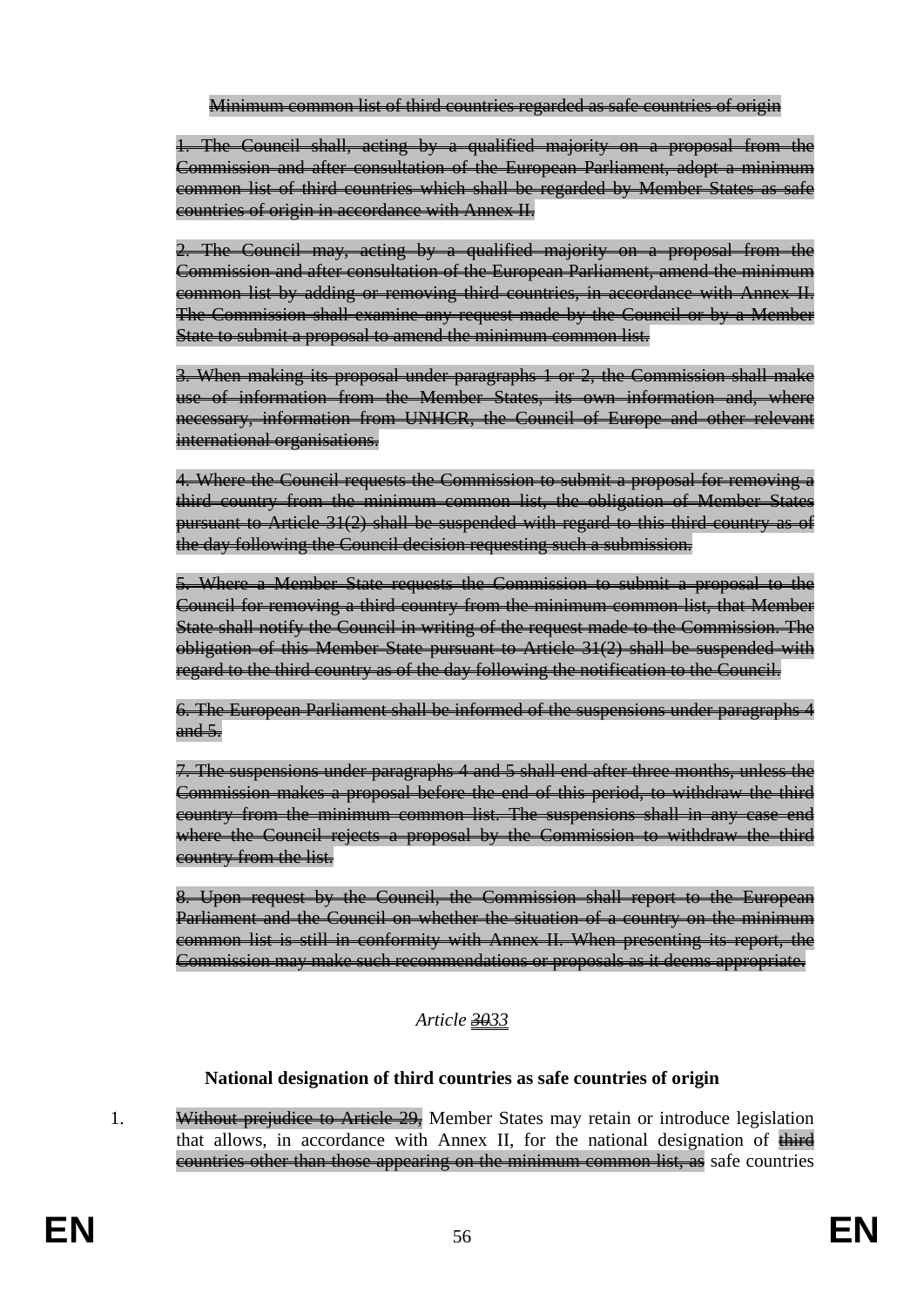~~Minimum common list of third countries regarded as safe countries of origin~~

~~1. The Council shall, acting by a qualified majority on a proposal from the Commission and after consultation of the European Parliament, adopt a minimum common list of third countries which shall be regarded by Member States as safe countries of origin in accordance with Annex II.~~

~~2. The Council may, acting by a qualified majority on a proposal from the Commission and after consultation of the European Parliament, amend the minimum common list by adding or removing third countries, in accordance with Annex II. The Commission shall examine any request made by the Council or by a Member State to submit a proposal to amend the minimum common list.~~

~~3. When making its proposal under paragraphs 1 or 2, the Commission shall make use of information from the Member States, its own information and, where necessary, information from UNHCR, the Council of Europe and other relevant international organisations.~~

~~4. Where the Council requests the Commission to submit a proposal for removing a third country from the minimum common list, the obligation of Member States pursuant to Article 31(2) shall be suspended with regard to this third country as of the day following the Council decision requesting such a submission.~~

~~5. Where a Member State requests the Commission to submit a proposal to the Council for removing a third country from the minimum common list, that Member State shall notify the Council in writing of the request made to the Commission. The obligation of this Member State pursuant to Article 31(2) shall be suspended with regard to the third country as of the day following the notification to the Council.~~

~~6. The European Parliament shall be informed of the suspensions under paragraphs 4 and 5.~~

~~7. The suspensions under paragraphs 4 and 5 shall end after three months, unless the Commission makes a proposal before the end of this period, to withdraw the third country from the minimum common list. The suspensions shall in any case end where the Council rejects a proposal by the Commission to withdraw the third country from the list.~~

~~8. Upon request by the Council, the Commission shall report to the European Parliament and the Council on whether the situation of a country on the minimum common list is still in conformity with Annex II. When presenting its report, the Commission may make such recommendations or proposals as it deems appropriate.~~

*Article ~~30~~33*

**National designation of third countries as safe countries of origin**

1. ~~Without prejudice to Article 29,~~ Member States may retain or introduce legislation that allows, in accordance with Annex II, for the national designation of ~~third countries other than those appearing on the minimum common list, as~~ safe countries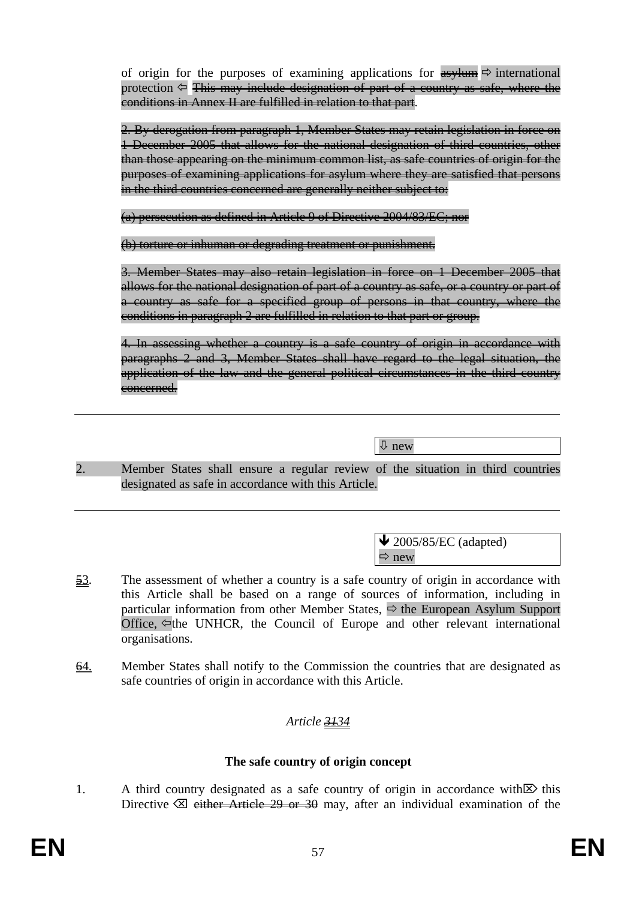of origin for the purposes of examining applications for ~~asylum~~ ⇨ international protection ⇦ ~~This may include designation of part of a country as safe, where the conditions in Annex II are fulfilled in relation to that part~~.

~~2. By derogation from paragraph 1, Member States may retain legislation in force on 1 December 2005 that allows for the national designation of third countries, other than those appearing on the minimum common list, as safe countries of origin for the purposes of examining applications for asylum where they are satisfied that persons in the third countries concerned are generally neither subject to:~~

~~(a) persecution as defined in Article 9 of Directive 2004/83/EC; nor~~

~~(b) torture or inhuman or degrading treatment or punishment.~~

~~3. Member States may also retain legislation in force on 1 December 2005 that allows for the national designation of part of a country as safe, or a country or part of a country as safe for a specified group of persons in that country, where the conditions in paragraph 2 are fulfilled in relation to that part or group.~~

~~4. In assessing whether a country is a safe country of origin in accordance with paragraphs 2 and 3, Member States shall have regard to the legal situation, the application of the law and the general political circumstances in the third country concerned.~~

---

⇩ new

2. Member States shall ensure a regular review of the situation in third countries designated as safe in accordance with this Article.

---

🡻 2005/85/EC (adapted)
⇨ new

~~5~~3. The assessment of whether a country is a safe country of origin in accordance with this Article shall be based on a range of sources of information, including in particular information from other Member States, ⇨ the European Asylum Support Office, ⇦the UNHCR, the Council of Europe and other relevant international organisations.

~~6~~4. Member States shall notify to the Commission the countries that are designated as safe countries of origin in accordance with this Article.

*Article ~~31~~34*

**The safe country of origin concept**

1. A third country designated as a safe country of origin in accordance with⌦ this Directive ⌫ ~~either Article 29 or 30~~ may, after an individual examination of the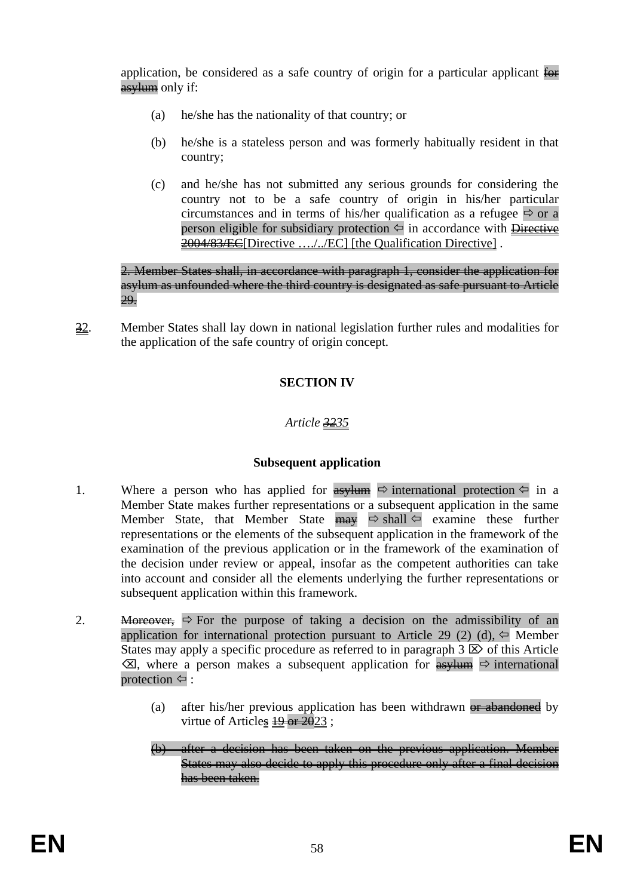application, be considered as a safe country of origin for a particular applicant ~~for asylum~~ only if:

(a) he/she has the nationality of that country; or

(b) he/she is a stateless person and was formerly habitually resident in that country;

(c) and he/she has not submitted any serious grounds for considering the country not to be a safe country of origin in his/her particular circumstances and in terms of his/her qualification as a refugee ⇨ or a person eligible for subsidiary protection ⇦ in accordance with ~~Directive 2004/83/EC~~[Directive …./../EC] [the Qualification Directive] .

~~2. Member States shall, in accordance with paragraph 1, consider the application for asylum as unfounded where the third country is designated as safe pursuant to Article 29.~~

~~3~~2. Member States shall lay down in national legislation further rules and modalities for the application of the safe country of origin concept.

**SECTION IV**

*Article ~~32~~35*

**Subsequent application**

1. Where a person who has applied for ~~asylum~~ ⇨ international protection ⇦ in a Member State makes further representations or a subsequent application in the same Member State, that Member State ~~may~~ ⇨ shall ⇦ examine these further representations or the elements of the subsequent application in the framework of the examination of the previous application or in the framework of the examination of the decision under review or appeal, insofar as the competent authorities can take into account and consider all the elements underlying the further representations or subsequent application within this framework.

2. ~~Moreover,~~ ⇨ For the purpose of taking a decision on the admissibility of an application for international protection pursuant to Article 29 (2) (d), ⇦ Member States may apply a specific procedure as referred to in paragraph 3 ⌦ of this Article ⌫, where a person makes a subsequent application for ~~asylum~~ ⇨ international protection ⇦ :

(a) after his/her previous application has been withdrawn ~~or abandoned~~ by virtue of Article~~s~~ ~~19 or 20~~23 ;

~~(b) after a decision has been taken on the previous application. Member States may also decide to apply this procedure only after a final decision has been taken.~~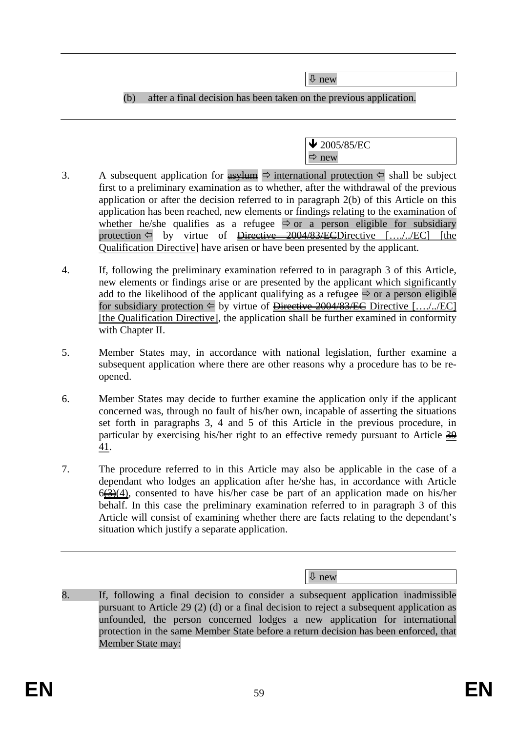---

⇩ new

(b) after a final decision has been taken on the previous application.

---

🡻 2005/85/EC
⇨ new

3. A subsequent application for ~~asylum~~ ⇨ international protection ⇦ shall be subject first to a preliminary examination as to whether, after the withdrawal of the previous application or after the decision referred to in paragraph 2(b) of this Article on this application has been reached, new elements or findings relating to the examination of whether he/she qualifies as a refugee ⇨ or a person eligible for subsidiary protection ⇦ by virtue of ~~Directive 2004/83/EC~~Directive […./../EC] [the Qualification Directive] have arisen or have been presented by the applicant.

4. If, following the preliminary examination referred to in paragraph 3 of this Article, new elements or findings arise or are presented by the applicant which significantly add to the likelihood of the applicant qualifying as a refugee ⇨ or a person eligible for subsidiary protection ⇦ by virtue of ~~Directive 2004/83/EC~~ Directive […./../EC] [the Qualification Directive], the application shall be further examined in conformity with Chapter II.

5. Member States may, in accordance with national legislation, further examine a subsequent application where there are other reasons why a procedure has to be re-opened.

6. Member States may decide to further examine the application only if the applicant concerned was, through no fault of his/her own, incapable of asserting the situations set forth in paragraphs 3, 4 and 5 of this Article in the previous procedure, in particular by exercising his/her right to an effective remedy pursuant to Article ~~39~~ 41.

7. The procedure referred to in this Article may also be applicable in the case of a dependant who lodges an application after he/she has, in accordance with Article 6~~(3)~~(4), consented to have his/her case be part of an application made on his/her behalf. In this case the preliminary examination referred to in paragraph 3 of this Article will consist of examining whether there are facts relating to the dependant's situation which justify a separate application.

---

⇩ new

8. If, following a final decision to consider a subsequent application inadmissible pursuant to Article 29 (2) (d) or a final decision to reject a subsequent application as unfounded, the person concerned lodges a new application for international protection in the same Member State before a return decision has been enforced, that Member State may: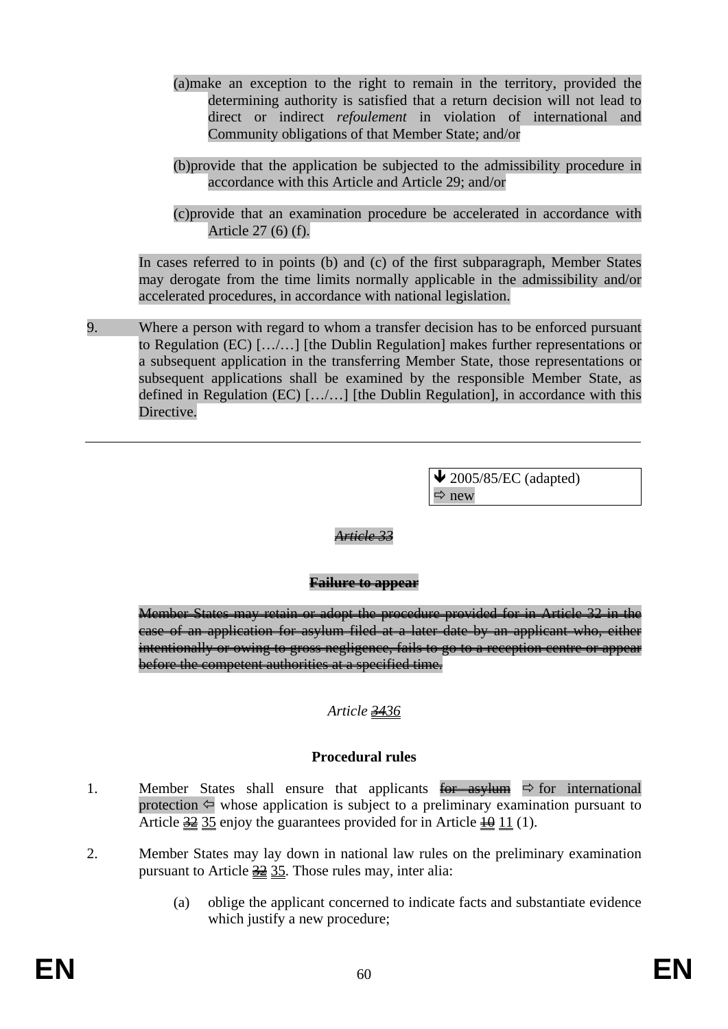(a) make an exception to the right to remain in the territory, provided the determining authority is satisfied that a return decision will not lead to direct or indirect *refoulement* in violation of international and Community obligations of that Member State; and/or

(b) provide that the application be subjected to the admissibility procedure in accordance with this Article and Article 29; and/or

(c) provide that an examination procedure be accelerated in accordance with Article 27 (6) (f).

In cases referred to in points (b) and (c) of the first subparagraph, Member States may derogate from the time limits normally applicable in the admissibility and/or accelerated procedures, in accordance with national legislation.

9. Where a person with regard to whom a transfer decision has to be enforced pursuant to Regulation (EC) […/…] [the Dublin Regulation] makes further representations or a subsequent application in the transferring Member State, those representations or subsequent applications shall be examined by the responsible Member State, as defined in Regulation (EC) […/…] [the Dublin Regulation], in accordance with this Directive.

---

↓ 2005/85/EC (adapted)
⇨ new

~~*Article 33*~~

~~**Failure to appear**~~

~~Member States may retain or adopt the procedure provided for in Article 32 in the case of an application for asylum filed at a later date by an applicant who, either intentionally or owing to gross negligence, fails to go to a reception centre or appear before the competent authorities at a specified time.~~

*Article ~~34~~36*

**Procedural rules**

1. Member States shall ensure that applicants ~~for asylum~~ ⇨ for international protection ⇦ whose application is subject to a preliminary examination pursuant to Article ~~32~~ 35 enjoy the guarantees provided for in Article ~~10~~ 11 (1).

2. Member States may lay down in national law rules on the preliminary examination pursuant to Article ~~32~~ 35. Those rules may, inter alia:

   (a) oblige the applicant concerned to indicate facts and substantiate evidence which justify a new procedure;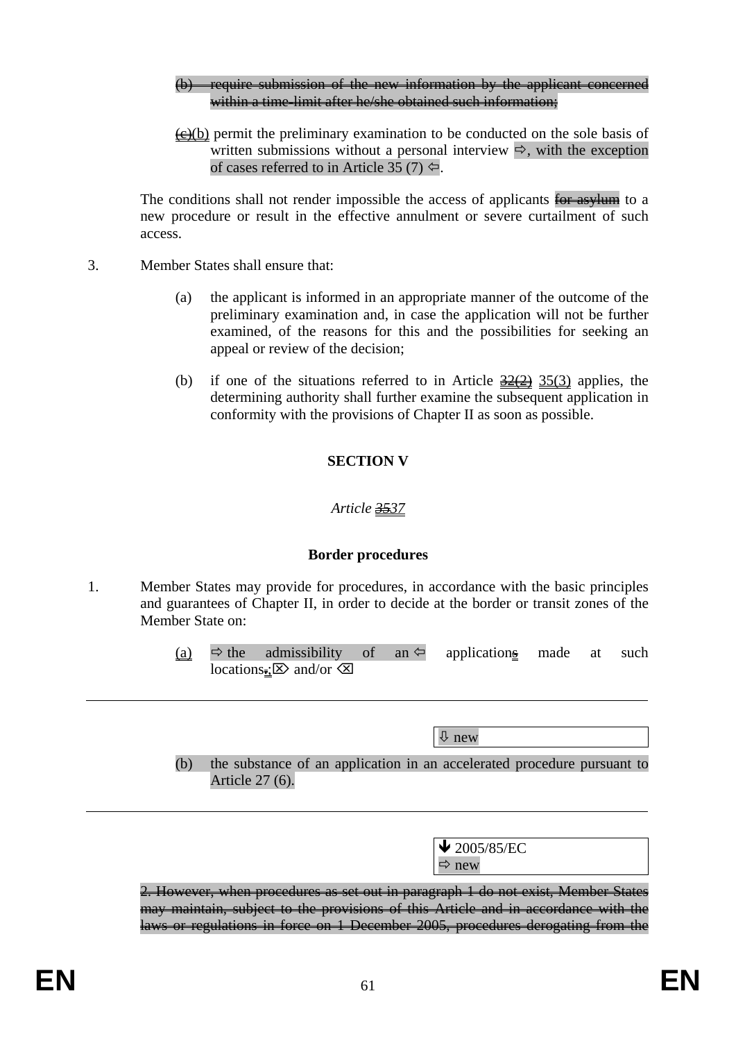(b) ~~require submission of the new information by the applicant concerned within a time-limit after he/she obtained such information;~~

~~(c)~~(b) permit the preliminary examination to be conducted on the sole basis of written submissions without a personal interview ⇨, with the exception of cases referred to in Article 35 (7) ⇦.

The conditions shall not render impossible the access of applicants ~~for asylum~~ to a new procedure or result in the effective annulment or severe curtailment of such access.

3. Member States shall ensure that:

(a) the applicant is informed in an appropriate manner of the outcome of the preliminary examination and, in case the application will not be further examined, of the reasons for this and the possibilities for seeking an appeal or review of the decision;

(b) if one of the situations referred to in Article ~~32(2)~~ 35(3) applies, the determining authority shall further examine the subsequent application in conformity with the provisions of Chapter II as soon as possible.

**SECTION V**

*Article ~~35~~37*

**Border procedures**

1. Member States may provide for procedures, in accordance with the basic principles and guarantees of Chapter II, in order to decide at the border or transit zones of the Member State on:

(a) ⇨ the admissibility of an ⇦ application~~s~~ made at such locations~~.~~;⌦ and/or ⌫

---

⇩ new

(b) the substance of an application in an accelerated procedure pursuant to Article 27 (6).

---

🡻 2005/85/EC
⇨ new

~~2. However, when procedures as set out in paragraph 1 do not exist, Member States may maintain, subject to the provisions of this Article and in accordance with the laws or regulations in force on 1 December 2005, procedures derogating from the~~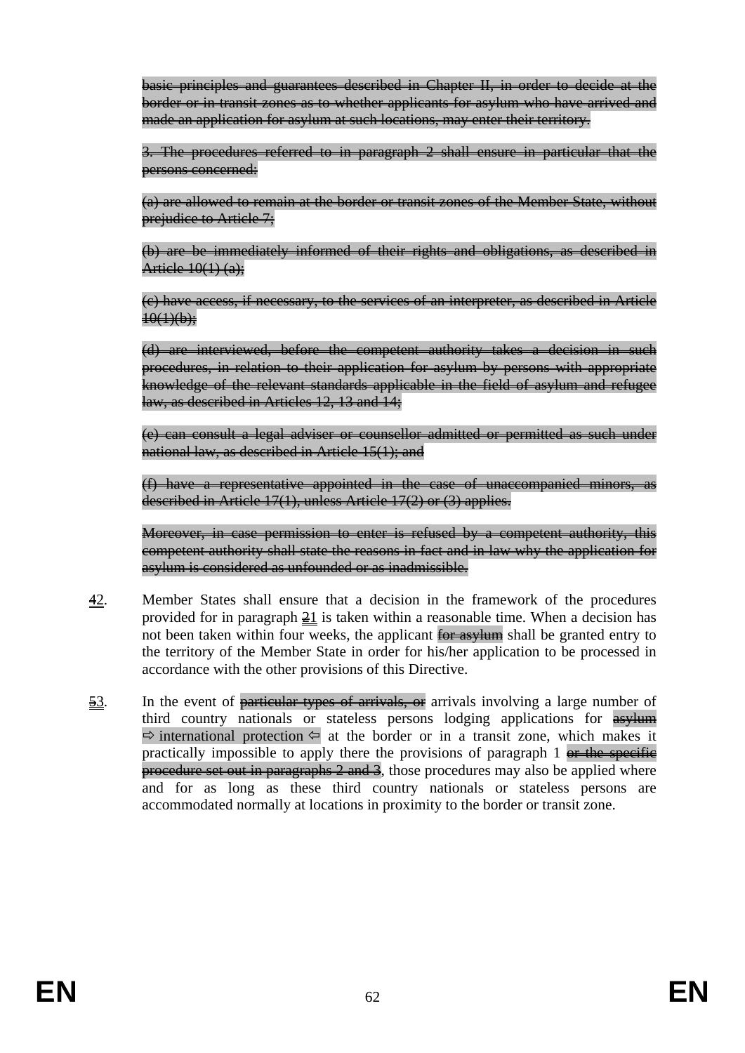~~basic principles and guarantees described in Chapter II, in order to decide at the border or in transit zones as to whether applicants for asylum who have arrived and made an application for asylum at such locations, may enter their territory.~~

~~3. The procedures referred to in paragraph 2 shall ensure in particular that the persons concerned:~~

~~(a) are allowed to remain at the border or transit zones of the Member State, without prejudice to Article 7;~~

~~(b) are be immediately informed of their rights and obligations, as described in Article 10(1) (a);~~

~~(c) have access, if necessary, to the services of an interpreter, as described in Article 10(1)(b);~~

~~(d) are interviewed, before the competent authority takes a decision in such procedures, in relation to their application for asylum by persons with appropriate knowledge of the relevant standards applicable in the field of asylum and refugee law, as described in Articles 12, 13 and 14;~~

~~(e) can consult a legal adviser or counsellor admitted or permitted as such under national law, as described in Article 15(1); and~~

~~(f) have a representative appointed in the case of unaccompanied minors, as described in Article 17(1), unless Article 17(2) or (3) applies.~~

~~Moreover, in case permission to enter is refused by a competent authority, this competent authority shall state the reasons in fact and in law why the application for asylum is considered as unfounded or as inadmissible.~~

~~4~~2. Member States shall ensure that a decision in the framework of the procedures provided for in paragraph ~~2~~1 is taken within a reasonable time. When a decision has not been taken within four weeks, the applicant ~~for asylum~~ shall be granted entry to the territory of the Member State in order for his/her application to be processed in accordance with the other provisions of this Directive.

~~5~~3. In the event of ~~particular types of arrivals, or~~ arrivals involving a large number of third country nationals or stateless persons lodging applications for ~~asylum~~ ⇨ international protection ⇦ at the border or in a transit zone, which makes it practically impossible to apply there the provisions of paragraph 1 ~~or the specific procedure set out in paragraphs 2 and 3~~, those procedures may also be applied where and for as long as these third country nationals or stateless persons are accommodated normally at locations in proximity to the border or transit zone.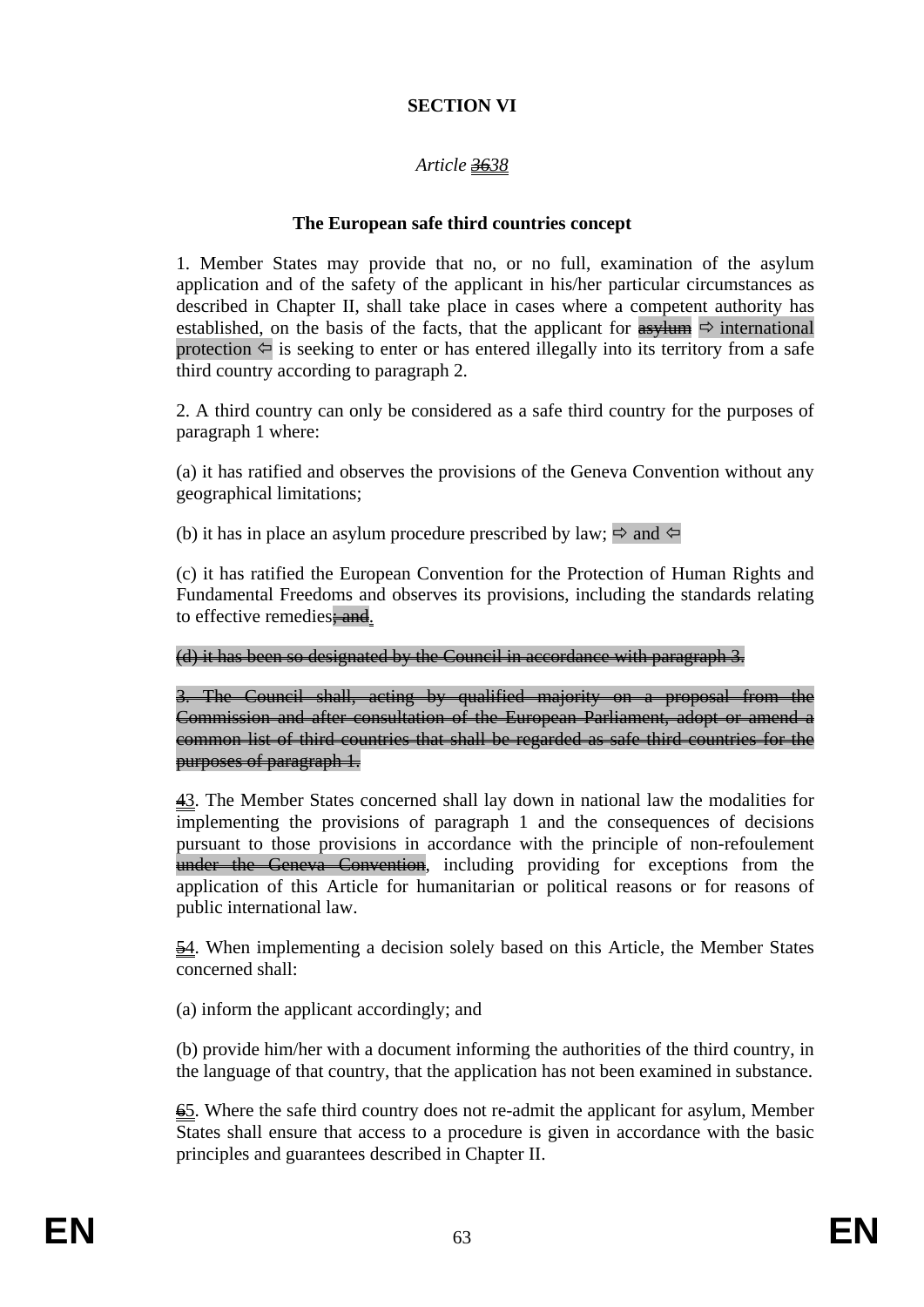**SECTION VI**

*Article ~~36~~38*

**The European safe third countries concept**

1. Member States may provide that no, or no full, examination of the asylum application and of the safety of the applicant in his/her particular circumstances as described in Chapter II, shall take place in cases where a competent authority has established, on the basis of the facts, that the applicant for ~~asylum~~ ⇨ international protection ⇦ is seeking to enter or has entered illegally into its territory from a safe third country according to paragraph 2.

2. A third country can only be considered as a safe third country for the purposes of paragraph 1 where:

(a) it has ratified and observes the provisions of the Geneva Convention without any geographical limitations;

(b) it has in place an asylum procedure prescribed by law; ⇨ and ⇦

(c) it has ratified the European Convention for the Protection of Human Rights and Fundamental Freedoms and observes its provisions, including the standards relating to effective remedies~~; and~~.

~~(d) it has been so designated by the Council in accordance with paragraph 3.~~

~~3. The Council shall, acting by qualified majority on a proposal from the Commission and after consultation of the European Parliament, adopt or amend a common list of third countries that shall be regarded as safe third countries for the purposes of paragraph 1.~~

~~4~~3. The Member States concerned shall lay down in national law the modalities for implementing the provisions of paragraph 1 and the consequences of decisions pursuant to those provisions in accordance with the principle of non-refoulement ~~under the Geneva Convention~~, including providing for exceptions from the application of this Article for humanitarian or political reasons or for reasons of public international law.

~~5~~4. When implementing a decision solely based on this Article, the Member States concerned shall:

(a) inform the applicant accordingly; and

(b) provide him/her with a document informing the authorities of the third country, in the language of that country, that the application has not been examined in substance.

~~6~~5. Where the safe third country does not re-admit the applicant for asylum, Member States shall ensure that access to a procedure is given in accordance with the basic principles and guarantees described in Chapter II.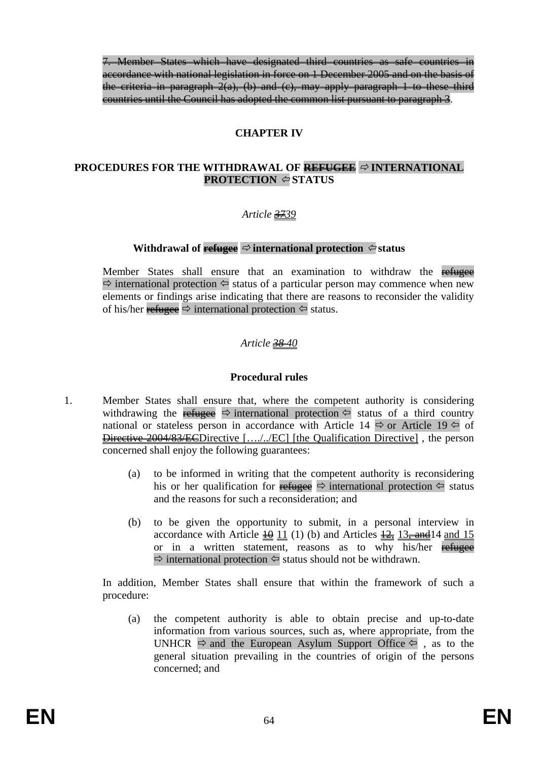~~7. Member States which have designated third countries as safe countries in accordance with national legislation in force on 1 December 2005 and on the basis of the criteria in paragraph 2(a), (b) and (c), may apply paragraph 1 to these third countries until the Council has adopted the common list pursuant to paragraph 3~~.

## CHAPTER IV

## PROCEDURES FOR THE WITHDRAWAL OF ~~REFUGEE~~ ⇨ INTERNATIONAL PROTECTION ⇦ STATUS

*Article ~~37~~39*

### Withdrawal of ~~refugee~~ ⇨ international protection ⇦ status

Member States shall ensure that an examination to withdraw the ~~refugee~~ ⇨ international protection ⇦ status of a particular person may commence when new elements or findings arise indicating that there are reasons to reconsider the validity of his/her ~~refugee~~ ⇨ international protection ⇦ status.

*Article ~~38~~ 40*

### Procedural rules

1. Member States shall ensure that, where the competent authority is considering withdrawing the ~~refugee~~ ⇨ international protection ⇦ status of a third country national or stateless person in accordance with Article 14 ⇨ or Article 19 ⇦ of ~~Directive 2004/83/EC~~Directive […./../EC] [the Qualification Directive] , the person concerned shall enjoy the following guarantees:

   (a) to be informed in writing that the competent authority is reconsidering his or her qualification for ~~refugee~~ ⇨ international protection ⇦ status and the reasons for such a reconsideration; and

   (b) to be given the opportunity to submit, in a personal interview in accordance with Article ~~10~~ 11 (1) (b) and Articles ~~12,~~ 13~~, and~~14 and 15 or in a written statement, reasons as to why his/her ~~refugee~~ ⇨ international protection ⇦ status should not be withdrawn.

   In addition, Member States shall ensure that within the framework of such a procedure:

   (a) the competent authority is able to obtain precise and up-to-date information from various sources, such as, where appropriate, from the UNHCR ⇨ and the European Asylum Support Office ⇦ , as to the general situation prevailing in the countries of origin of the persons concerned; and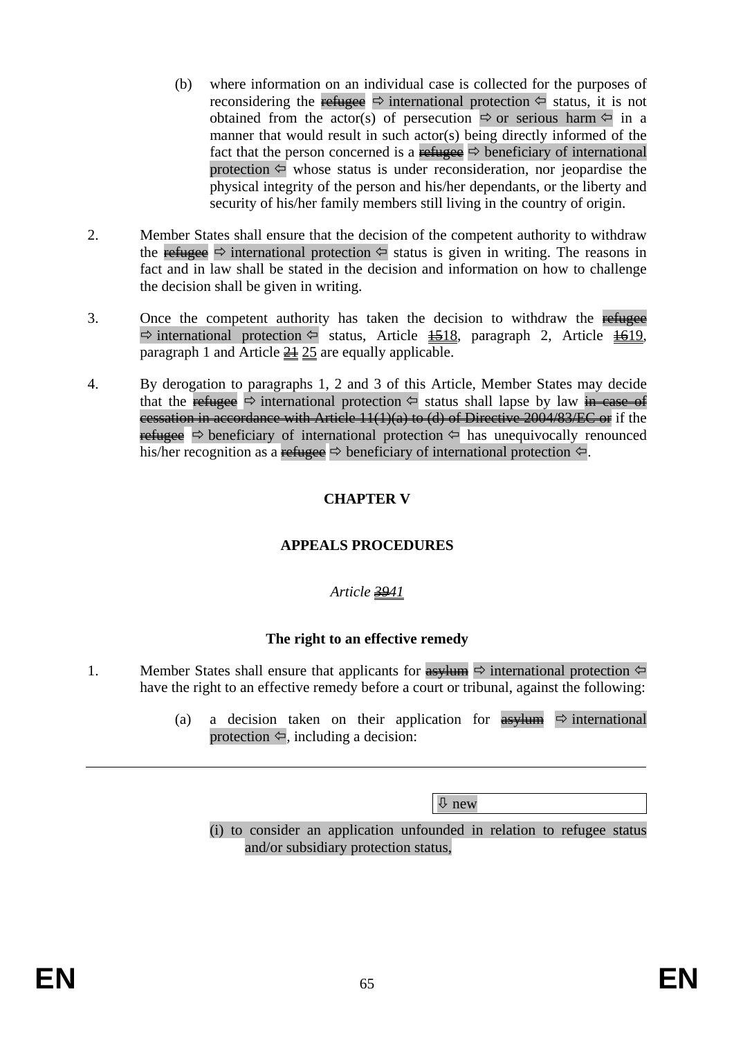(b) where information on an individual case is collected for the purposes of reconsidering the ~~refugee~~ ⇨ international protection ⇦ status, it is not obtained from the actor(s) of persecution ⇨ or serious harm ⇦ in a manner that would result in such actor(s) being directly informed of the fact that the person concerned is a ~~refugee~~ ⇨ beneficiary of international protection ⇦ whose status is under reconsideration, nor jeopardise the physical integrity of the person and his/her dependants, or the liberty and security of his/her family members still living in the country of origin.

2. Member States shall ensure that the decision of the competent authority to withdraw the ~~refugee~~ ⇨ international protection ⇦ status is given in writing. The reasons in fact and in law shall be stated in the decision and information on how to challenge the decision shall be given in writing.

3. Once the competent authority has taken the decision to withdraw the ~~refugee~~ ⇨ international protection ⇦ status, Article ~~15~~18, paragraph 2, Article ~~16~~19, paragraph 1 and Article ~~21~~ 25 are equally applicable.

4. By derogation to paragraphs 1, 2 and 3 of this Article, Member States may decide that the ~~refugee~~ ⇨ international protection ⇦ status shall lapse by law ~~in case of cessation in accordance with Article 11(1)(a) to (d) of Directive 2004/83/EC or~~ if the ~~refugee~~ ⇨ beneficiary of international protection ⇦ has unequivocally renounced his/her recognition as a ~~refugee~~ ⇨ beneficiary of international protection ⇦.

## CHAPTER V

## APPEALS PROCEDURES

*Article ~~39~~41*

**The right to an effective remedy**

1. Member States shall ensure that applicants for ~~asylum~~ ⇨ international protection ⇦ have the right to an effective remedy before a court or tribunal, against the following:

(a) a decision taken on their application for ~~asylum~~ ⇨ international protection ⇦, including a decision:

⇩ new

(i) to consider an application unfounded in relation to refugee status and/or subsidiary protection status,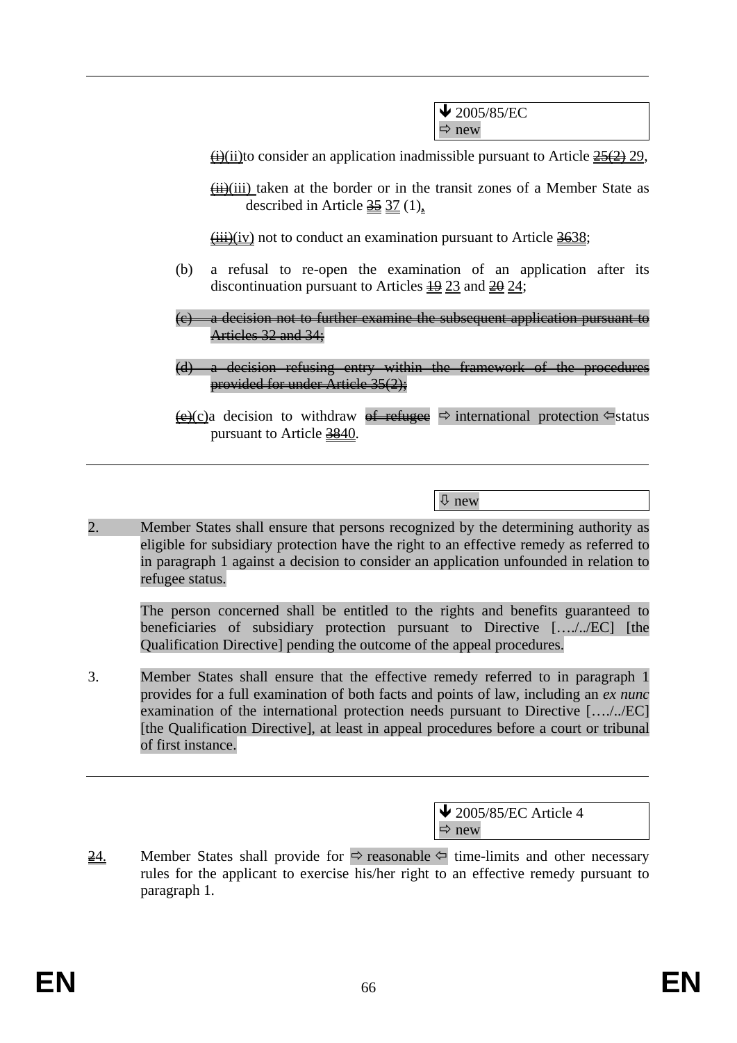↓ 2005/85/EC
⇨ new

~~(i)~~(ii)to consider an application inadmissible pursuant to Article ~~25(2)~~ 29,

~~(ii)~~(iii) taken at the border or in the transit zones of a Member State as described in Article ~~35~~ 37 (1),

~~(iii)~~(iv) not to conduct an examination pursuant to Article ~~36~~38;

(b) a refusal to re-open the examination of an application after its discontinuation pursuant to Articles ~~19~~ 23 and ~~20~~ 24;

~~(c) a decision not to further examine the subsequent application pursuant to Articles 32 and 34;~~

~~(d) a decision refusing entry within the framework of the procedures provided for under Article 35(2);~~

~~(e)~~(c)a decision to withdraw ~~of refugee~~ ⇨ international protection ⇦status pursuant to Article ~~38~~40.

⇩ new

2. Member States shall ensure that persons recognized by the determining authority as eligible for subsidiary protection have the right to an effective remedy as referred to in paragraph 1 against a decision to consider an application unfounded in relation to refugee status.

The person concerned shall be entitled to the rights and benefits guaranteed to beneficiaries of subsidiary protection pursuant to Directive […./../EC] [the Qualification Directive] pending the outcome of the appeal procedures.

3. Member States shall ensure that the effective remedy referred to in paragraph 1 provides for a full examination of both facts and points of law, including an *ex nunc* examination of the international protection needs pursuant to Directive […./../EC] [the Qualification Directive], at least in appeal procedures before a court or tribunal of first instance.

↓ 2005/85/EC Article 4
⇨ new

~~2~~4. Member States shall provide for ⇨ reasonable ⇦ time-limits and other necessary rules for the applicant to exercise his/her right to an effective remedy pursuant to paragraph 1.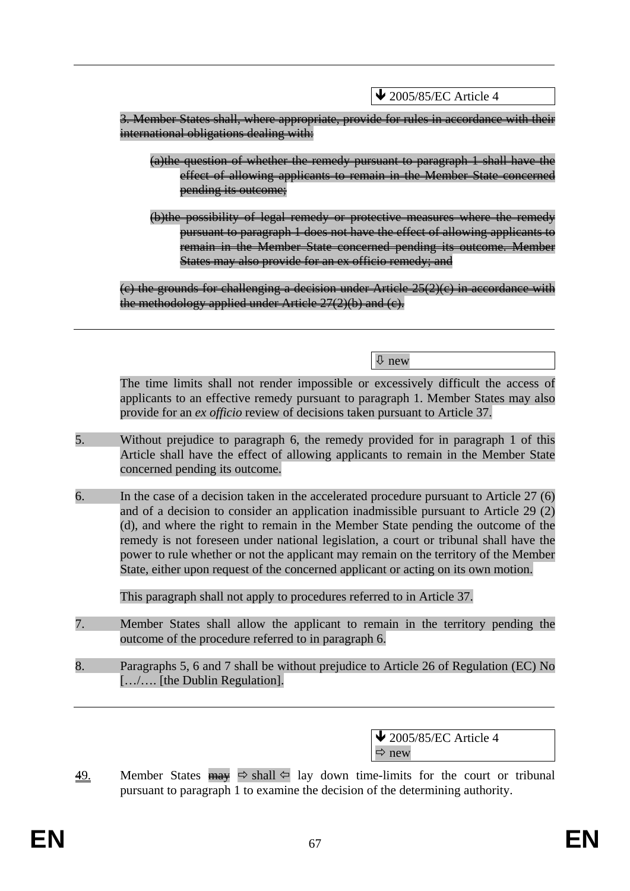---

↓ 2005/85/EC Article 4

~~3. Member States shall, where appropriate, provide for rules in accordance with their international obligations dealing with:~~

~~(a)the question of whether the remedy pursuant to paragraph 1 shall have the effect of allowing applicants to remain in the Member State concerned pending its outcome;~~

~~(b)the possibility of legal remedy or protective measures where the remedy pursuant to paragraph 1 does not have the effect of allowing applicants to remain in the Member State concerned pending its outcome. Member States may also provide for an ex officio remedy; and~~

~~(c) the grounds for challenging a decision under Article 25(2)(c) in accordance with the methodology applied under Article 27(2)(b) and (c).~~

---

⇩ new

The time limits shall not render impossible or excessively difficult the access of applicants to an effective remedy pursuant to paragraph 1. Member States may also provide for an *ex officio* review of decisions taken pursuant to Article 37.

5. Without prejudice to paragraph 6, the remedy provided for in paragraph 1 of this Article shall have the effect of allowing applicants to remain in the Member State concerned pending its outcome.

6. In the case of a decision taken in the accelerated procedure pursuant to Article 27 (6) and of a decision to consider an application inadmissible pursuant to Article 29 (2) (d), and where the right to remain in the Member State pending the outcome of the remedy is not foreseen under national legislation, a court or tribunal shall have the power to rule whether or not the applicant may remain on the territory of the Member State, either upon request of the concerned applicant or acting on its own motion.

   This paragraph shall not apply to procedures referred to in Article 37.

7. Member States shall allow the applicant to remain in the territory pending the outcome of the procedure referred to in paragraph 6.

8. Paragraphs 5, 6 and 7 shall be without prejudice to Article 26 of Regulation (EC) No […/…. [the Dublin Regulation].

---

↓ 2005/85/EC Article 4
⇨ new

~~4~~9. Member States ~~may~~ ⇨ shall ⇦ lay down time-limits for the court or tribunal pursuant to paragraph 1 to examine the decision of the determining authority.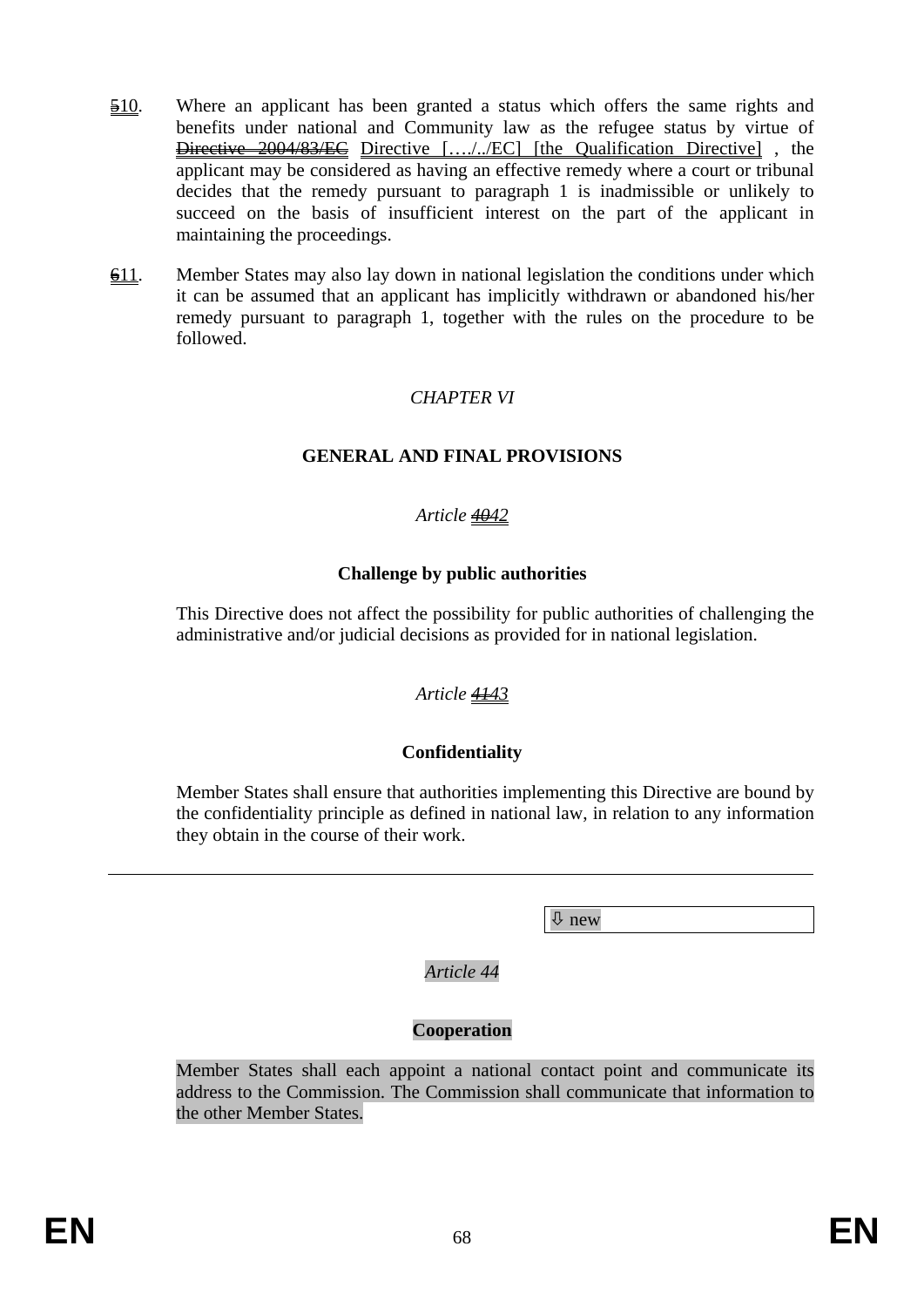~~5~~10. Where an applicant has been granted a status which offers the same rights and benefits under national and Community law as the refugee status by virtue of ~~Directive 2004/83/EC~~ Directive […./../EC] [the Qualification Directive] , the applicant may be considered as having an effective remedy where a court or tribunal decides that the remedy pursuant to paragraph 1 is inadmissible or unlikely to succeed on the basis of insufficient interest on the part of the applicant in maintaining the proceedings.

~~6~~11. Member States may also lay down in national legislation the conditions under which it can be assumed that an applicant has implicitly withdrawn or abandoned his/her remedy pursuant to paragraph 1, together with the rules on the procedure to be followed.

*CHAPTER VI*

**GENERAL AND FINAL PROVISIONS**

*Article ~~40~~42*

**Challenge by public authorities**

This Directive does not affect the possibility for public authorities of challenging the administrative and/or judicial decisions as provided for in national legislation.

*Article ~~41~~43*

**Confidentiality**

Member States shall ensure that authorities implementing this Directive are bound by the confidentiality principle as defined in national law, in relation to any information they obtain in the course of their work.

---

⇩ new

*Article 44*

**Cooperation**

Member States shall each appoint a national contact point and communicate its address to the Commission. The Commission shall communicate that information to the other Member States.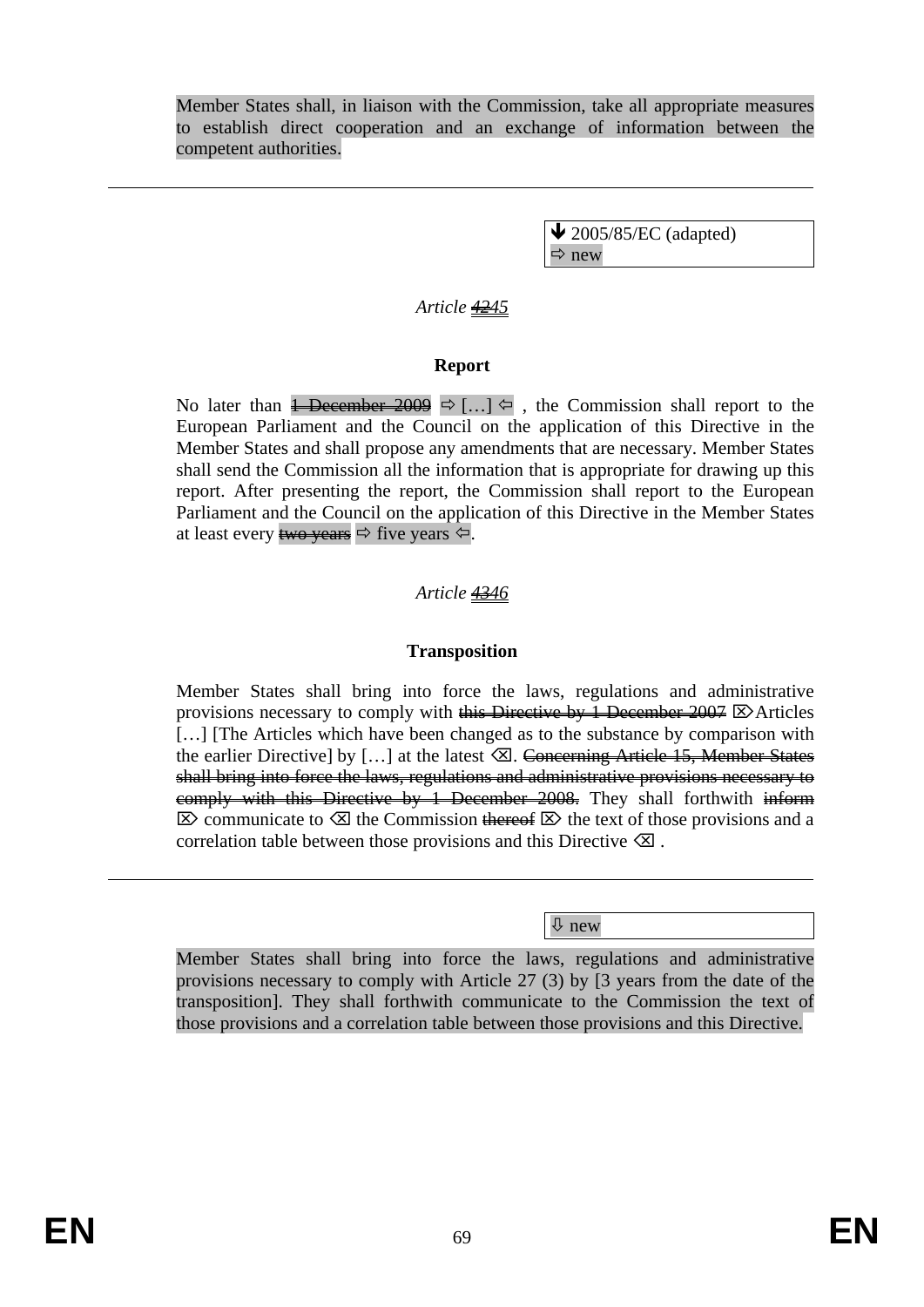Member States shall, in liaison with the Commission, take all appropriate measures to establish direct cooperation and an exchange of information between the competent authorities.

---

↓ 2005/85/EC (adapted)
⇨ new

*Article ~~42~~45*

**Report**

No later than ~~1 December 2009~~ ⇨ […] ⇦ , the Commission shall report to the European Parliament and the Council on the application of this Directive in the Member States and shall propose any amendments that are necessary. Member States shall send the Commission all the information that is appropriate for drawing up this report. After presenting the report, the Commission shall report to the European Parliament and the Council on the application of this Directive in the Member States at least every ~~two years~~ ⇨ five years ⇦.

*Article ~~43~~46*

**Transposition**

Member States shall bring into force the laws, regulations and administrative provisions necessary to comply with ~~this Directive by 1 December 2007~~ ⌦ Articles […] [The Articles which have been changed as to the substance by comparison with the earlier Directive] by […] at the latest ⌫. ~~Concerning Article 15, Member States shall bring into force the laws, regulations and administrative provisions necessary to comply with this Directive by 1 December 2008.~~ They shall forthwith ~~inform~~ ⌦ communicate to ⌫ the Commission ~~thereof~~ ⌦ the text of those provisions and a correlation table between those provisions and this Directive ⌫ .

---

⇩ new

Member States shall bring into force the laws, regulations and administrative provisions necessary to comply with Article 27 (3) by [3 years from the date of the transposition]. They shall forthwith communicate to the Commission the text of those provisions and a correlation table between those provisions and this Directive.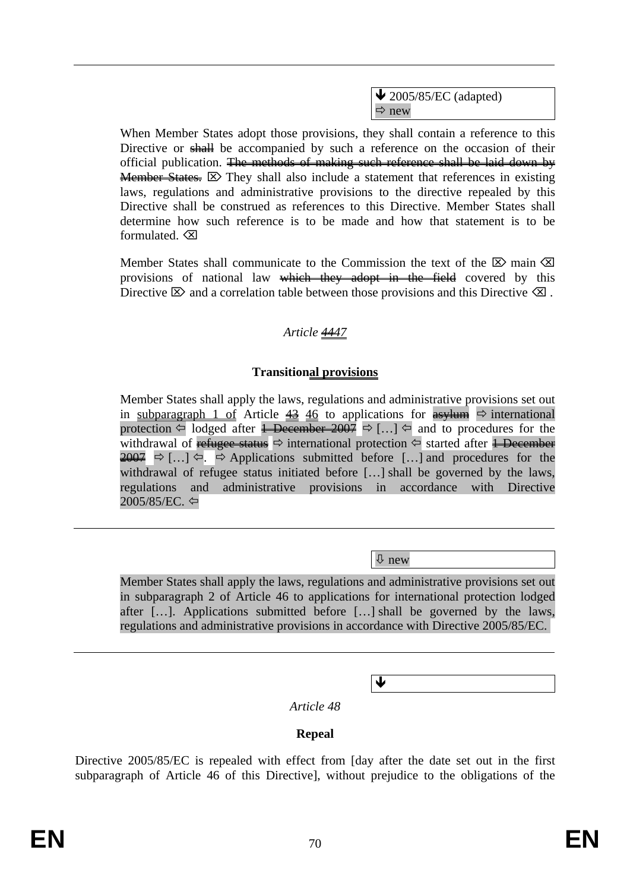↓ 2005/85/EC (adapted)
⇨ new

When Member States adopt those provisions, they shall contain a reference to this Directive or ~~shall~~ be accompanied by such a reference on the occasion of their official publication. ~~The methods of making such reference shall be laid down by Member States.~~ ⌦ They shall also include a statement that references in existing laws, regulations and administrative provisions to the directive repealed by this Directive shall be construed as references to this Directive. Member States shall determine how such reference is to be made and how that statement is to be formulated. ⌫

Member States shall communicate to the Commission the text of the ⌦ main ⌫ provisions of national law ~~which they adopt in the field~~ covered by this Directive ⌦ and a correlation table between those provisions and this Directive ⌫ .

*Article ~~44~~47*

**Transitional provisions**

Member States shall apply the laws, regulations and administrative provisions set out in subparagraph 1 of Article ~~43~~ 46 to applications for ~~asylum~~ ⇨ international protection ⇦ lodged after ~~1 December 2007~~ ⇨ […] ⇦ and to procedures for the withdrawal of ~~refugee status~~ ⇨ international protection ⇦ started after ~~1 December 2007~~ ⇨ […] ⇦. ⇨ Applications submitted before […] and procedures for the withdrawal of refugee status initiated before […] shall be governed by the laws, regulations and administrative provisions in accordance with Directive 2005/85/EC. ⇦

⇩ new

Member States shall apply the laws, regulations and administrative provisions set out in subparagraph 2 of Article 46 to applications for international protection lodged after […]. Applications submitted before […] shall be governed by the laws, regulations and administrative provisions in accordance with Directive 2005/85/EC.

↓

*Article 48*

**Repeal**

Directive 2005/85/EC is repealed with effect from [day after the date set out in the first subparagraph of Article 46 of this Directive], without prejudice to the obligations of the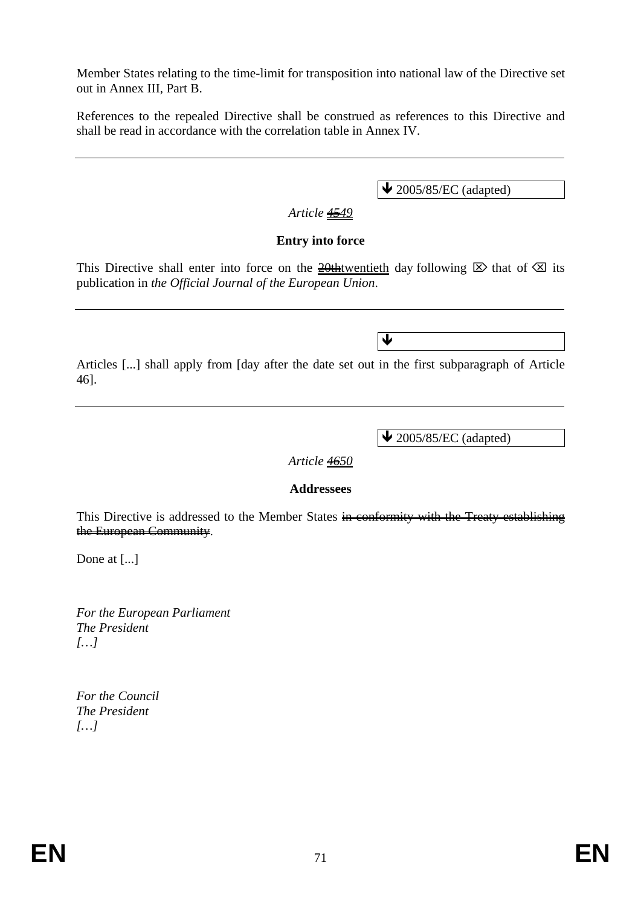Member States relating to the time-limit for transposition into national law of the Directive set out in Annex III, Part B.

References to the repealed Directive shall be construed as references to this Directive and shall be read in accordance with the correlation table in Annex IV.

---

↓ 2005/85/EC (adapted)

*Article ~~45~~49*

**Entry into force**

This Directive shall enter into force on the ~~20th~~twentieth day following ⌦ that of ⌫ its publication in *the Official Journal of the European Union*.

---

↓

Articles [...] shall apply from [day after the date set out in the first subparagraph of Article 46].

---

↓ 2005/85/EC (adapted)

*Article ~~46~~50*

**Addressees**

This Directive is addressed to the Member States ~~in conformity with the Treaty establishing the European Community~~.

Done at [...]

*For the European Parliament*
*The President*
*[…]*

*For the Council*
*The President*
*[…]*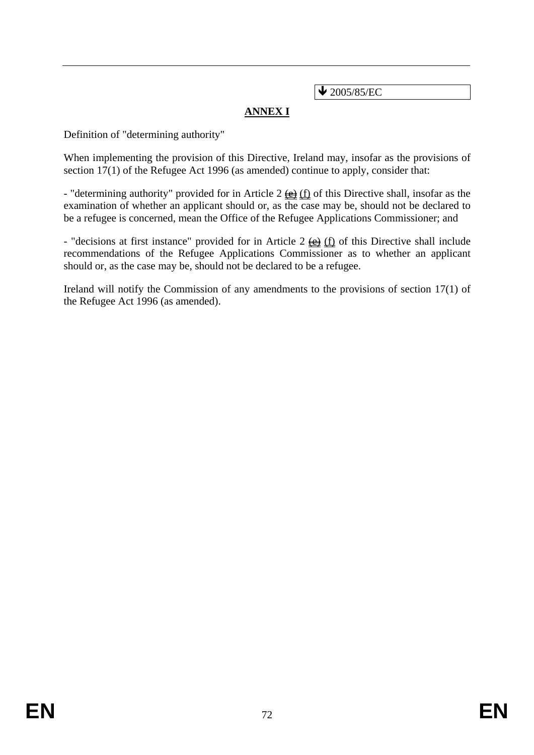↓ 2005/85/EC

## ANNEX I

Definition of "determining authority"

When implementing the provision of this Directive, Ireland may, insofar as the provisions of section 17(1) of the Refugee Act 1996 (as amended) continue to apply, consider that:

- "determining authority" provided for in Article 2 ~~(e)~~ (f) of this Directive shall, insofar as the examination of whether an applicant should or, as the case may be, should not be declared to be a refugee is concerned, mean the Office of the Refugee Applications Commissioner; and

- "decisions at first instance" provided for in Article 2 ~~(e)~~ (f) of this Directive shall include recommendations of the Refugee Applications Commissioner as to whether an applicant should or, as the case may be, should not be declared to be a refugee.

Ireland will notify the Commission of any amendments to the provisions of section 17(1) of the Refugee Act 1996 (as amended).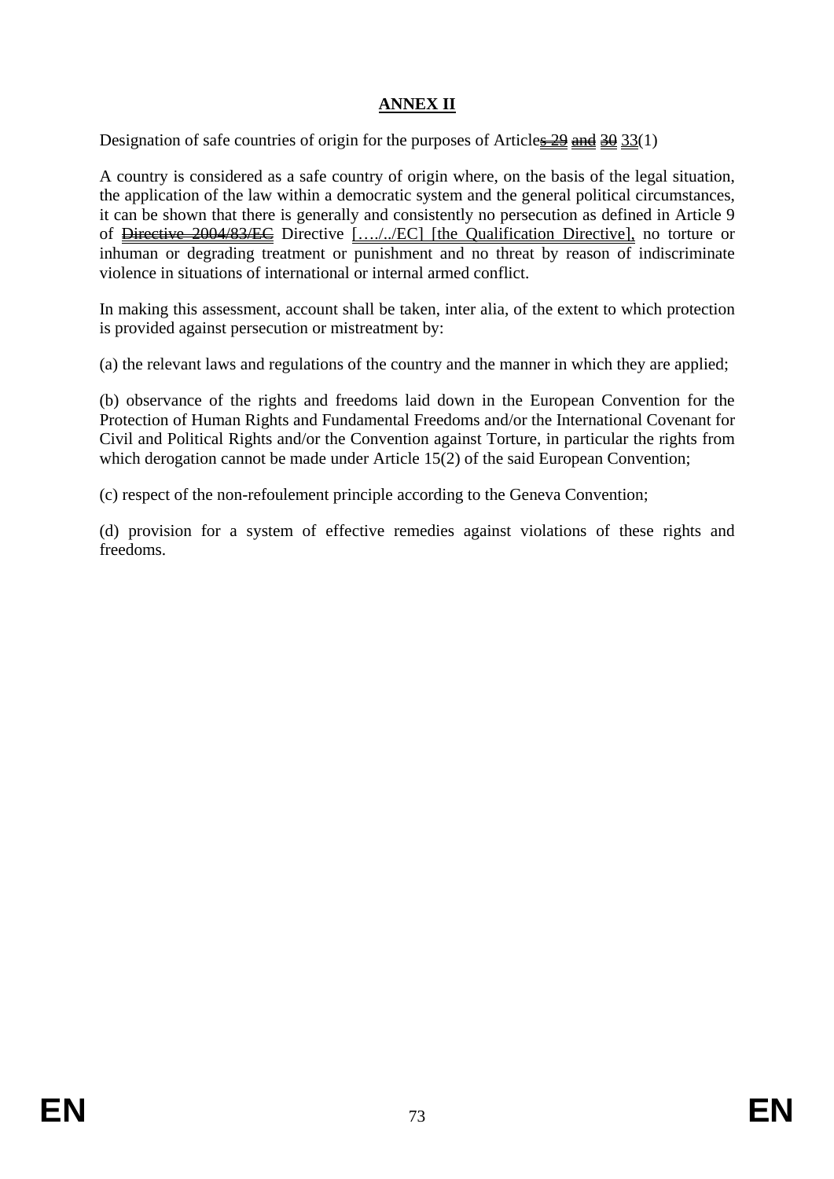## ANNEX II

Designation of safe countries of origin for the purposes of Article~~s 29~~ ~~and~~ ~~30~~ 33(1)

A country is considered as a safe country of origin where, on the basis of the legal situation, the application of the law within a democratic system and the general political circumstances, it can be shown that there is generally and consistently no persecution as defined in Article 9 of ~~Directive 2004/83/EC~~ Directive […./../EC] [the Qualification Directive], no torture or inhuman or degrading treatment or punishment and no threat by reason of indiscriminate violence in situations of international or internal armed conflict.

In making this assessment, account shall be taken, inter alia, of the extent to which protection is provided against persecution or mistreatment by:

(a) the relevant laws and regulations of the country and the manner in which they are applied;

(b) observance of the rights and freedoms laid down in the European Convention for the Protection of Human Rights and Fundamental Freedoms and/or the International Covenant for Civil and Political Rights and/or the Convention against Torture, in particular the rights from which derogation cannot be made under Article 15(2) of the said European Convention;

(c) respect of the non-refoulement principle according to the Geneva Convention;

(d) provision for a system of effective remedies against violations of these rights and freedoms.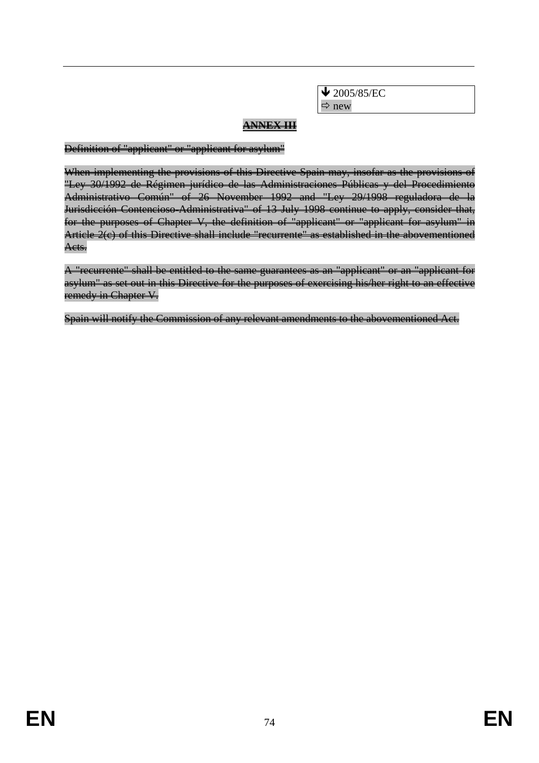↓ 2005/85/EC
⇨ new

# ~~ANNEX III~~

~~Definition of "applicant" or "applicant for asylum"~~

~~When implementing the provisions of this Directive Spain may, insofar as the provisions of "Ley 30/1992 de Régimen jurídico de las Administraciones Públicas y del Procedimiento Administrativo Común" of 26 November 1992 and "Ley 29/1998 reguladora de la Jurisdicción Contencioso-Administrativa" of 13 July 1998 continue to apply, consider that, for the purposes of Chapter V, the definition of "applicant" or "applicant for asylum" in Article 2(c) of this Directive shall include "recurrente" as established in the abovementioned Acts.~~

~~A "recurrente" shall be entitled to the same guarantees as an "applicant" or an "applicant for asylum" as set out in this Directive for the purposes of exercising his/her right to an effective remedy in Chapter V.~~

~~Spain will notify the Commission of any relevant amendments to the abovementioned Act.~~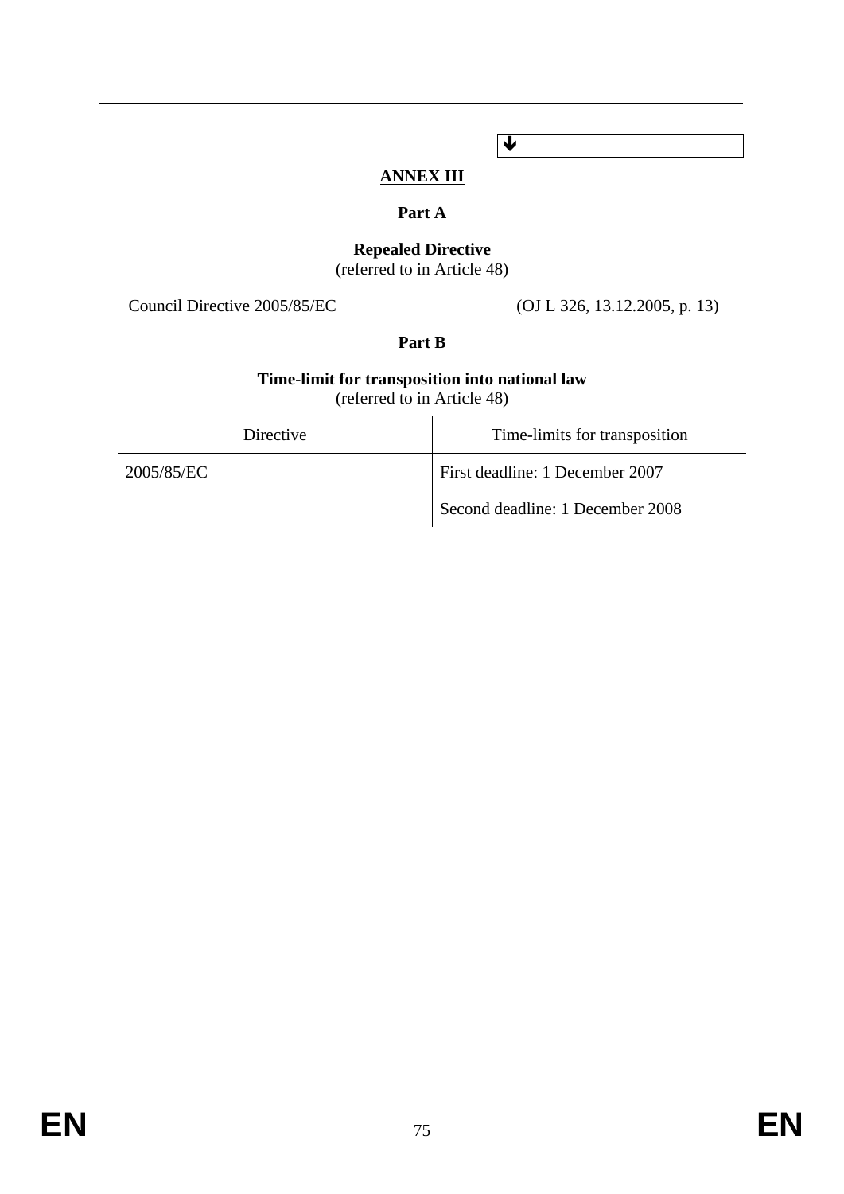↓

# ANNEX III

## Part A

**Repealed Directive**
(referred to in Article 48)

Council Directive 2005/85/EC (OJ L 326, 13.12.2005, p. 13)

## Part B

**Time-limit for transposition into national law**
(referred to in Article 48)

| Directive | Time-limits for transposition |
|---|---|
| 2005/85/EC | First deadline: 1 December 2007 |
| | Second deadline: 1 December 2008 |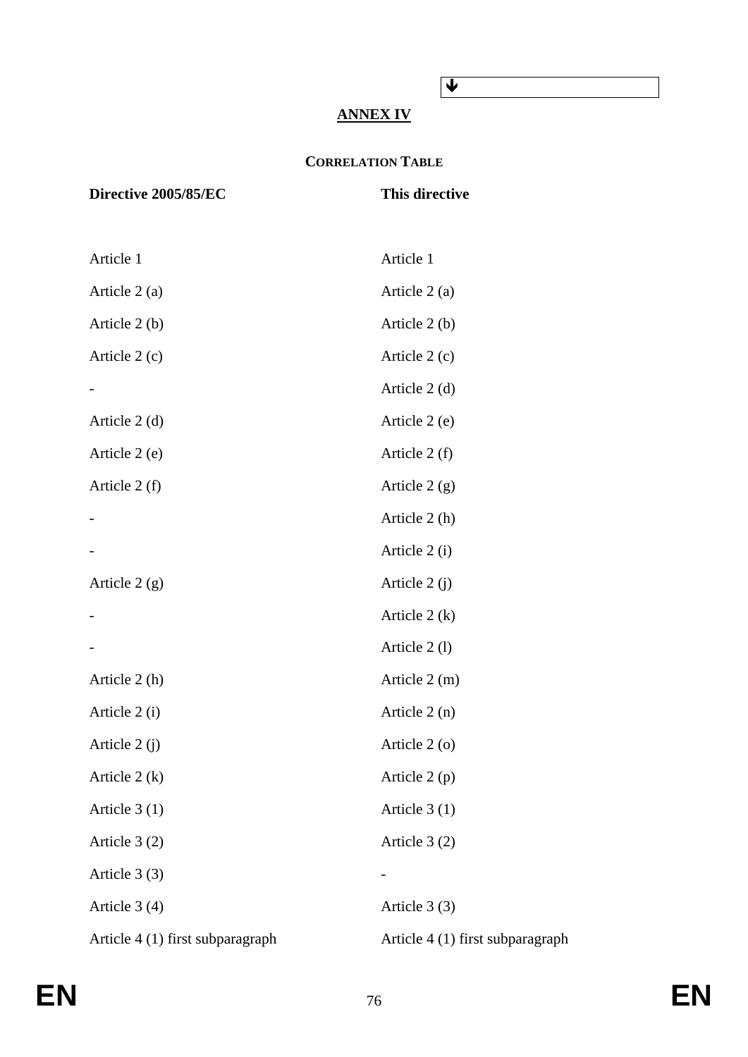## ANNEX IV

### CORRELATION TABLE

| Directive 2005/85/EC | This directive |
|---|---|
| Article 1 | Article 1 |
| Article 2 (a) | Article 2 (a) |
| Article 2 (b) | Article 2 (b) |
| Article 2 (c) | Article 2 (c) |
| - | Article 2 (d) |
| Article 2 (d) | Article 2 (e) |
| Article 2 (e) | Article 2 (f) |
| Article 2 (f) | Article 2 (g) |
| - | Article 2 (h) |
| - | Article 2 (i) |
| Article 2 (g) | Article 2 (j) |
| - | Article 2 (k) |
| - | Article 2 (l) |
| Article 2 (h) | Article 2 (m) |
| Article 2 (i) | Article 2 (n) |
| Article 2 (j) | Article 2 (o) |
| Article 2 (k) | Article 2 (p) |
| Article 3 (1) | Article 3 (1) |
| Article 3 (2) | Article 3 (2) |
| Article 3 (3) | - |
| Article 3 (4) | Article 3 (3) |
| Article 4 (1) first subparagraph | Article 4 (1) first subparagraph |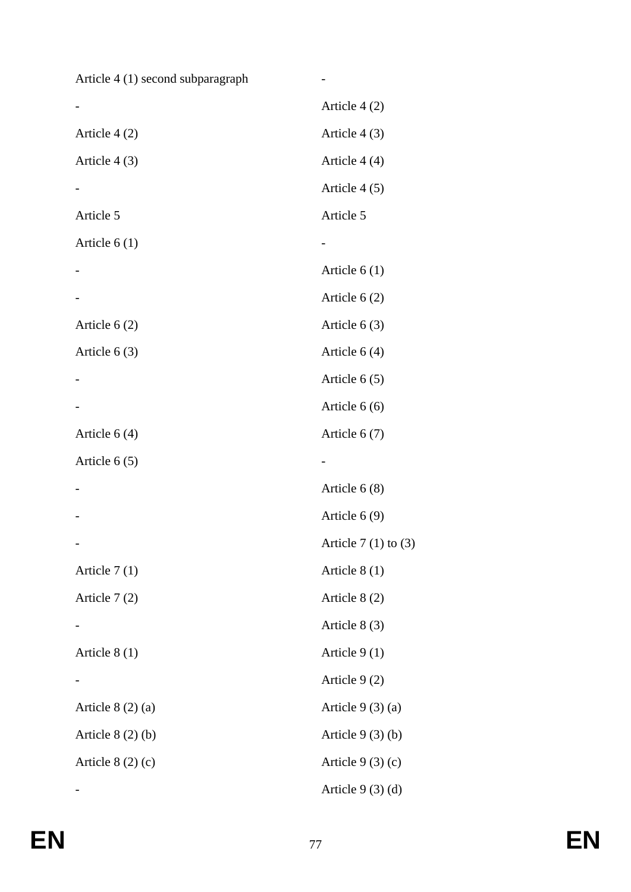| | |
|---|---|
| Article 4 (1) second subparagraph | - |
| - | Article 4 (2) |
| Article 4 (2) | Article 4 (3) |
| Article 4 (3) | Article 4 (4) |
| - | Article 4 (5) |
| Article 5 | Article 5 |
| Article 6 (1) | - |
| - | Article 6 (1) |
| - | Article 6 (2) |
| Article 6 (2) | Article 6 (3) |
| Article 6 (3) | Article 6 (4) |
| - | Article 6 (5) |
| - | Article 6 (6) |
| Article 6 (4) | Article 6 (7) |
| Article 6 (5) | - |
| - | Article 6 (8) |
| - | Article 6 (9) |
| - | Article 7 (1) to (3) |
| Article 7 (1) | Article 8 (1) |
| Article 7 (2) | Article 8 (2) |
| - | Article 8 (3) |
| Article 8 (1) | Article 9 (1) |
| - | Article 9 (2) |
| Article 8 (2) (a) | Article 9 (3) (a) |
| Article 8 (2) (b) | Article 9 (3) (b) |
| Article 8 (2) (c) | Article 9 (3) (c) |
| - | Article 9 (3) (d) |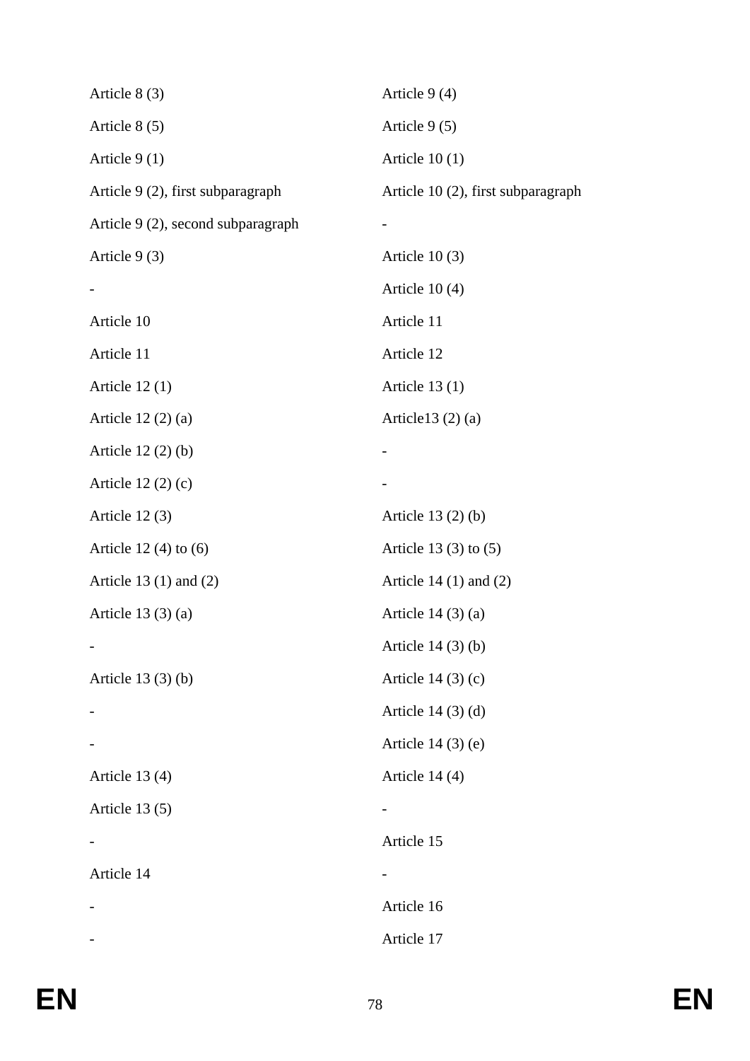| | |
|---|---|
| Article 8 (3) | Article 9 (4) |
| Article 8 (5) | Article 9 (5) |
| Article 9 (1) | Article 10 (1) |
| Article 9 (2), first subparagraph | Article 10 (2), first subparagraph |
| Article 9 (2), second subparagraph | - |
| Article 9 (3) | Article 10 (3) |
| - | Article 10 (4) |
| Article 10 | Article 11 |
| Article 11 | Article 12 |
| Article 12 (1) | Article 13 (1) |
| Article 12 (2) (a) | Article13 (2) (a) |
| Article 12 (2) (b) | - |
| Article 12 (2) (c) | - |
| Article 12 (3) | Article 13 (2) (b) |
| Article 12 (4) to (6) | Article 13 (3) to (5) |
| Article 13 (1) and (2) | Article 14 (1) and (2) |
| Article 13 (3) (a) | Article 14 (3) (a) |
| - | Article 14 (3) (b) |
| Article 13 (3) (b) | Article 14 (3) (c) |
| - | Article 14 (3) (d) |
| - | Article 14 (3) (e) |
| Article 13 (4) | Article 14 (4) |
| Article 13 (5) | - |
| - | Article 15 |
| Article 14 | - |
| - | Article 16 |
| - | Article 17 |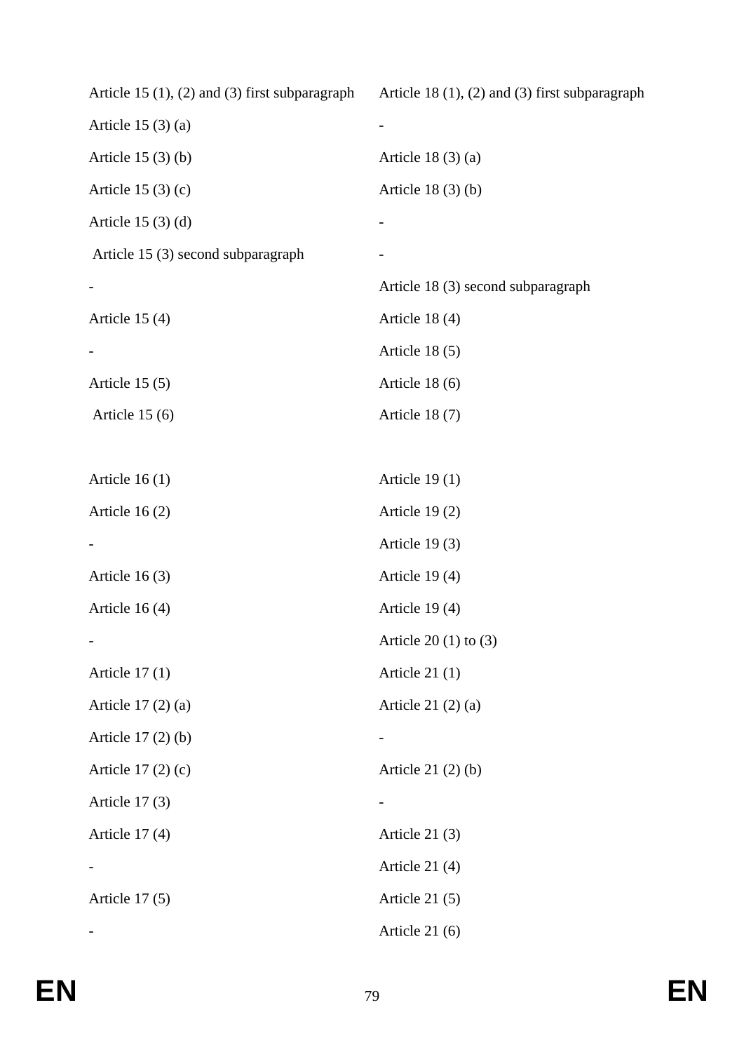| | |
|---|---|
| Article 15 (1), (2) and (3) first subparagraph | Article 18 (1), (2) and (3) first subparagraph |
| Article 15 (3) (a) | - |
| Article 15 (3) (b) | Article 18 (3) (a) |
| Article 15 (3) (c) | Article 18 (3) (b) |
| Article 15 (3) (d) | - |
| Article 15 (3) second subparagraph | - |
| - | Article 18 (3) second subparagraph |
| Article 15 (4) | Article 18 (4) |
| - | Article 18 (5) |
| Article 15 (5) | Article 18 (6) |
| Article 15 (6) | Article 18 (7) |
| | |
| Article 16 (1) | Article 19 (1) |
| Article 16 (2) | Article 19 (2) |
| - | Article 19 (3) |
| Article 16 (3) | Article 19 (4) |
| Article 16 (4) | Article 19 (4) |
| - | Article 20 (1) to (3) |
| Article 17 (1) | Article 21 (1) |
| Article 17 (2) (a) | Article 21 (2) (a) |
| Article 17 (2) (b) | - |
| Article 17 (2) (c) | Article 21 (2) (b) |
| Article 17 (3) | - |
| Article 17 (4) | Article 21 (3) |
| - | Article 21 (4) |
| Article 17 (5) | Article 21 (5) |
| - | Article 21 (6) |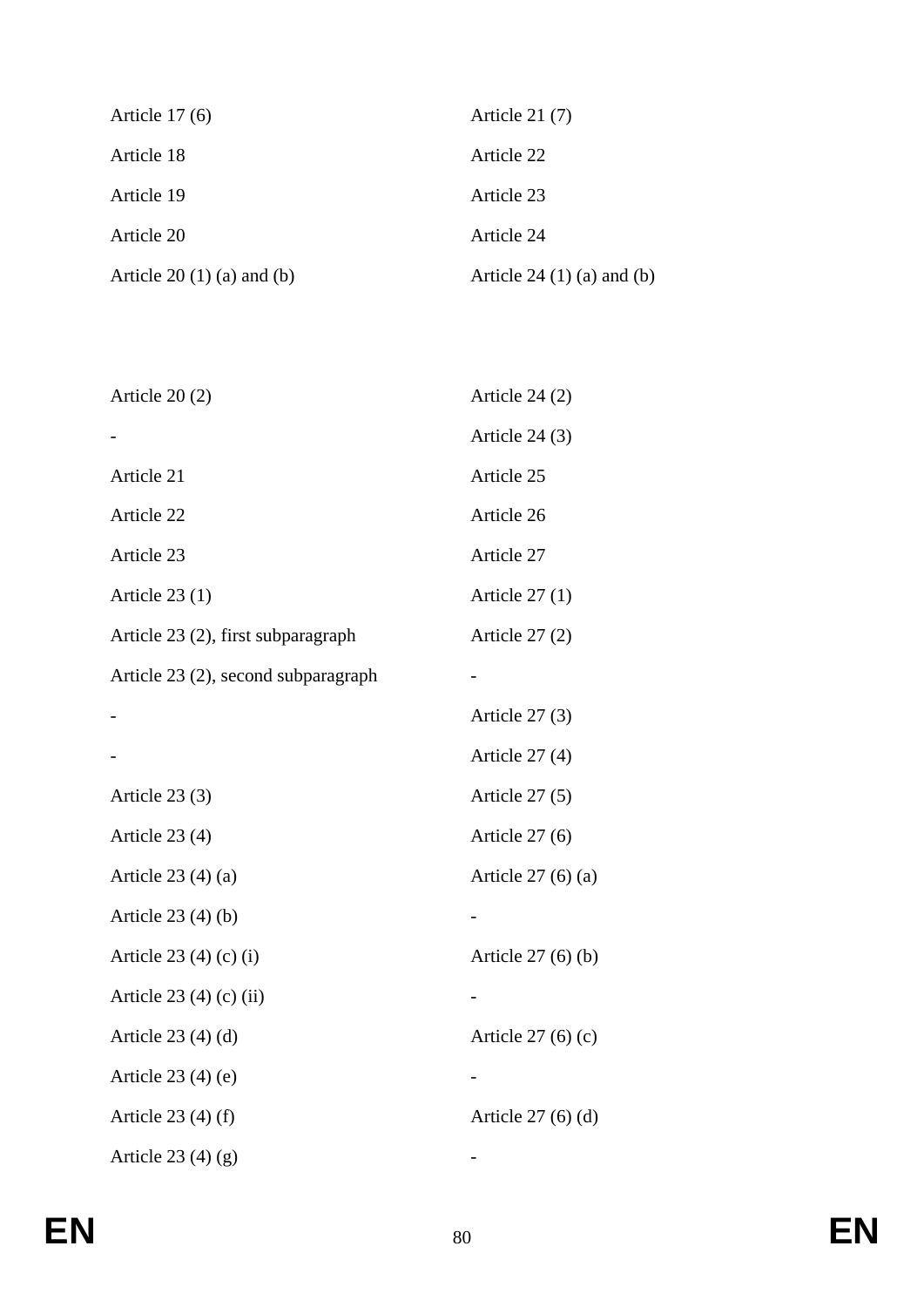| | |
|---|---|
| Article 17 (6) | Article 21 (7) |
| Article 18 | Article 22 |
| Article 19 | Article 23 |
| Article 20 | Article 24 |
| Article 20 (1) (a) and (b) | Article 24 (1) (a) and (b) |
| Article 20 (2) | Article 24 (2) |
| - | Article 24 (3) |
| Article 21 | Article 25 |
| Article 22 | Article 26 |
| Article 23 | Article 27 |
| Article 23 (1) | Article 27 (1) |
| Article 23 (2), first subparagraph | Article 27 (2) |
| Article 23 (2), second subparagraph | - |
| - | Article 27 (3) |
| - | Article 27 (4) |
| Article 23 (3) | Article 27 (5) |
| Article 23 (4) | Article 27 (6) |
| Article 23 (4) (a) | Article 27 (6) (a) |
| Article 23 (4) (b) | - |
| Article 23 (4) (c) (i) | Article 27 (6) (b) |
| Article 23 (4) (c) (ii) | - |
| Article 23 (4) (d) | Article 27 (6) (c) |
| Article 23 (4) (e) | - |
| Article 23 (4) (f) | Article 27 (6) (d) |
| Article 23 (4) (g) | - |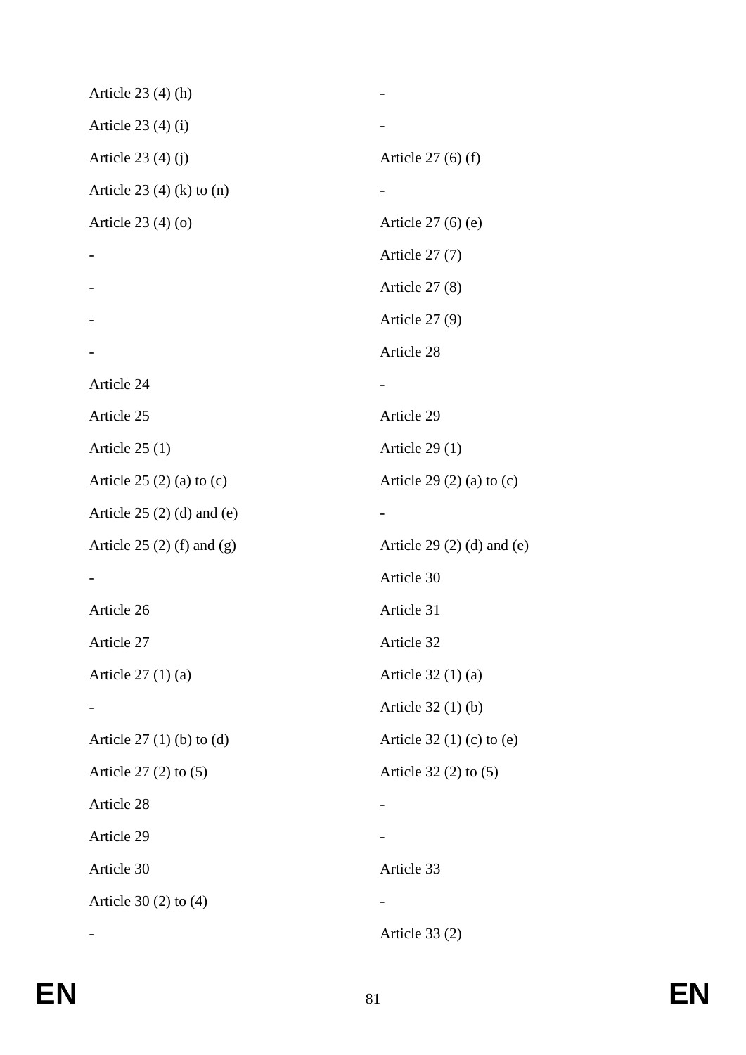| | |
|---|---|
| Article 23 (4) (h) | - |
| Article 23 (4) (i) | - |
| Article 23 (4) (j) | Article 27 (6) (f) |
| Article 23 (4) (k) to (n) | - |
| Article 23 (4) (o) | Article 27 (6) (e) |
| - | Article 27 (7) |
| - | Article 27 (8) |
| - | Article 27 (9) |
| - | Article 28 |
| Article 24 | - |
| Article 25 | Article 29 |
| Article 25 (1) | Article 29 (1) |
| Article 25 (2) (a) to (c) | Article 29 (2) (a) to (c) |
| Article 25 (2) (d) and (e) | - |
| Article 25 (2) (f) and (g) | Article 29 (2) (d) and (e) |
| - | Article 30 |
| Article 26 | Article 31 |
| Article 27 | Article 32 |
| Article 27 (1) (a) | Article 32 (1) (a) |
| - | Article 32 (1) (b) |
| Article 27 (1) (b) to (d) | Article 32 (1) (c) to (e) |
| Article 27 (2) to (5) | Article 32 (2) to (5) |
| Article 28 | - |
| Article 29 | - |
| Article 30 | Article 33 |
| Article 30 (2) to (4) | - |
| - | Article 33 (2) |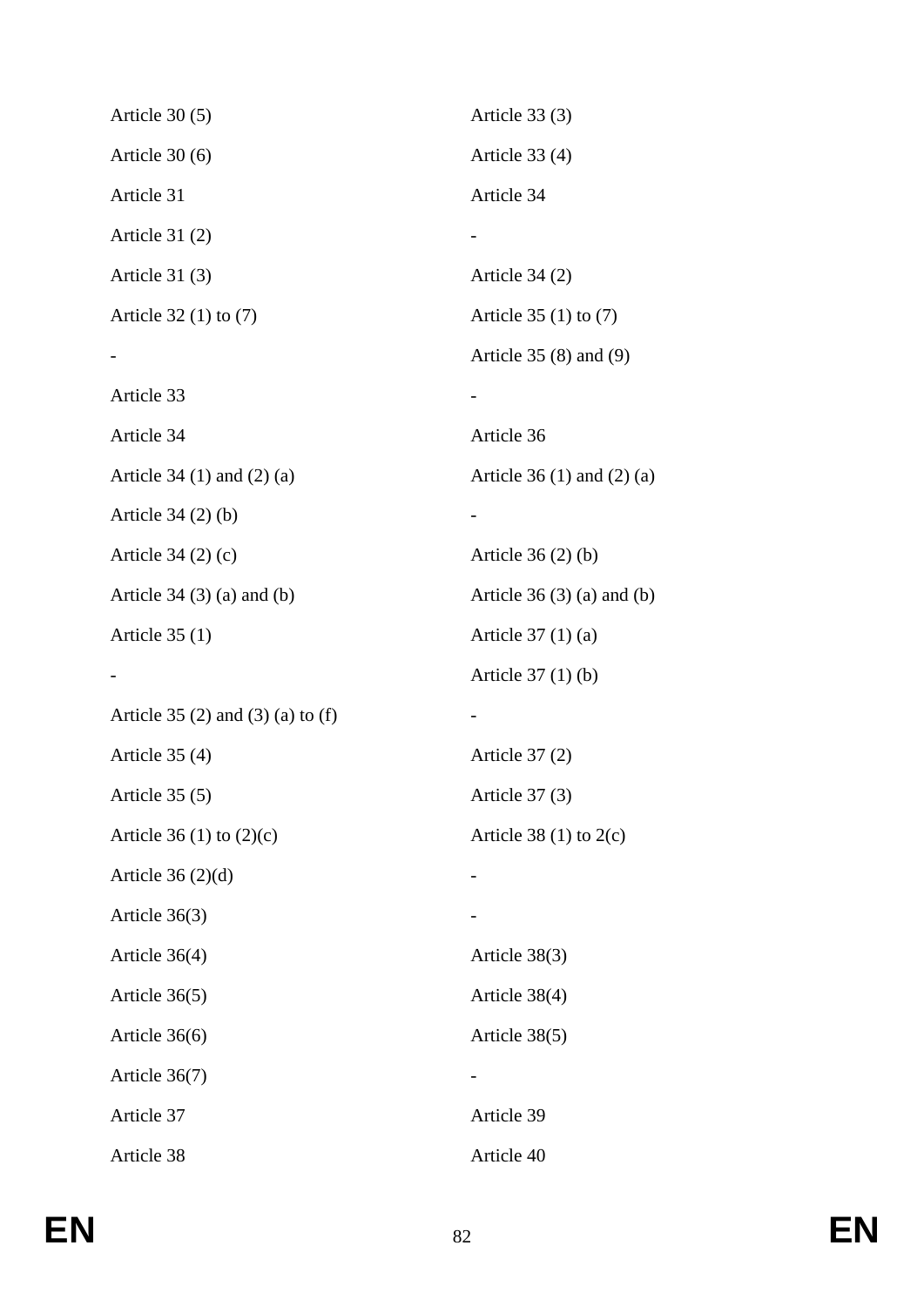| | |
|---|---|
| Article 30 (5) | Article 33 (3) |
| Article 30 (6) | Article 33 (4) |
| Article 31 | Article 34 |
| Article 31 (2) | - |
| Article 31 (3) | Article 34 (2) |
| Article 32 (1) to (7) | Article 35 (1) to (7) |
| - | Article 35 (8) and (9) |
| Article 33 | - |
| Article 34 | Article 36 |
| Article 34 (1) and (2) (a) | Article 36 (1) and (2) (a) |
| Article 34 (2) (b) | - |
| Article 34 (2) (c) | Article 36 (2) (b) |
| Article 34 (3) (a) and (b) | Article 36 (3) (a) and (b) |
| Article 35 (1) | Article 37 (1) (a) |
| - | Article 37 (1) (b) |
| Article 35 (2) and (3) (a) to (f) | - |
| Article 35 (4) | Article 37 (2) |
| Article 35 (5) | Article 37 (3) |
| Article 36 (1) to (2)(c) | Article 38 (1) to 2(c) |
| Article 36 (2)(d) | - |
| Article 36(3) | - |
| Article 36(4) | Article 38(3) |
| Article 36(5) | Article 38(4) |
| Article 36(6) | Article 38(5) |
| Article 36(7) | - |
| Article 37 | Article 39 |
| Article 38 | Article 40 |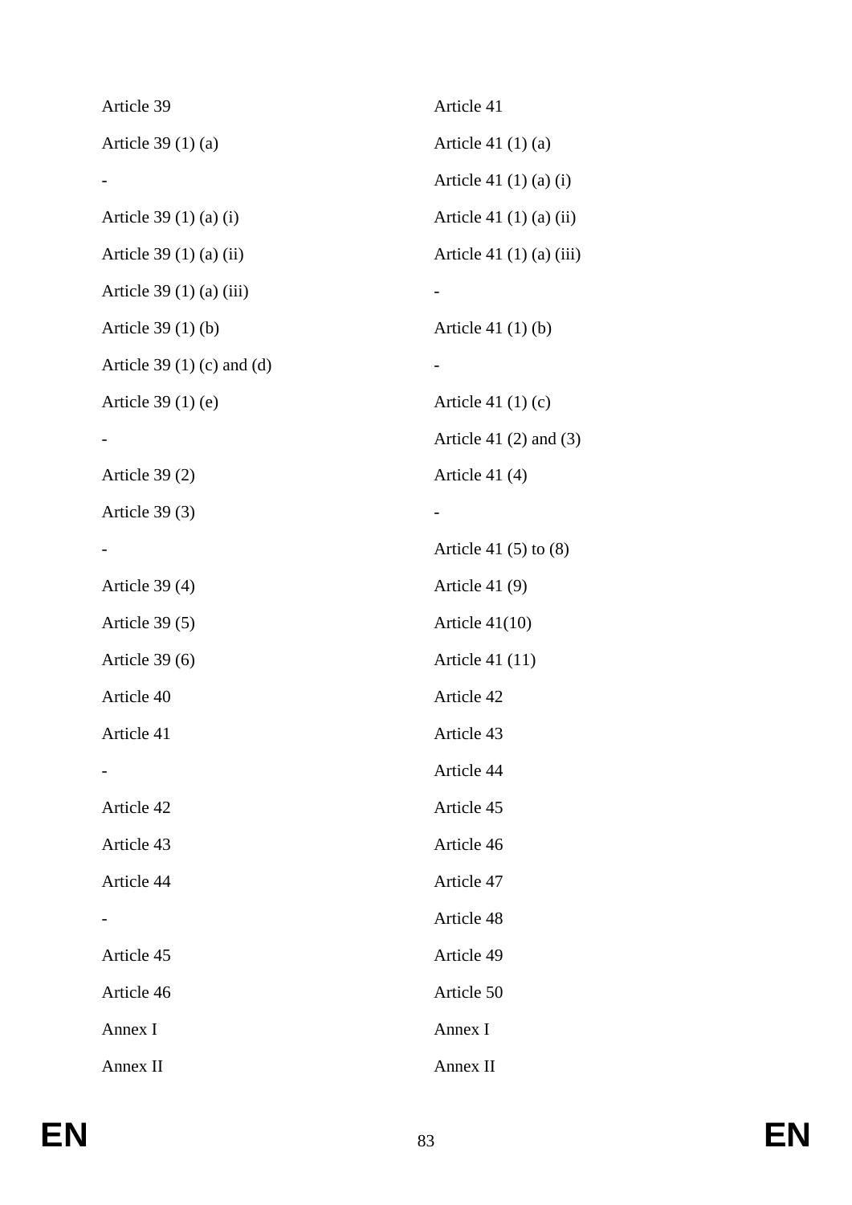| | |
|---|---|
| Article 39 | Article 41 |
| Article 39 (1) (a) | Article 41 (1) (a) |
| - | Article 41 (1) (a) (i) |
| Article 39 (1) (a) (i) | Article 41 (1) (a) (ii) |
| Article 39 (1) (a) (ii) | Article 41 (1) (a) (iii) |
| Article 39 (1) (a) (iii) | - |
| Article 39 (1) (b) | Article 41 (1) (b) |
| Article 39 (1) (c) and (d) | - |
| Article 39 (1) (e) | Article 41 (1) (c) |
| - | Article 41 (2) and (3) |
| Article 39 (2) | Article 41 (4) |
| Article 39 (3) | - |
| - | Article 41 (5) to (8) |
| Article 39 (4) | Article 41 (9) |
| Article 39 (5) | Article 41(10) |
| Article 39 (6) | Article 41 (11) |
| Article 40 | Article 42 |
| Article 41 | Article 43 |
| - | Article 44 |
| Article 42 | Article 45 |
| Article 43 | Article 46 |
| Article 44 | Article 47 |
| - | Article 48 |
| Article 45 | Article 49 |
| Article 46 | Article 50 |
| Annex I | Annex I |
| Annex II | Annex II |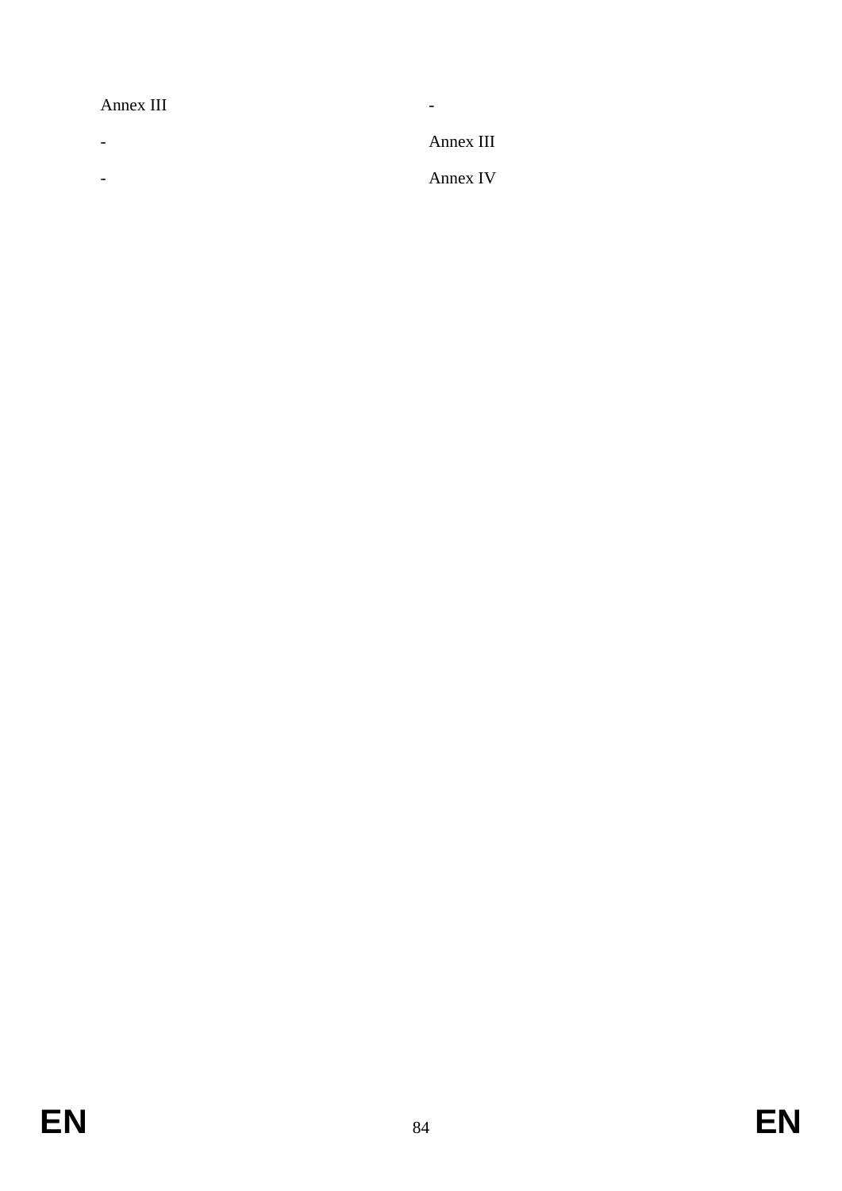| | |
|---|---|
| Annex III | - |
| - | Annex III |
| - | Annex IV |